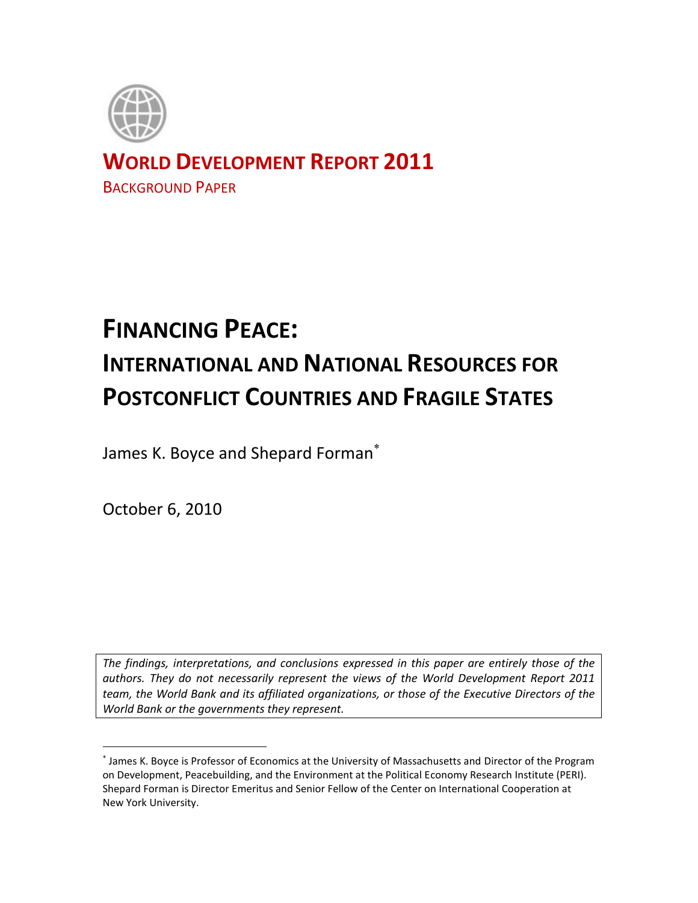**WORLD DEVELOPMENT REPORT 2011**

BACKGROUND PAPER

# FINANCING PEACE: INTERNATIONAL AND NATIONAL RESOURCES FOR POSTCONFLICT COUNTRIES AND FRAGILE STATES

James K. Boyce and Shepard Forman[*]

October 6, 2010

*The findings, interpretations, and conclusions expressed in this paper are entirely those of the authors. They do not necessarily represent the views of the World Development Report 2011 team, the World Bank and its affiliated organizations, or those of the Executive Directors of the World Bank or the governments they represent.*

---

[*] James K. Boyce is Professor of Economics at the University of Massachusetts and Director of the Program on Development, Peacebuilding, and the Environment at the Political Economy Research Institute (PERI). Shepard Forman is Director Emeritus and Senior Fellow of the Center on International Cooperation at New York University.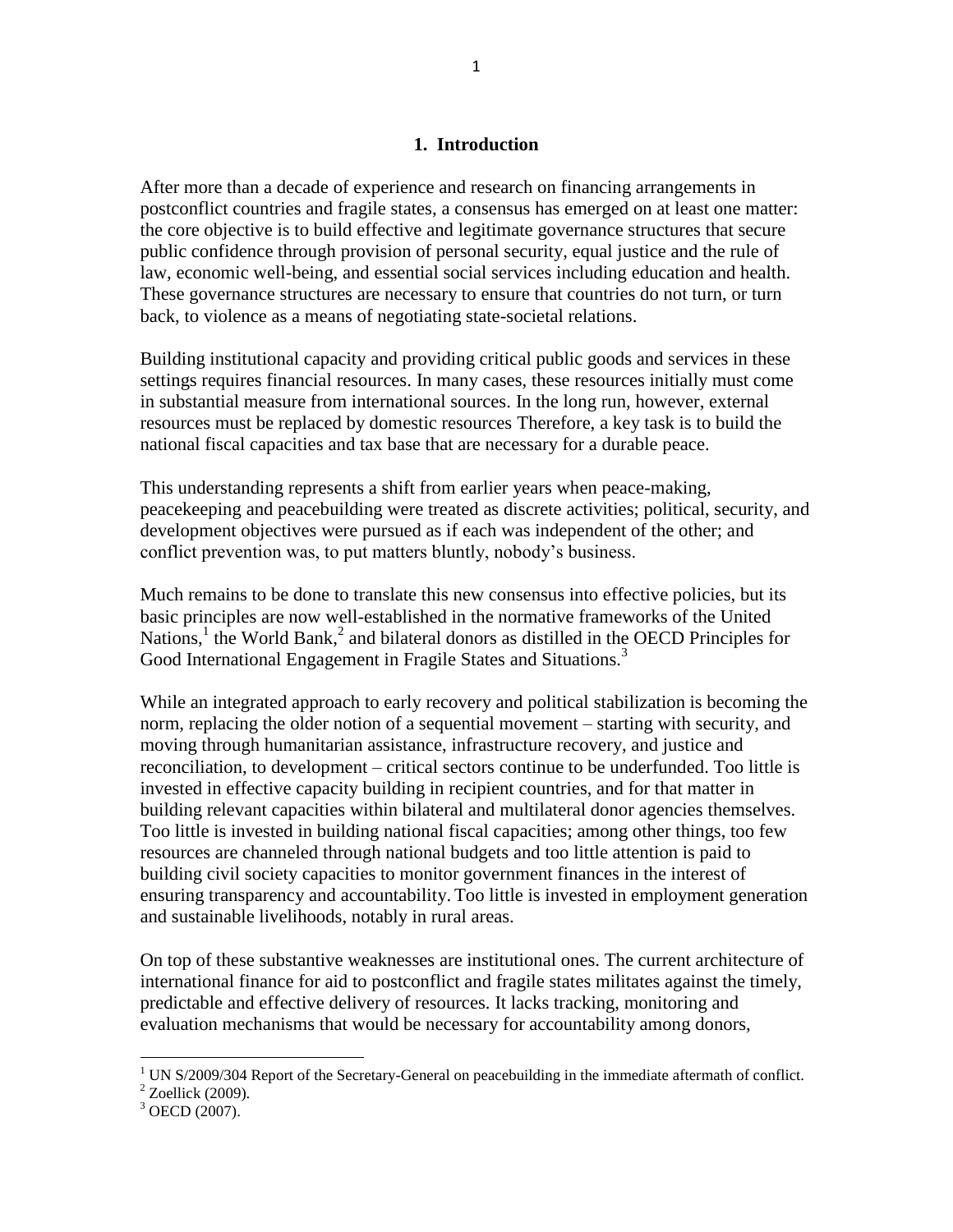## 1. Introduction

After more than a decade of experience and research on financing arrangements in postconflict countries and fragile states, a consensus has emerged on at least one matter: the core objective is to build effective and legitimate governance structures that secure public confidence through provision of personal security, equal justice and the rule of law, economic well-being, and essential social services including education and health. These governance structures are necessary to ensure that countries do not turn, or turn back, to violence as a means of negotiating state-societal relations.

Building institutional capacity and providing critical public goods and services in these settings requires financial resources. In many cases, these resources initially must come in substantial measure from international sources. In the long run, however, external resources must be replaced by domestic resources Therefore, a key task is to build the national fiscal capacities and tax base that are necessary for a durable peace.

This understanding represents a shift from earlier years when peace-making, peacekeeping and peacebuilding were treated as discrete activities; political, security, and development objectives were pursued as if each was independent of the other; and conflict prevention was, to put matters bluntly, nobody's business.

Much remains to be done to translate this new consensus into effective policies, but its basic principles are now well-established in the normative frameworks of the United Nations,[1] the World Bank,[2] and bilateral donors as distilled in the OECD Principles for Good International Engagement in Fragile States and Situations.[3]

While an integrated approach to early recovery and political stabilization is becoming the norm, replacing the older notion of a sequential movement – starting with security, and moving through humanitarian assistance, infrastructure recovery, and justice and reconciliation, to development – critical sectors continue to be underfunded. Too little is invested in effective capacity building in recipient countries, and for that matter in building relevant capacities within bilateral and multilateral donor agencies themselves. Too little is invested in building national fiscal capacities; among other things, too few resources are channeled through national budgets and too little attention is paid to building civil society capacities to monitor government finances in the interest of ensuring transparency and accountability. Too little is invested in employment generation and sustainable livelihoods, notably in rural areas.

On top of these substantive weaknesses are institutional ones. The current architecture of international finance for aid to postconflict and fragile states militates against the timely, predictable and effective delivery of resources. It lacks tracking, monitoring and evaluation mechanisms that would be necessary for accountability among donors,

---

[1] UN S/2009/304 Report of the Secretary-General on peacebuilding in the immediate aftermath of conflict.

[2] Zoellick (2009).

[3] OECD (2007).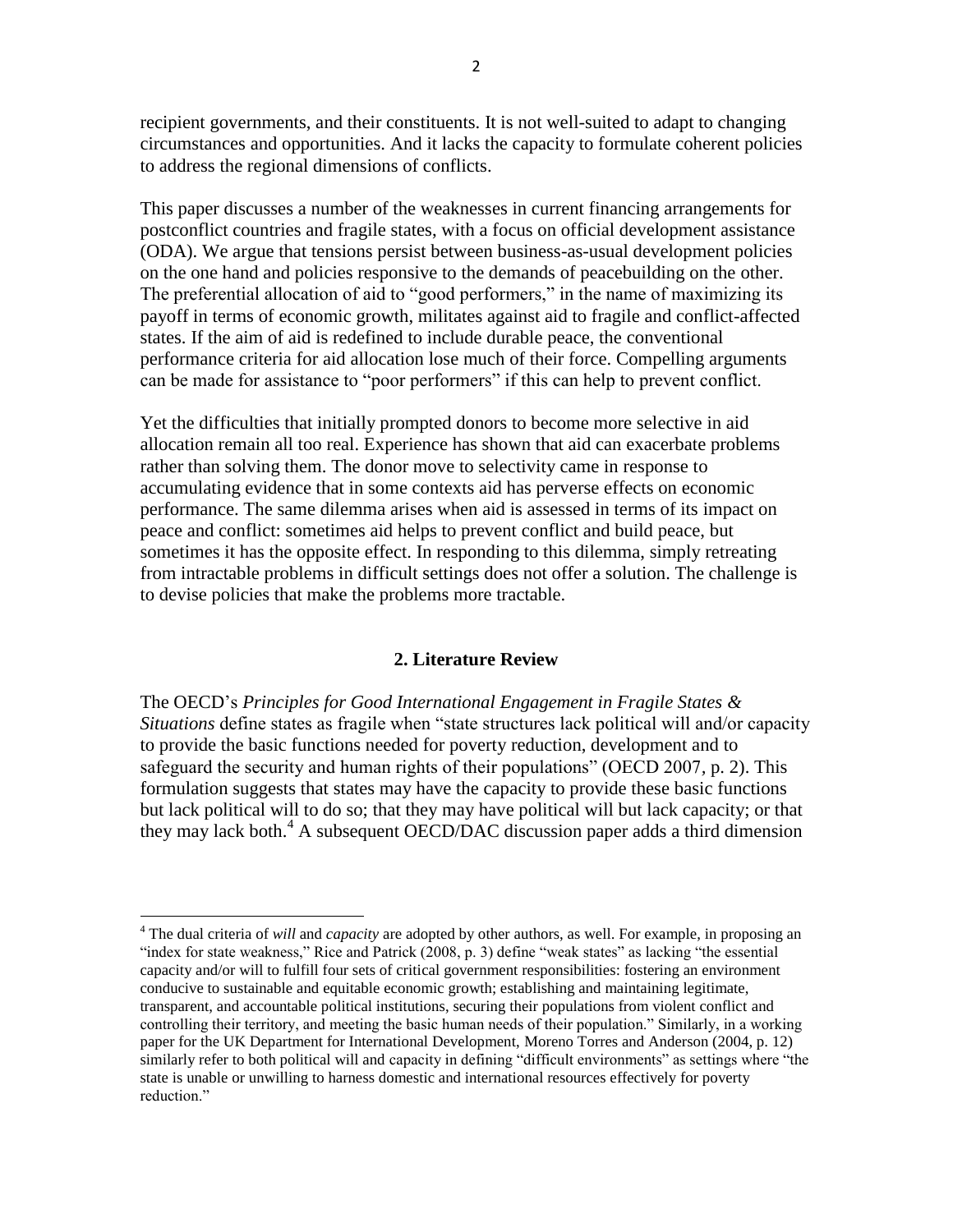recipient governments, and their constituents. It is not well-suited to adapt to changing circumstances and opportunities. And it lacks the capacity to formulate coherent policies to address the regional dimensions of conflicts.

This paper discusses a number of the weaknesses in current financing arrangements for postconflict countries and fragile states, with a focus on official development assistance (ODA). We argue that tensions persist between business-as-usual development policies on the one hand and policies responsive to the demands of peacebuilding on the other. The preferential allocation of aid to "good performers," in the name of maximizing its payoff in terms of economic growth, militates against aid to fragile and conflict-affected states. If the aim of aid is redefined to include durable peace, the conventional performance criteria for aid allocation lose much of their force. Compelling arguments can be made for assistance to "poor performers" if this can help to prevent conflict.

Yet the difficulties that initially prompted donors to become more selective in aid allocation remain all too real. Experience has shown that aid can exacerbate problems rather than solving them. The donor move to selectivity came in response to accumulating evidence that in some contexts aid has perverse effects on economic performance. The same dilemma arises when aid is assessed in terms of its impact on peace and conflict: sometimes aid helps to prevent conflict and build peace, but sometimes it has the opposite effect. In responding to this dilemma, simply retreating from intractable problems in difficult settings does not offer a solution. The challenge is to devise policies that make the problems more tractable.

## 2. Literature Review

The OECD's *Principles for Good International Engagement in Fragile States & Situations* define states as fragile when "state structures lack political will and/or capacity to provide the basic functions needed for poverty reduction, development and to safeguard the security and human rights of their populations" (OECD 2007, p. 2). This formulation suggests that states may have the capacity to provide these basic functions but lack political will to do so; that they may have political will but lack capacity; or that they may lack both.[4] A subsequent OECD/DAC discussion paper adds a third dimension

---

[4] The dual criteria of *will* and *capacity* are adopted by other authors, as well. For example, in proposing an "index for state weakness," Rice and Patrick (2008, p. 3) define "weak states" as lacking "the essential capacity and/or will to fulfill four sets of critical government responsibilities: fostering an environment conducive to sustainable and equitable economic growth; establishing and maintaining legitimate, transparent, and accountable political institutions, securing their populations from violent conflict and controlling their territory, and meeting the basic human needs of their population." Similarly, in a working paper for the UK Department for International Development, Moreno Torres and Anderson (2004, p. 12) similarly refer to both political will and capacity in defining "difficult environments" as settings where "the state is unable or unwilling to harness domestic and international resources effectively for poverty reduction."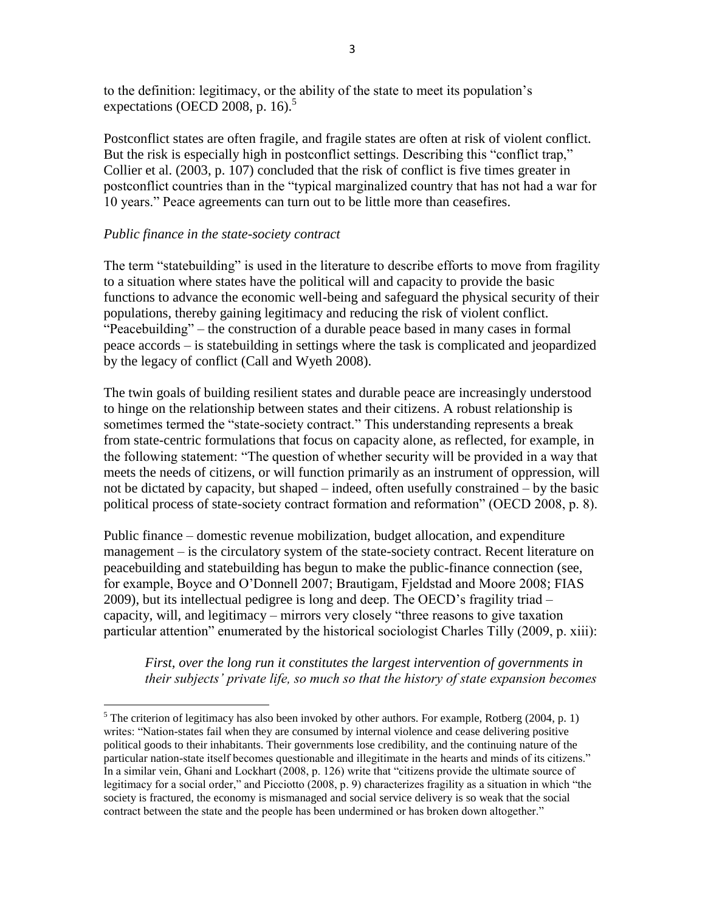to the definition: legitimacy, or the ability of the state to meet its population's expectations (OECD 2008, p. 16).[5]

Postconflict states are often fragile, and fragile states are often at risk of violent conflict. But the risk is especially high in postconflict settings. Describing this "conflict trap," Collier et al. (2003, p. 107) concluded that the risk of conflict is five times greater in postconflict countries than in the "typical marginalized country that has not had a war for 10 years." Peace agreements can turn out to be little more than ceasefires.

*Public finance in the state-society contract*

The term "statebuilding" is used in the literature to describe efforts to move from fragility to a situation where states have the political will and capacity to provide the basic functions to advance the economic well-being and safeguard the physical security of their populations, thereby gaining legitimacy and reducing the risk of violent conflict. "Peacebuilding" – the construction of a durable peace based in many cases in formal peace accords – is statebuilding in settings where the task is complicated and jeopardized by the legacy of conflict (Call and Wyeth 2008).

The twin goals of building resilient states and durable peace are increasingly understood to hinge on the relationship between states and their citizens. A robust relationship is sometimes termed the "state-society contract." This understanding represents a break from state-centric formulations that focus on capacity alone, as reflected, for example, in the following statement: "The question of whether security will be provided in a way that meets the needs of citizens, or will function primarily as an instrument of oppression, will not be dictated by capacity, but shaped – indeed, often usefully constrained – by the basic political process of state-society contract formation and reformation" (OECD 2008, p. 8).

Public finance – domestic revenue mobilization, budget allocation, and expenditure management – is the circulatory system of the state-society contract. Recent literature on peacebuilding and statebuilding has begun to make the public-finance connection (see, for example, Boyce and O'Donnell 2007; Brautigam, Fjeldstad and Moore 2008; FIAS 2009), but its intellectual pedigree is long and deep. The OECD's fragility triad – capacity, will, and legitimacy – mirrors very closely "three reasons to give taxation particular attention" enumerated by the historical sociologist Charles Tilly (2009, p. xiii):

> *First, over the long run it constitutes the largest intervention of governments in their subjects' private life, so much so that the history of state expansion becomes*

[5] The criterion of legitimacy has also been invoked by other authors. For example, Rotberg (2004, p. 1) writes: "Nation-states fail when they are consumed by internal violence and cease delivering positive political goods to their inhabitants. Their governments lose credibility, and the continuing nature of the particular nation-state itself becomes questionable and illegitimate in the hearts and minds of its citizens." In a similar vein, Ghani and Lockhart (2008, p. 126) write that "citizens provide the ultimate source of legitimacy for a social order," and Picciotto (2008, p. 9) characterizes fragility as a situation in which "the society is fractured, the economy is mismanaged and social service delivery is so weak that the social contract between the state and the people has been undermined or has broken down altogether."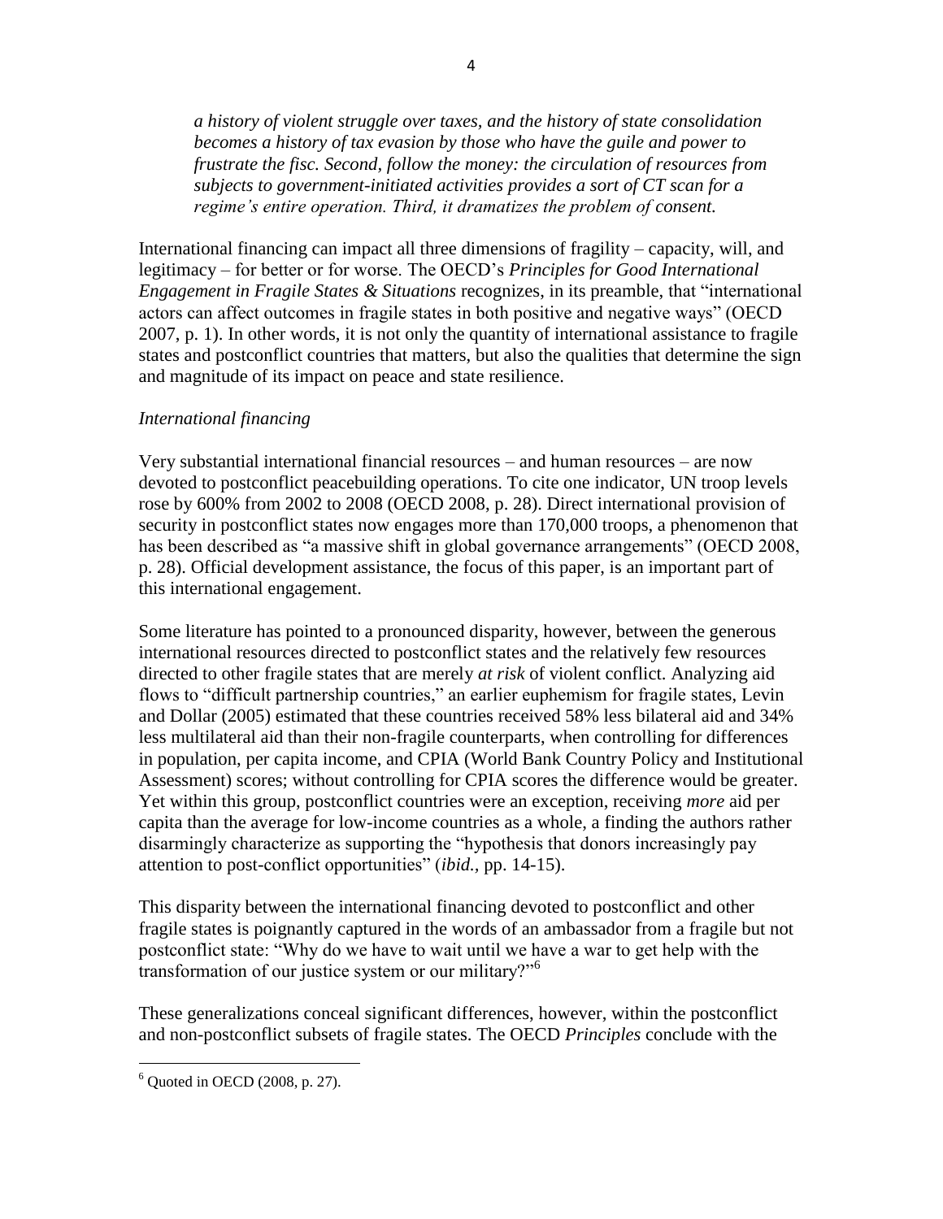*a history of violent struggle over taxes, and the history of state consolidation becomes a history of tax evasion by those who have the guile and power to frustrate the fisc. Second, follow the money: the circulation of resources from subjects to government-initiated activities provides a sort of CT scan for a regime's entire operation. Third, it dramatizes the problem of consent.*

International financing can impact all three dimensions of fragility – capacity, will, and legitimacy – for better or for worse. The OECD's *Principles for Good International Engagement in Fragile States & Situations* recognizes, in its preamble, that "international actors can affect outcomes in fragile states in both positive and negative ways" (OECD 2007, p. 1). In other words, it is not only the quantity of international assistance to fragile states and postconflict countries that matters, but also the qualities that determine the sign and magnitude of its impact on peace and state resilience.

*International financing*

Very substantial international financial resources – and human resources – are now devoted to postconflict peacebuilding operations. To cite one indicator, UN troop levels rose by 600% from 2002 to 2008 (OECD 2008, p. 28). Direct international provision of security in postconflict states now engages more than 170,000 troops, a phenomenon that has been described as "a massive shift in global governance arrangements" (OECD 2008, p. 28). Official development assistance, the focus of this paper, is an important part of this international engagement.

Some literature has pointed to a pronounced disparity, however, between the generous international resources directed to postconflict states and the relatively few resources directed to other fragile states that are merely *at risk* of violent conflict. Analyzing aid flows to "difficult partnership countries," an earlier euphemism for fragile states, Levin and Dollar (2005) estimated that these countries received 58% less bilateral aid and 34% less multilateral aid than their non-fragile counterparts, when controlling for differences in population, per capita income, and CPIA (World Bank Country Policy and Institutional Assessment) scores; without controlling for CPIA scores the difference would be greater. Yet within this group, postconflict countries were an exception, receiving *more* aid per capita than the average for low-income countries as a whole, a finding the authors rather disarmingly characterize as supporting the "hypothesis that donors increasingly pay attention to post-conflict opportunities" (*ibid.*, pp. 14-15).

This disparity between the international financing devoted to postconflict and other fragile states is poignantly captured in the words of an ambassador from a fragile but not postconflict state: "Why do we have to wait until we have a war to get help with the transformation of our justice system or our military?"[6]

These generalizations conceal significant differences, however, within the postconflict and non-postconflict subsets of fragile states. The OECD *Principles* conclude with the

[6] Quoted in OECD (2008, p. 27).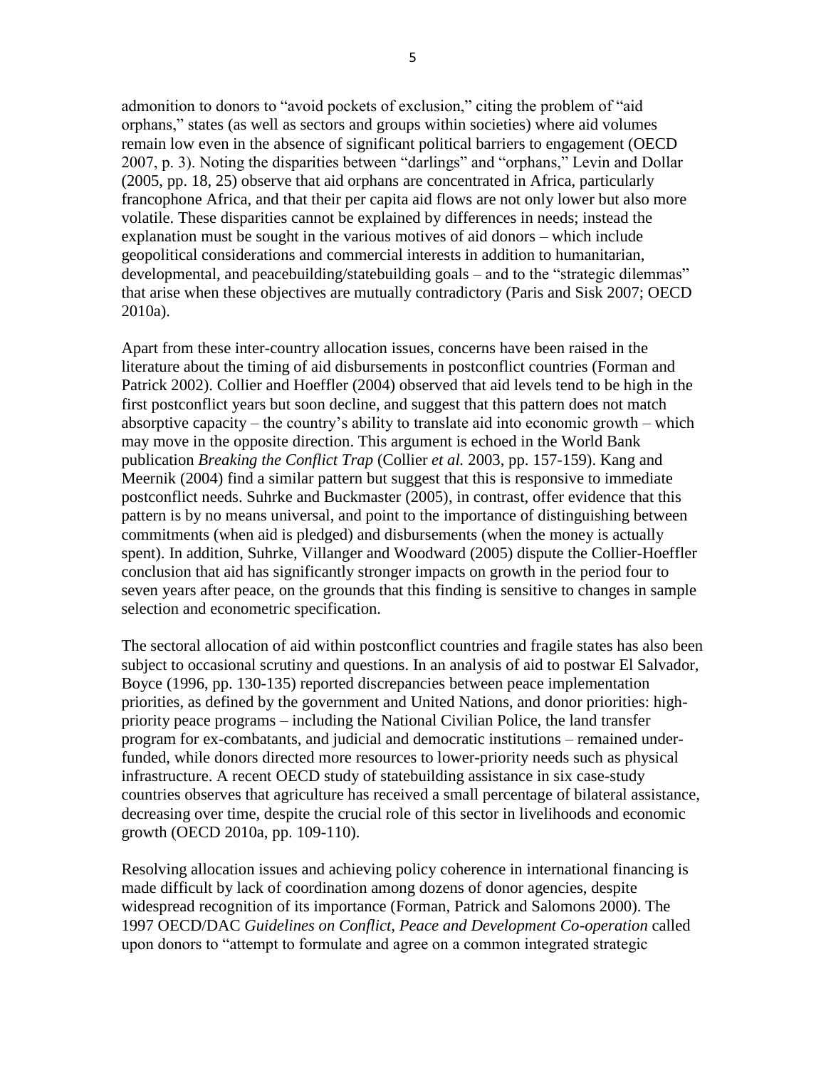admonition to donors to "avoid pockets of exclusion," citing the problem of "aid orphans," states (as well as sectors and groups within societies) where aid volumes remain low even in the absence of significant political barriers to engagement (OECD 2007, p. 3). Noting the disparities between "darlings" and "orphans," Levin and Dollar (2005, pp. 18, 25) observe that aid orphans are concentrated in Africa, particularly francophone Africa, and that their per capita aid flows are not only lower but also more volatile. These disparities cannot be explained by differences in needs; instead the explanation must be sought in the various motives of aid donors – which include geopolitical considerations and commercial interests in addition to humanitarian, developmental, and peacebuilding/statebuilding goals – and to the "strategic dilemmas" that arise when these objectives are mutually contradictory (Paris and Sisk 2007; OECD 2010a).

Apart from these inter-country allocation issues, concerns have been raised in the literature about the timing of aid disbursements in postconflict countries (Forman and Patrick 2002). Collier and Hoeffler (2004) observed that aid levels tend to be high in the first postconflict years but soon decline, and suggest that this pattern does not match absorptive capacity – the country's ability to translate aid into economic growth – which may move in the opposite direction. This argument is echoed in the World Bank publication *Breaking the Conflict Trap* (Collier *et al.* 2003, pp. 157-159). Kang and Meernik (2004) find a similar pattern but suggest that this is responsive to immediate postconflict needs. Suhrke and Buckmaster (2005), in contrast, offer evidence that this pattern is by no means universal, and point to the importance of distinguishing between commitments (when aid is pledged) and disbursements (when the money is actually spent). In addition, Suhrke, Villanger and Woodward (2005) dispute the Collier-Hoeffler conclusion that aid has significantly stronger impacts on growth in the period four to seven years after peace, on the grounds that this finding is sensitive to changes in sample selection and econometric specification.

The sectoral allocation of aid within postconflict countries and fragile states has also been subject to occasional scrutiny and questions. In an analysis of aid to postwar El Salvador, Boyce (1996, pp. 130-135) reported discrepancies between peace implementation priorities, as defined by the government and United Nations, and donor priorities: high-priority peace programs – including the National Civilian Police, the land transfer program for ex-combatants, and judicial and democratic institutions – remained under-funded, while donors directed more resources to lower-priority needs such as physical infrastructure. A recent OECD study of statebuilding assistance in six case-study countries observes that agriculture has received a small percentage of bilateral assistance, decreasing over time, despite the crucial role of this sector in livelihoods and economic growth (OECD 2010a, pp. 109-110).

Resolving allocation issues and achieving policy coherence in international financing is made difficult by lack of coordination among dozens of donor agencies, despite widespread recognition of its importance (Forman, Patrick and Salomons 2000). The 1997 OECD/DAC *Guidelines on Conflict, Peace and Development Co-operation* called upon donors to "attempt to formulate and agree on a common integrated strategic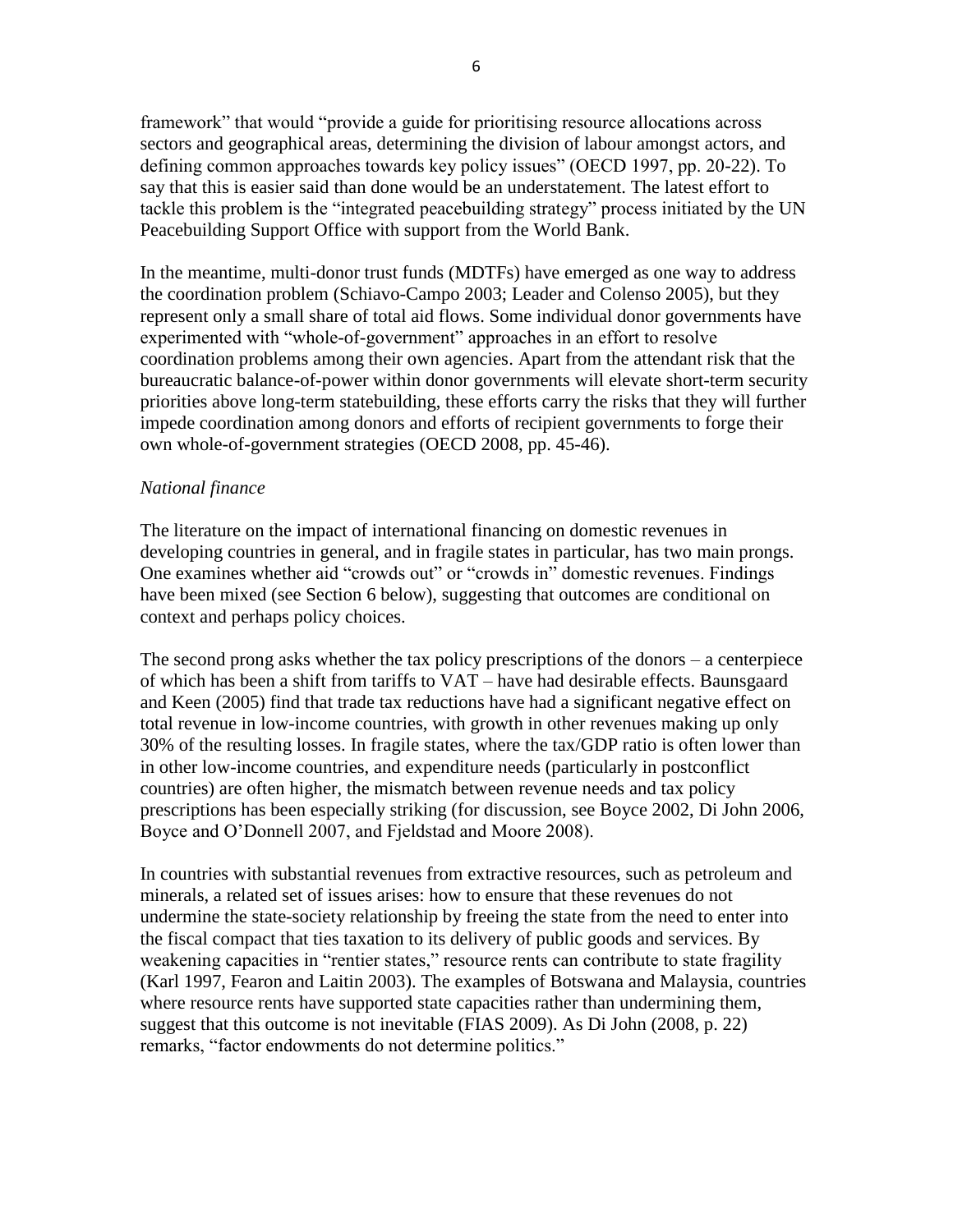framework" that would "provide a guide for prioritising resource allocations across sectors and geographical areas, determining the division of labour amongst actors, and defining common approaches towards key policy issues" (OECD 1997, pp. 20-22). To say that this is easier said than done would be an understatement. The latest effort to tackle this problem is the "integrated peacebuilding strategy" process initiated by the UN Peacebuilding Support Office with support from the World Bank.

In the meantime, multi-donor trust funds (MDTFs) have emerged as one way to address the coordination problem (Schiavo-Campo 2003; Leader and Colenso 2005), but they represent only a small share of total aid flows. Some individual donor governments have experimented with "whole-of-government" approaches in an effort to resolve coordination problems among their own agencies. Apart from the attendant risk that the bureaucratic balance-of-power within donor governments will elevate short-term security priorities above long-term statebuilding, these efforts carry the risks that they will further impede coordination among donors and efforts of recipient governments to forge their own whole-of-government strategies (OECD 2008, pp. 45-46).

*National finance*

The literature on the impact of international financing on domestic revenues in developing countries in general, and in fragile states in particular, has two main prongs. One examines whether aid "crowds out" or "crowds in" domestic revenues. Findings have been mixed (see Section 6 below), suggesting that outcomes are conditional on context and perhaps policy choices.

The second prong asks whether the tax policy prescriptions of the donors – a centerpiece of which has been a shift from tariffs to VAT – have had desirable effects. Baunsgaard and Keen (2005) find that trade tax reductions have had a significant negative effect on total revenue in low-income countries, with growth in other revenues making up only 30% of the resulting losses. In fragile states, where the tax/GDP ratio is often lower than in other low-income countries, and expenditure needs (particularly in postconflict countries) are often higher, the mismatch between revenue needs and tax policy prescriptions has been especially striking (for discussion, see Boyce 2002, Di John 2006, Boyce and O'Donnell 2007, and Fjeldstad and Moore 2008).

In countries with substantial revenues from extractive resources, such as petroleum and minerals, a related set of issues arises: how to ensure that these revenues do not undermine the state-society relationship by freeing the state from the need to enter into the fiscal compact that ties taxation to its delivery of public goods and services. By weakening capacities in "rentier states," resource rents can contribute to state fragility (Karl 1997, Fearon and Laitin 2003). The examples of Botswana and Malaysia, countries where resource rents have supported state capacities rather than undermining them, suggest that this outcome is not inevitable (FIAS 2009). As Di John (2008, p. 22) remarks, "factor endowments do not determine politics."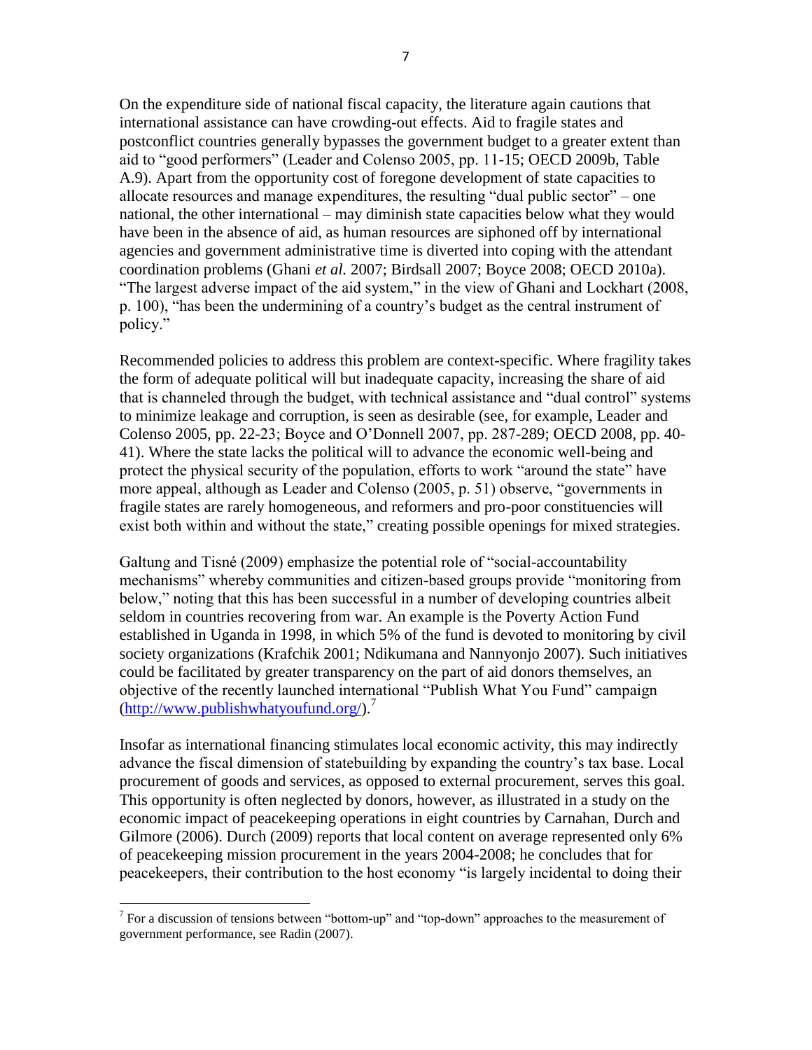On the expenditure side of national fiscal capacity, the literature again cautions that international assistance can have crowding-out effects. Aid to fragile states and postconflict countries generally bypasses the government budget to a greater extent than aid to "good performers" (Leader and Colenso 2005, pp. 11-15; OECD 2009b, Table A.9). Apart from the opportunity cost of foregone development of state capacities to allocate resources and manage expenditures, the resulting "dual public sector" – one national, the other international – may diminish state capacities below what they would have been in the absence of aid, as human resources are siphoned off by international agencies and government administrative time is diverted into coping with the attendant coordination problems (Ghani *et al.* 2007; Birdsall 2007; Boyce 2008; OECD 2010a). "The largest adverse impact of the aid system," in the view of Ghani and Lockhart (2008, p. 100), "has been the undermining of a country's budget as the central instrument of policy."

Recommended policies to address this problem are context-specific. Where fragility takes the form of adequate political will but inadequate capacity, increasing the share of aid that is channeled through the budget, with technical assistance and "dual control" systems to minimize leakage and corruption, is seen as desirable (see, for example, Leader and Colenso 2005, pp. 22-23; Boyce and O'Donnell 2007, pp. 287-289; OECD 2008, pp. 40-41). Where the state lacks the political will to advance the economic well-being and protect the physical security of the population, efforts to work "around the state" have more appeal, although as Leader and Colenso (2005, p. 51) observe, "governments in fragile states are rarely homogeneous, and reformers and pro-poor constituencies will exist both within and without the state," creating possible openings for mixed strategies.

Galtung and Tisné (2009) emphasize the potential role of "social-accountability mechanisms" whereby communities and citizen-based groups provide "monitoring from below," noting that this has been successful in a number of developing countries albeit seldom in countries recovering from war. An example is the Poverty Action Fund established in Uganda in 1998, in which 5% of the fund is devoted to monitoring by civil society organizations (Krafchik 2001; Ndikumana and Nannyonjo 2007). Such initiatives could be facilitated by greater transparency on the part of aid donors themselves, an objective of the recently launched international "Publish What You Fund" campaign (http://www.publishwhatyoufund.org/).[7]

Insofar as international financing stimulates local economic activity, this may indirectly advance the fiscal dimension of statebuilding by expanding the country's tax base. Local procurement of goods and services, as opposed to external procurement, serves this goal. This opportunity is often neglected by donors, however, as illustrated in a study on the economic impact of peacekeeping operations in eight countries by Carnahan, Durch and Gilmore (2006). Durch (2009) reports that local content on average represented only 6% of peacekeeping mission procurement in the years 2004-2008; he concludes that for peacekeepers, their contribution to the host economy "is largely incidental to doing their

[7] For a discussion of tensions between "bottom-up" and "top-down" approaches to the measurement of government performance, see Radin (2007).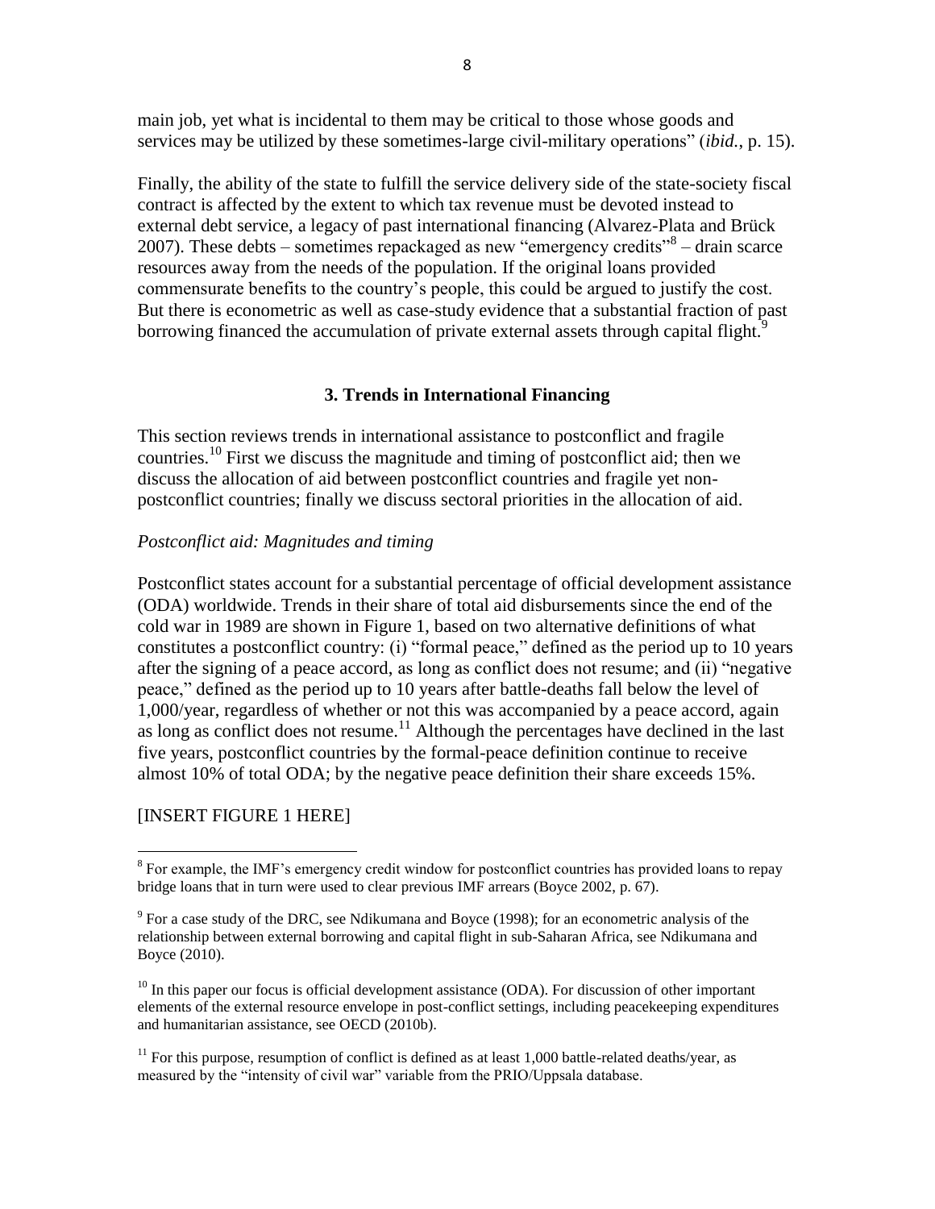main job, yet what is incidental to them may be critical to those whose goods and services may be utilized by these sometimes-large civil-military operations" (*ibid.*, p. 15).

Finally, the ability of the state to fulfill the service delivery side of the state-society fiscal contract is affected by the extent to which tax revenue must be devoted instead to external debt service, a legacy of past international financing (Alvarez-Plata and Brück 2007). These debts – sometimes repackaged as new "emergency credits"[8] – drain scarce resources away from the needs of the population. If the original loans provided commensurate benefits to the country's people, this could be argued to justify the cost. But there is econometric as well as case-study evidence that a substantial fraction of past borrowing financed the accumulation of private external assets through capital flight.[9]

## 3. Trends in International Financing

This section reviews trends in international assistance to postconflict and fragile countries.[10] First we discuss the magnitude and timing of postconflict aid; then we discuss the allocation of aid between postconflict countries and fragile yet non-postconflict countries; finally we discuss sectoral priorities in the allocation of aid.

### *Postconflict aid: Magnitudes and timing*

Postconflict states account for a substantial percentage of official development assistance (ODA) worldwide. Trends in their share of total aid disbursements since the end of the cold war in 1989 are shown in Figure 1, based on two alternative definitions of what constitutes a postconflict country: (i) "formal peace," defined as the period up to 10 years after the signing of a peace accord, as long as conflict does not resume; and (ii) "negative peace," defined as the period up to 10 years after battle-deaths fall below the level of 1,000/year, regardless of whether or not this was accompanied by a peace accord, again as long as conflict does not resume.[11] Although the percentages have declined in the last five years, postconflict countries by the formal-peace definition continue to receive almost 10% of total ODA; by the negative peace definition their share exceeds 15%.

[INSERT FIGURE 1 HERE]

---

[8] For example, the IMF's emergency credit window for postconflict countries has provided loans to repay bridge loans that in turn were used to clear previous IMF arrears (Boyce 2002, p. 67).

[9] For a case study of the DRC, see Ndikumana and Boyce (1998); for an econometric analysis of the relationship between external borrowing and capital flight in sub-Saharan Africa, see Ndikumana and Boyce (2010).

[10] In this paper our focus is official development assistance (ODA). For discussion of other important elements of the external resource envelope in post-conflict settings, including peacekeeping expenditures and humanitarian assistance, see OECD (2010b).

[11] For this purpose, resumption of conflict is defined as at least 1,000 battle-related deaths/year, as measured by the "intensity of civil war" variable from the PRIO/Uppsala database.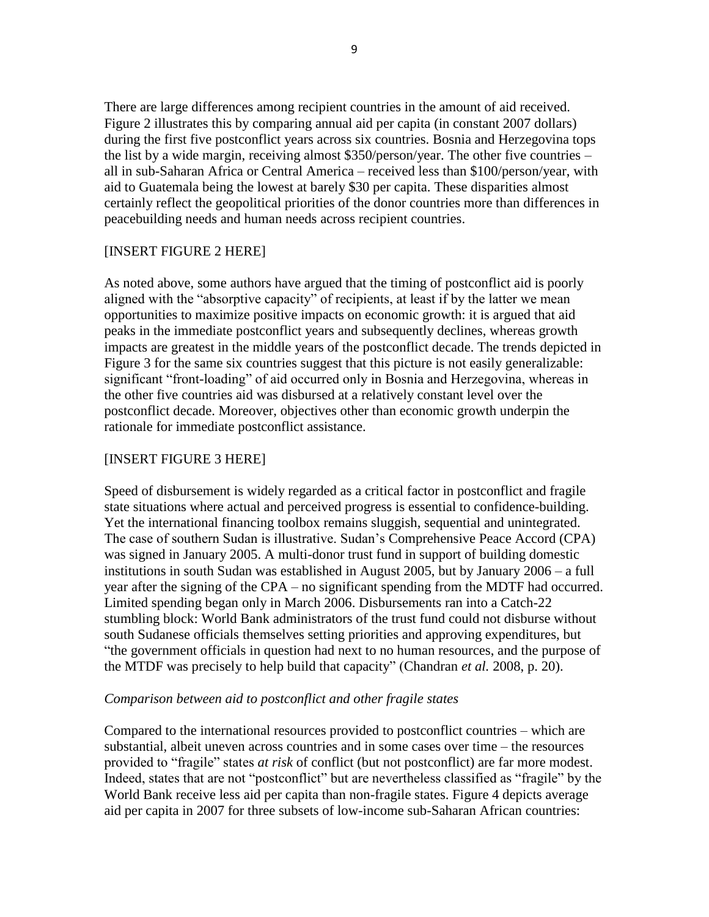There are large differences among recipient countries in the amount of aid received. Figure 2 illustrates this by comparing annual aid per capita (in constant 2007 dollars) during the first five postconflict years across six countries. Bosnia and Herzegovina tops the list by a wide margin, receiving almost $350/person/year. The other five countries – all in sub-Saharan Africa or Central America – received less than $100/person/year, with aid to Guatemala being the lowest at barely $30 per capita. These disparities almost certainly reflect the geopolitical priorities of the donor countries more than differences in peacebuilding needs and human needs across recipient countries.

[INSERT FIGURE 2 HERE]

As noted above, some authors have argued that the timing of postconflict aid is poorly aligned with the "absorptive capacity" of recipients, at least if by the latter we mean opportunities to maximize positive impacts on economic growth: it is argued that aid peaks in the immediate postconflict years and subsequently declines, whereas growth impacts are greatest in the middle years of the postconflict decade. The trends depicted in Figure 3 for the same six countries suggest that this picture is not easily generalizable: significant "front-loading" of aid occurred only in Bosnia and Herzegovina, whereas in the other five countries aid was disbursed at a relatively constant level over the postconflict decade. Moreover, objectives other than economic growth underpin the rationale for immediate postconflict assistance.

[INSERT FIGURE 3 HERE]

Speed of disbursement is widely regarded as a critical factor in postconflict and fragile state situations where actual and perceived progress is essential to confidence-building. Yet the international financing toolbox remains sluggish, sequential and unintegrated. The case of southern Sudan is illustrative. Sudan's Comprehensive Peace Accord (CPA) was signed in January 2005. A multi-donor trust fund in support of building domestic institutions in south Sudan was established in August 2005, but by January 2006 – a full year after the signing of the CPA – no significant spending from the MDTF had occurred. Limited spending began only in March 2006. Disbursements ran into a Catch-22 stumbling block: World Bank administrators of the trust fund could not disburse without south Sudanese officials themselves setting priorities and approving expenditures, but "the government officials in question had next to no human resources, and the purpose of the MTDF was precisely to help build that capacity" (Chandran *et al.* 2008, p. 20).

*Comparison between aid to postconflict and other fragile states*

Compared to the international resources provided to postconflict countries – which are substantial, albeit uneven across countries and in some cases over time – the resources provided to "fragile" states *at risk* of conflict (but not postconflict) are far more modest. Indeed, states that are not "postconflict" but are nevertheless classified as "fragile" by the World Bank receive less aid per capita than non-fragile states. Figure 4 depicts average aid per capita in 2007 for three subsets of low-income sub-Saharan African countries: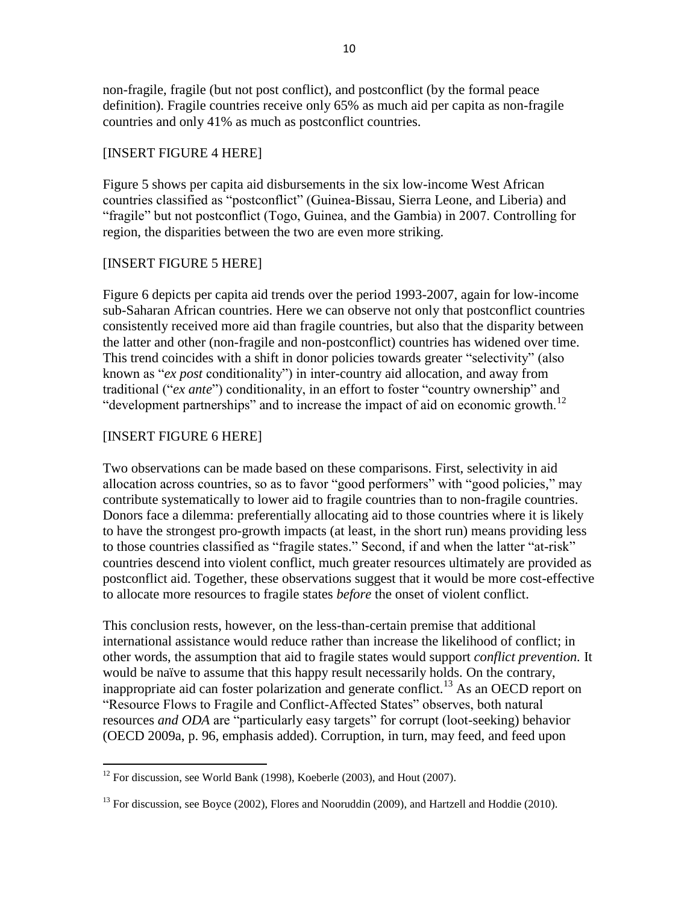non-fragile, fragile (but not post conflict), and postconflict (by the formal peace definition). Fragile countries receive only 65% as much aid per capita as non-fragile countries and only 41% as much as postconflict countries.

[INSERT FIGURE 4 HERE]

Figure 5 shows per capita aid disbursements in the six low-income West African countries classified as "postconflict" (Guinea-Bissau, Sierra Leone, and Liberia) and "fragile" but not postconflict (Togo, Guinea, and the Gambia) in 2007. Controlling for region, the disparities between the two are even more striking.

[INSERT FIGURE 5 HERE]

Figure 6 depicts per capita aid trends over the period 1993-2007, again for low-income sub-Saharan African countries. Here we can observe not only that postconflict countries consistently received more aid than fragile countries, but also that the disparity between the latter and other (non-fragile and non-postconflict) countries has widened over time. This trend coincides with a shift in donor policies towards greater "selectivity" (also known as "*ex post* conditionality") in inter-country aid allocation, and away from traditional ("*ex ante*") conditionality, in an effort to foster "country ownership" and "development partnerships" and to increase the impact of aid on economic growth.[12]

[INSERT FIGURE 6 HERE]

Two observations can be made based on these comparisons. First, selectivity in aid allocation across countries, so as to favor "good performers" with "good policies," may contribute systematically to lower aid to fragile countries than to non-fragile countries. Donors face a dilemma: preferentially allocating aid to those countries where it is likely to have the strongest pro-growth impacts (at least, in the short run) means providing less to those countries classified as "fragile states." Second, if and when the latter "at-risk" countries descend into violent conflict, much greater resources ultimately are provided as postconflict aid. Together, these observations suggest that it would be more cost-effective to allocate more resources to fragile states *before* the onset of violent conflict.

This conclusion rests, however, on the less-than-certain premise that additional international assistance would reduce rather than increase the likelihood of conflict; in other words, the assumption that aid to fragile states would support *conflict prevention.* It would be naïve to assume that this happy result necessarily holds. On the contrary, inappropriate aid can foster polarization and generate conflict.[13] As an OECD report on "Resource Flows to Fragile and Conflict-Affected States" observes, both natural resources *and ODA* are "particularly easy targets" for corrupt (loot-seeking) behavior (OECD 2009a, p. 96, emphasis added). Corruption, in turn, may feed, and feed upon

---

[12] For discussion, see World Bank (1998), Koeberle (2003), and Hout (2007).

[13] For discussion, see Boyce (2002), Flores and Nooruddin (2009), and Hartzell and Hoddie (2010).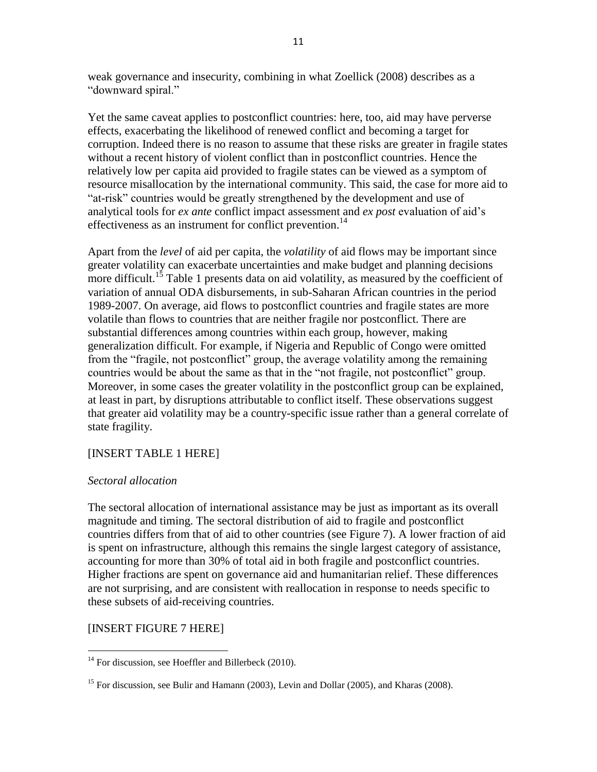weak governance and insecurity, combining in what Zoellick (2008) describes as a "downward spiral."

Yet the same caveat applies to postconflict countries: here, too, aid may have perverse effects, exacerbating the likelihood of renewed conflict and becoming a target for corruption. Indeed there is no reason to assume that these risks are greater in fragile states without a recent history of violent conflict than in postconflict countries. Hence the relatively low per capita aid provided to fragile states can be viewed as a symptom of resource misallocation by the international community. This said, the case for more aid to "at-risk" countries would be greatly strengthened by the development and use of analytical tools for *ex ante* conflict impact assessment and *ex post* evaluation of aid's effectiveness as an instrument for conflict prevention.[14]

Apart from the *level* of aid per capita, the *volatility* of aid flows may be important since greater volatility can exacerbate uncertainties and make budget and planning decisions more difficult.[15] Table 1 presents data on aid volatility, as measured by the coefficient of variation of annual ODA disbursements, in sub-Saharan African countries in the period 1989-2007. On average, aid flows to postconflict countries and fragile states are more volatile than flows to countries that are neither fragile nor postconflict. There are substantial differences among countries within each group, however, making generalization difficult. For example, if Nigeria and Republic of Congo were omitted from the "fragile, not postconflict" group, the average volatility among the remaining countries would be about the same as that in the "not fragile, not postconflict" group. Moreover, in some cases the greater volatility in the postconflict group can be explained, at least in part, by disruptions attributable to conflict itself. These observations suggest that greater aid volatility may be a country-specific issue rather than a general correlate of state fragility.

[INSERT TABLE 1 HERE]

*Sectoral allocation*

The sectoral allocation of international assistance may be just as important as its overall magnitude and timing. The sectoral distribution of aid to fragile and postconflict countries differs from that of aid to other countries (see Figure 7). A lower fraction of aid is spent on infrastructure, although this remains the single largest category of assistance, accounting for more than 30% of total aid in both fragile and postconflict countries. Higher fractions are spent on governance aid and humanitarian relief. These differences are not surprising, and are consistent with reallocation in response to needs specific to these subsets of aid-receiving countries.

[INSERT FIGURE 7 HERE]

---

[14] For discussion, see Hoeffler and Billerbeck (2010).

[15] For discussion, see Bulir and Hamann (2003), Levin and Dollar (2005), and Kharas (2008).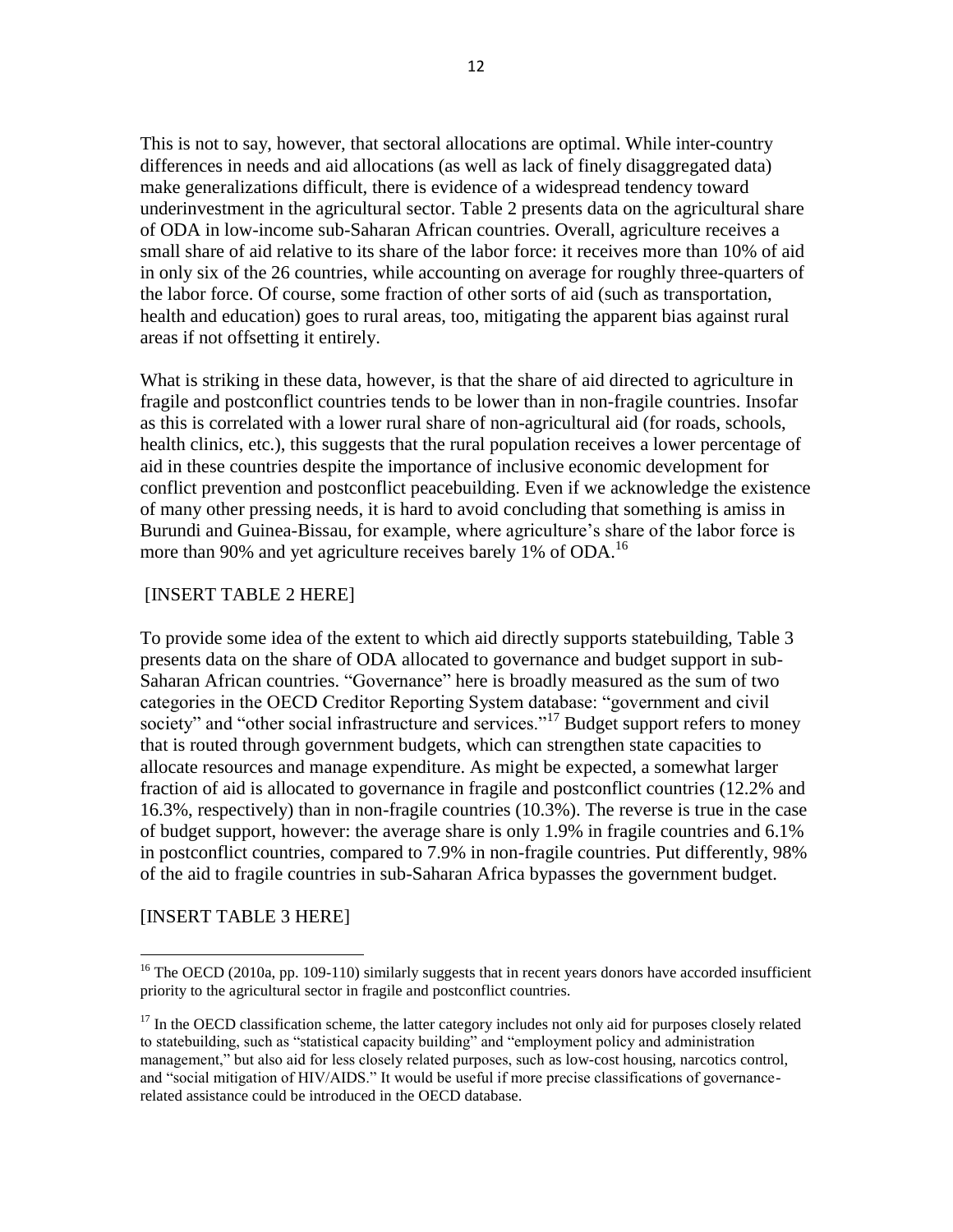This is not to say, however, that sectoral allocations are optimal. While inter-country differences in needs and aid allocations (as well as lack of finely disaggregated data) make generalizations difficult, there is evidence of a widespread tendency toward underinvestment in the agricultural sector. Table 2 presents data on the agricultural share of ODA in low-income sub-Saharan African countries. Overall, agriculture receives a small share of aid relative to its share of the labor force: it receives more than 10% of aid in only six of the 26 countries, while accounting on average for roughly three-quarters of the labor force. Of course, some fraction of other sorts of aid (such as transportation, health and education) goes to rural areas, too, mitigating the apparent bias against rural areas if not offsetting it entirely.

What is striking in these data, however, is that the share of aid directed to agriculture in fragile and postconflict countries tends to be lower than in non-fragile countries. Insofar as this is correlated with a lower rural share of non-agricultural aid (for roads, schools, health clinics, etc.), this suggests that the rural population receives a lower percentage of aid in these countries despite the importance of inclusive economic development for conflict prevention and postconflict peacebuilding. Even if we acknowledge the existence of many other pressing needs, it is hard to avoid concluding that something is amiss in Burundi and Guinea-Bissau, for example, where agriculture's share of the labor force is more than 90% and yet agriculture receives barely 1% of ODA.[16]

[INSERT TABLE 2 HERE]

To provide some idea of the extent to which aid directly supports statebuilding, Table 3 presents data on the share of ODA allocated to governance and budget support in sub-Saharan African countries. "Governance" here is broadly measured as the sum of two categories in the OECD Creditor Reporting System database: "government and civil society" and "other social infrastructure and services."[17] Budget support refers to money that is routed through government budgets, which can strengthen state capacities to allocate resources and manage expenditure. As might be expected, a somewhat larger fraction of aid is allocated to governance in fragile and postconflict countries (12.2% and 16.3%, respectively) than in non-fragile countries (10.3%). The reverse is true in the case of budget support, however: the average share is only 1.9% in fragile countries and 6.1% in postconflict countries, compared to 7.9% in non-fragile countries. Put differently, 98% of the aid to fragile countries in sub-Saharan Africa bypasses the government budget.

[INSERT TABLE 3 HERE]

---

[16] The OECD (2010a, pp. 109-110) similarly suggests that in recent years donors have accorded insufficient priority to the agricultural sector in fragile and postconflict countries.

[17] In the OECD classification scheme, the latter category includes not only aid for purposes closely related to statebuilding, such as "statistical capacity building" and "employment policy and administration management," but also aid for less closely related purposes, such as low-cost housing, narcotics control, and "social mitigation of HIV/AIDS." It would be useful if more precise classifications of governance-related assistance could be introduced in the OECD database.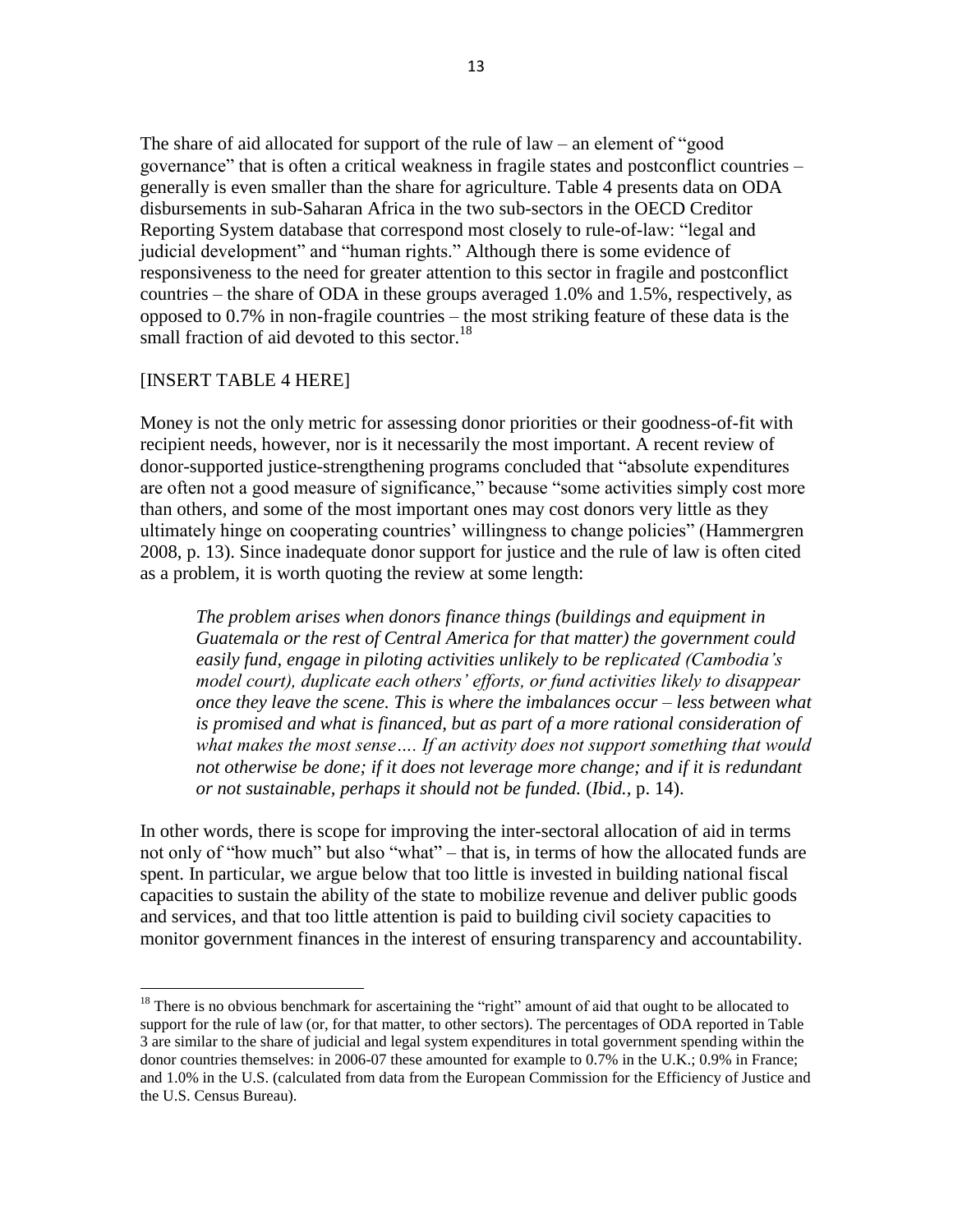The share of aid allocated for support of the rule of law – an element of "good governance" that is often a critical weakness in fragile states and postconflict countries – generally is even smaller than the share for agriculture. Table 4 presents data on ODA disbursements in sub-Saharan Africa in the two sub-sectors in the OECD Creditor Reporting System database that correspond most closely to rule-of-law: "legal and judicial development" and "human rights." Although there is some evidence of responsiveness to the need for greater attention to this sector in fragile and postconflict countries – the share of ODA in these groups averaged 1.0% and 1.5%, respectively, as opposed to 0.7% in non-fragile countries – the most striking feature of these data is the small fraction of aid devoted to this sector.[18]

[INSERT TABLE 4 HERE]

Money is not the only metric for assessing donor priorities or their goodness-of-fit with recipient needs, however, nor is it necessarily the most important. A recent review of donor-supported justice-strengthening programs concluded that "absolute expenditures are often not a good measure of significance," because "some activities simply cost more than others, and some of the most important ones may cost donors very little as they ultimately hinge on cooperating countries' willingness to change policies" (Hammergren 2008, p. 13). Since inadequate donor support for justice and the rule of law is often cited as a problem, it is worth quoting the review at some length:

> *The problem arises when donors finance things (buildings and equipment in Guatemala or the rest of Central America for that matter) the government could easily fund, engage in piloting activities unlikely to be replicated (Cambodia's model court), duplicate each others' efforts, or fund activities likely to disappear once they leave the scene. This is where the imbalances occur – less between what is promised and what is financed, but as part of a more rational consideration of what makes the most sense…. If an activity does not support something that would not otherwise be done; if it does not leverage more change; and if it is redundant or not sustainable, perhaps it should not be funded.* (*Ibid.*, p. 14).

In other words, there is scope for improving the inter-sectoral allocation of aid in terms not only of "how much" but also "what" – that is, in terms of how the allocated funds are spent. In particular, we argue below that too little is invested in building national fiscal capacities to sustain the ability of the state to mobilize revenue and deliver public goods and services, and that too little attention is paid to building civil society capacities to monitor government finances in the interest of ensuring transparency and accountability.

---

[18] There is no obvious benchmark for ascertaining the "right" amount of aid that ought to be allocated to support for the rule of law (or, for that matter, to other sectors). The percentages of ODA reported in Table 3 are similar to the share of judicial and legal system expenditures in total government spending within the donor countries themselves: in 2006-07 these amounted for example to 0.7% in the U.K.; 0.9% in France; and 1.0% in the U.S. (calculated from data from the European Commission for the Efficiency of Justice and the U.S. Census Bureau).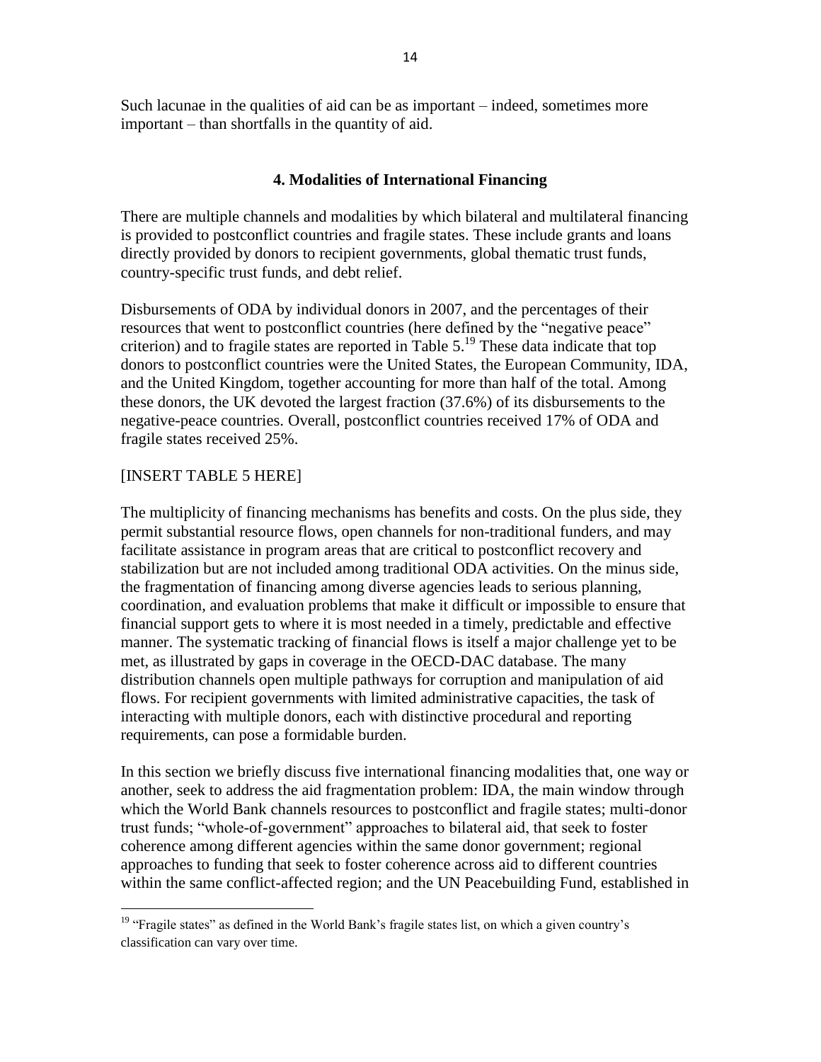Such lacunae in the qualities of aid can be as important – indeed, sometimes more important – than shortfalls in the quantity of aid.

## 4. Modalities of International Financing

There are multiple channels and modalities by which bilateral and multilateral financing is provided to postconflict countries and fragile states. These include grants and loans directly provided by donors to recipient governments, global thematic trust funds, country-specific trust funds, and debt relief.

Disbursements of ODA by individual donors in 2007, and the percentages of their resources that went to postconflict countries (here defined by the "negative peace" criterion) and to fragile states are reported in Table 5.[19] These data indicate that top donors to postconflict countries were the United States, the European Community, IDA, and the United Kingdom, together accounting for more than half of the total. Among these donors, the UK devoted the largest fraction (37.6%) of its disbursements to the negative-peace countries. Overall, postconflict countries received 17% of ODA and fragile states received 25%.

[INSERT TABLE 5 HERE]

The multiplicity of financing mechanisms has benefits and costs. On the plus side, they permit substantial resource flows, open channels for non-traditional funders, and may facilitate assistance in program areas that are critical to postconflict recovery and stabilization but are not included among traditional ODA activities. On the minus side, the fragmentation of financing among diverse agencies leads to serious planning, coordination, and evaluation problems that make it difficult or impossible to ensure that financial support gets to where it is most needed in a timely, predictable and effective manner. The systematic tracking of financial flows is itself a major challenge yet to be met, as illustrated by gaps in coverage in the OECD-DAC database. The many distribution channels open multiple pathways for corruption and manipulation of aid flows. For recipient governments with limited administrative capacities, the task of interacting with multiple donors, each with distinctive procedural and reporting requirements, can pose a formidable burden.

In this section we briefly discuss five international financing modalities that, one way or another, seek to address the aid fragmentation problem: IDA, the main window through which the World Bank channels resources to postconflict and fragile states; multi-donor trust funds; "whole-of-government" approaches to bilateral aid, that seek to foster coherence among different agencies within the same donor government; regional approaches to funding that seek to foster coherence across aid to different countries within the same conflict-affected region; and the UN Peacebuilding Fund, established in

[19] "Fragile states" as defined in the World Bank's fragile states list, on which a given country's classification can vary over time.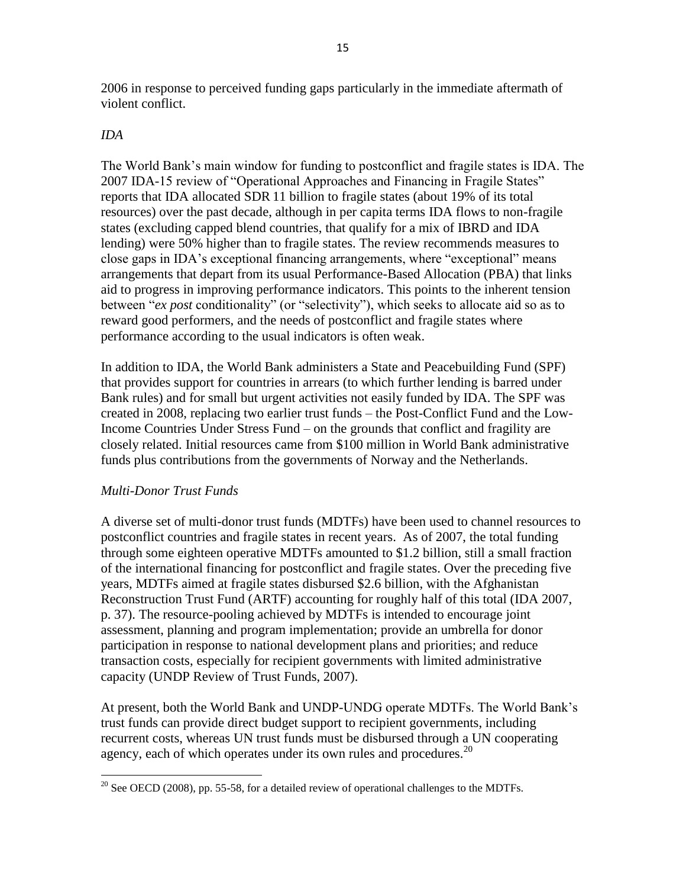2006 in response to perceived funding gaps particularly in the immediate aftermath of violent conflict.

### *IDA*

The World Bank's main window for funding to postconflict and fragile states is IDA. The 2007 IDA-15 review of "Operational Approaches and Financing in Fragile States" reports that IDA allocated SDR 11 billion to fragile states (about 19% of its total resources) over the past decade, although in per capita terms IDA flows to non-fragile states (excluding capped blend countries, that qualify for a mix of IBRD and IDA lending) were 50% higher than to fragile states. The review recommends measures to close gaps in IDA's exceptional financing arrangements, where "exceptional" means arrangements that depart from its usual Performance-Based Allocation (PBA) that links aid to progress in improving performance indicators. This points to the inherent tension between "*ex post* conditionality" (or "selectivity"), which seeks to allocate aid so as to reward good performers, and the needs of postconflict and fragile states where performance according to the usual indicators is often weak.

In addition to IDA, the World Bank administers a State and Peacebuilding Fund (SPF) that provides support for countries in arrears (to which further lending is barred under Bank rules) and for small but urgent activities not easily funded by IDA. The SPF was created in 2008, replacing two earlier trust funds – the Post-Conflict Fund and the Low-Income Countries Under Stress Fund – on the grounds that conflict and fragility are closely related. Initial resources came from $100 million in World Bank administrative funds plus contributions from the governments of Norway and the Netherlands.

### *Multi-Donor Trust Funds*

A diverse set of multi-donor trust funds (MDTFs) have been used to channel resources to postconflict countries and fragile states in recent years. As of 2007, the total funding through some eighteen operative MDTFs amounted to $1.2 billion, still a small fraction of the international financing for postconflict and fragile states. Over the preceding five years, MDTFs aimed at fragile states disbursed $2.6 billion, with the Afghanistan Reconstruction Trust Fund (ARTF) accounting for roughly half of this total (IDA 2007, p. 37). The resource-pooling achieved by MDTFs is intended to encourage joint assessment, planning and program implementation; provide an umbrella for donor participation in response to national development plans and priorities; and reduce transaction costs, especially for recipient governments with limited administrative capacity (UNDP Review of Trust Funds, 2007).

At present, both the World Bank and UNDP-UNDG operate MDTFs. The World Bank's trust funds can provide direct budget support to recipient governments, including recurrent costs, whereas UN trust funds must be disbursed through a UN cooperating agency, each of which operates under its own rules and procedures.[20]

[20] See OECD (2008), pp. 55-58, for a detailed review of operational challenges to the MDTFs.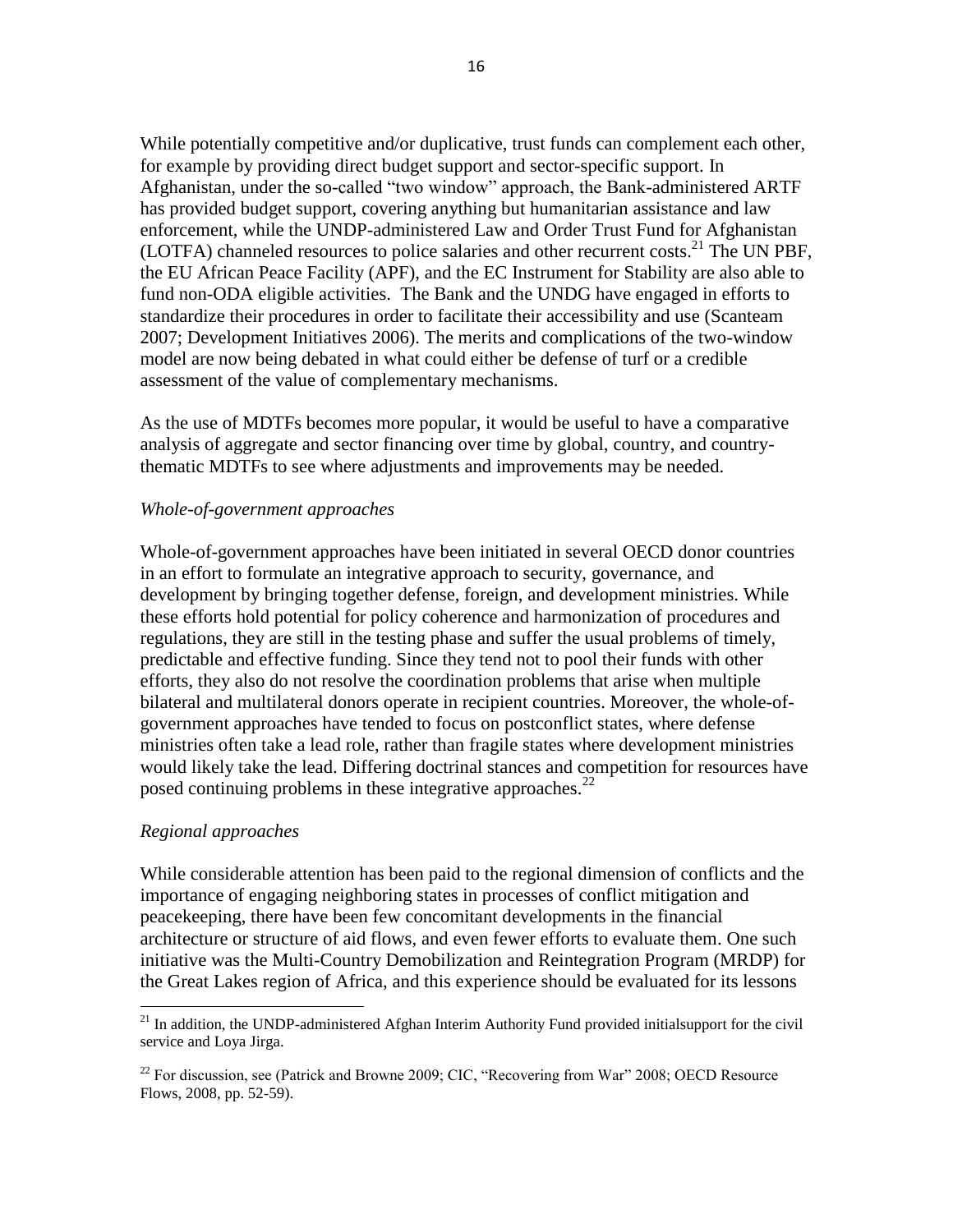While potentially competitive and/or duplicative, trust funds can complement each other, for example by providing direct budget support and sector-specific support. In Afghanistan, under the so-called "two window" approach, the Bank-administered ARTF has provided budget support, covering anything but humanitarian assistance and law enforcement, while the UNDP-administered Law and Order Trust Fund for Afghanistan (LOTFA) channeled resources to police salaries and other recurrent costs.[21] The UN PBF, the EU African Peace Facility (APF), and the EC Instrument for Stability are also able to fund non-ODA eligible activities. The Bank and the UNDG have engaged in efforts to standardize their procedures in order to facilitate their accessibility and use (Scanteam 2007; Development Initiatives 2006). The merits and complications of the two-window model are now being debated in what could either be defense of turf or a credible assessment of the value of complementary mechanisms.

As the use of MDTFs becomes more popular, it would be useful to have a comparative analysis of aggregate and sector financing over time by global, country, and country-thematic MDTFs to see where adjustments and improvements may be needed.

*Whole-of-government approaches*

Whole-of-government approaches have been initiated in several OECD donor countries in an effort to formulate an integrative approach to security, governance, and development by bringing together defense, foreign, and development ministries. While these efforts hold potential for policy coherence and harmonization of procedures and regulations, they are still in the testing phase and suffer the usual problems of timely, predictable and effective funding. Since they tend not to pool their funds with other efforts, they also do not resolve the coordination problems that arise when multiple bilateral and multilateral donors operate in recipient countries. Moreover, the whole-of-government approaches have tended to focus on postconflict states, where defense ministries often take a lead role, rather than fragile states where development ministries would likely take the lead. Differing doctrinal stances and competition for resources have posed continuing problems in these integrative approaches.[22]

*Regional approaches*

While considerable attention has been paid to the regional dimension of conflicts and the importance of engaging neighboring states in processes of conflict mitigation and peacekeeping, there have been few concomitant developments in the financial architecture or structure of aid flows, and even fewer efforts to evaluate them. One such initiative was the Multi-Country Demobilization and Reintegration Program (MRDP) for the Great Lakes region of Africa, and this experience should be evaluated for its lessons

---

[21] In addition, the UNDP-administered Afghan Interim Authority Fund provided initialsupport for the civil service and Loya Jirga.

[22] For discussion, see (Patrick and Browne 2009; CIC, "Recovering from War" 2008; OECD Resource Flows, 2008, pp. 52-59).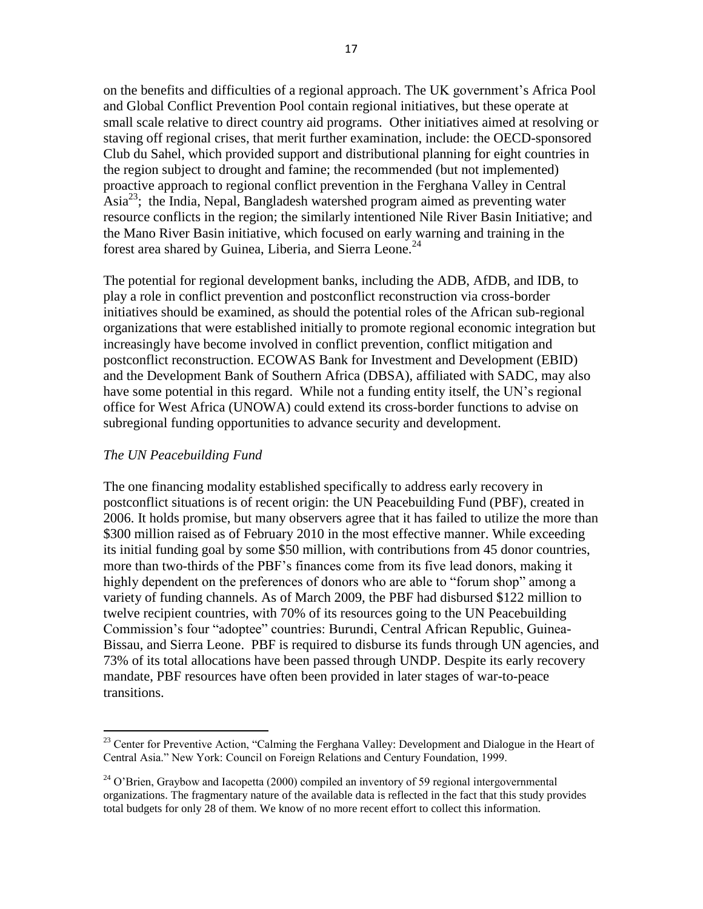on the benefits and difficulties of a regional approach. The UK government's Africa Pool and Global Conflict Prevention Pool contain regional initiatives, but these operate at small scale relative to direct country aid programs. Other initiatives aimed at resolving or staving off regional crises, that merit further examination, include: the OECD-sponsored Club du Sahel, which provided support and distributional planning for eight countries in the region subject to drought and famine; the recommended (but not implemented) proactive approach to regional conflict prevention in the Ferghana Valley in Central Asia[23]; the India, Nepal, Bangladesh watershed program aimed as preventing water resource conflicts in the region; the similarly intentioned Nile River Basin Initiative; and the Mano River Basin initiative, which focused on early warning and training in the forest area shared by Guinea, Liberia, and Sierra Leone.[24]

The potential for regional development banks, including the ADB, AfDB, and IDB, to play a role in conflict prevention and postconflict reconstruction via cross-border initiatives should be examined, as should the potential roles of the African sub-regional organizations that were established initially to promote regional economic integration but increasingly have become involved in conflict prevention, conflict mitigation and postconflict reconstruction. ECOWAS Bank for Investment and Development (EBID) and the Development Bank of Southern Africa (DBSA), affiliated with SADC, may also have some potential in this regard. While not a funding entity itself, the UN's regional office for West Africa (UNOWA) could extend its cross-border functions to advise on subregional funding opportunities to advance security and development.

*The UN Peacebuilding Fund*

The one financing modality established specifically to address early recovery in postconflict situations is of recent origin: the UN Peacebuilding Fund (PBF), created in 2006. It holds promise, but many observers agree that it has failed to utilize the more than \$300 million raised as of February 2010 in the most effective manner. While exceeding its initial funding goal by some \$50 million, with contributions from 45 donor countries, more than two-thirds of the PBF's finances come from its five lead donors, making it highly dependent on the preferences of donors who are able to "forum shop" among a variety of funding channels. As of March 2009, the PBF had disbursed \$122 million to twelve recipient countries, with 70% of its resources going to the UN Peacebuilding Commission's four "adoptee" countries: Burundi, Central African Republic, Guinea-Bissau, and Sierra Leone. PBF is required to disburse its funds through UN agencies, and 73% of its total allocations have been passed through UNDP. Despite its early recovery mandate, PBF resources have often been provided in later stages of war-to-peace transitions.

---

[23] Center for Preventive Action, "Calming the Ferghana Valley: Development and Dialogue in the Heart of Central Asia." New York: Council on Foreign Relations and Century Foundation, 1999.

[24] O'Brien, Graybow and Iacopetta (2000) compiled an inventory of 59 regional intergovernmental organizations. The fragmentary nature of the available data is reflected in the fact that this study provides total budgets for only 28 of them. We know of no more recent effort to collect this information.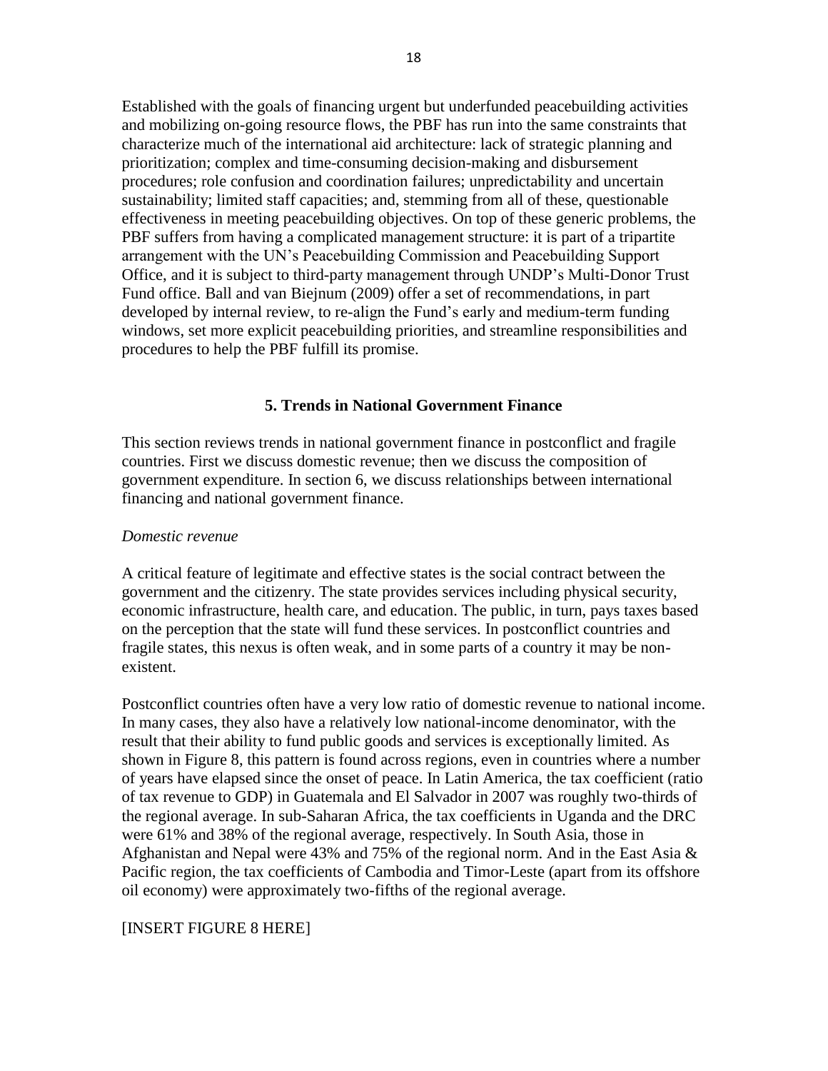Established with the goals of financing urgent but underfunded peacebuilding activities and mobilizing on-going resource flows, the PBF has run into the same constraints that characterize much of the international aid architecture: lack of strategic planning and prioritization; complex and time-consuming decision-making and disbursement procedures; role confusion and coordination failures; unpredictability and uncertain sustainability; limited staff capacities; and, stemming from all of these, questionable effectiveness in meeting peacebuilding objectives. On top of these generic problems, the PBF suffers from having a complicated management structure: it is part of a tripartite arrangement with the UN's Peacebuilding Commission and Peacebuilding Support Office, and it is subject to third-party management through UNDP's Multi-Donor Trust Fund office. Ball and van Biejnum (2009) offer a set of recommendations, in part developed by internal review, to re-align the Fund's early and medium-term funding windows, set more explicit peacebuilding priorities, and streamline responsibilities and procedures to help the PBF fulfill its promise.

## 5. Trends in National Government Finance

This section reviews trends in national government finance in postconflict and fragile countries. First we discuss domestic revenue; then we discuss the composition of government expenditure. In section 6, we discuss relationships between international financing and national government finance.

*Domestic revenue*

A critical feature of legitimate and effective states is the social contract between the government and the citizenry. The state provides services including physical security, economic infrastructure, health care, and education. The public, in turn, pays taxes based on the perception that the state will fund these services. In postconflict countries and fragile states, this nexus is often weak, and in some parts of a country it may be non-existent.

Postconflict countries often have a very low ratio of domestic revenue to national income. In many cases, they also have a relatively low national-income denominator, with the result that their ability to fund public goods and services is exceptionally limited. As shown in Figure 8, this pattern is found across regions, even in countries where a number of years have elapsed since the onset of peace. In Latin America, the tax coefficient (ratio of tax revenue to GDP) in Guatemala and El Salvador in 2007 was roughly two-thirds of the regional average. In sub-Saharan Africa, the tax coefficients in Uganda and the DRC were 61% and 38% of the regional average, respectively. In South Asia, those in Afghanistan and Nepal were 43% and 75% of the regional norm. And in the East Asia & Pacific region, the tax coefficients of Cambodia and Timor-Leste (apart from its offshore oil economy) were approximately two-fifths of the regional average.

[INSERT FIGURE 8 HERE]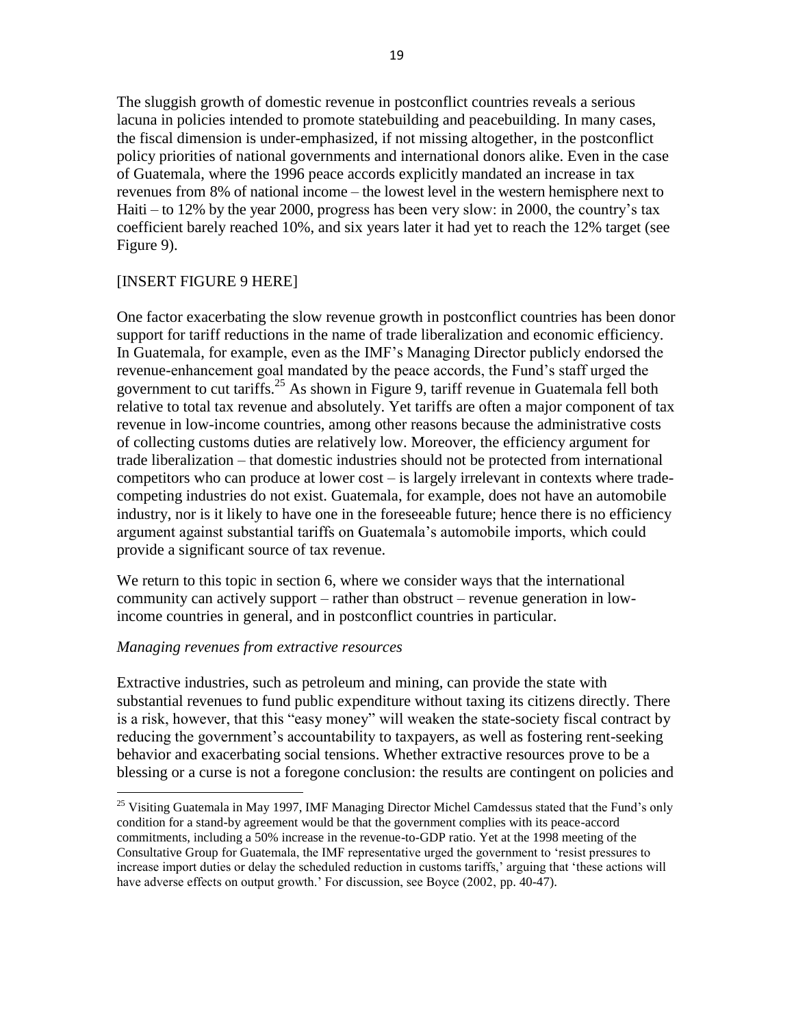The sluggish growth of domestic revenue in postconflict countries reveals a serious lacuna in policies intended to promote statebuilding and peacebuilding. In many cases, the fiscal dimension is under-emphasized, if not missing altogether, in the postconflict policy priorities of national governments and international donors alike. Even in the case of Guatemala, where the 1996 peace accords explicitly mandated an increase in tax revenues from 8% of national income – the lowest level in the western hemisphere next to Haiti – to 12% by the year 2000, progress has been very slow: in 2000, the country's tax coefficient barely reached 10%, and six years later it had yet to reach the 12% target (see Figure 9).

[INSERT FIGURE 9 HERE]

One factor exacerbating the slow revenue growth in postconflict countries has been donor support for tariff reductions in the name of trade liberalization and economic efficiency. In Guatemala, for example, even as the IMF's Managing Director publicly endorsed the revenue-enhancement goal mandated by the peace accords, the Fund's staff urged the government to cut tariffs.[25] As shown in Figure 9, tariff revenue in Guatemala fell both relative to total tax revenue and absolutely. Yet tariffs are often a major component of tax revenue in low-income countries, among other reasons because the administrative costs of collecting customs duties are relatively low. Moreover, the efficiency argument for trade liberalization – that domestic industries should not be protected from international competitors who can produce at lower cost – is largely irrelevant in contexts where trade-competing industries do not exist. Guatemala, for example, does not have an automobile industry, nor is it likely to have one in the foreseeable future; hence there is no efficiency argument against substantial tariffs on Guatemala's automobile imports, which could provide a significant source of tax revenue.

We return to this topic in section 6, where we consider ways that the international community can actively support – rather than obstruct – revenue generation in low-income countries in general, and in postconflict countries in particular.

*Managing revenues from extractive resources*

Extractive industries, such as petroleum and mining, can provide the state with substantial revenues to fund public expenditure without taxing its citizens directly. There is a risk, however, that this "easy money" will weaken the state-society fiscal contract by reducing the government's accountability to taxpayers, as well as fostering rent-seeking behavior and exacerbating social tensions. Whether extractive resources prove to be a blessing or a curse is not a foregone conclusion: the results are contingent on policies and

---

[25] Visiting Guatemala in May 1997, IMF Managing Director Michel Camdessus stated that the Fund's only condition for a stand-by agreement would be that the government complies with its peace-accord commitments, including a 50% increase in the revenue-to-GDP ratio. Yet at the 1998 meeting of the Consultative Group for Guatemala, the IMF representative urged the government to 'resist pressures to increase import duties or delay the scheduled reduction in customs tariffs,' arguing that 'these actions will have adverse effects on output growth.' For discussion, see Boyce (2002, pp. 40-47).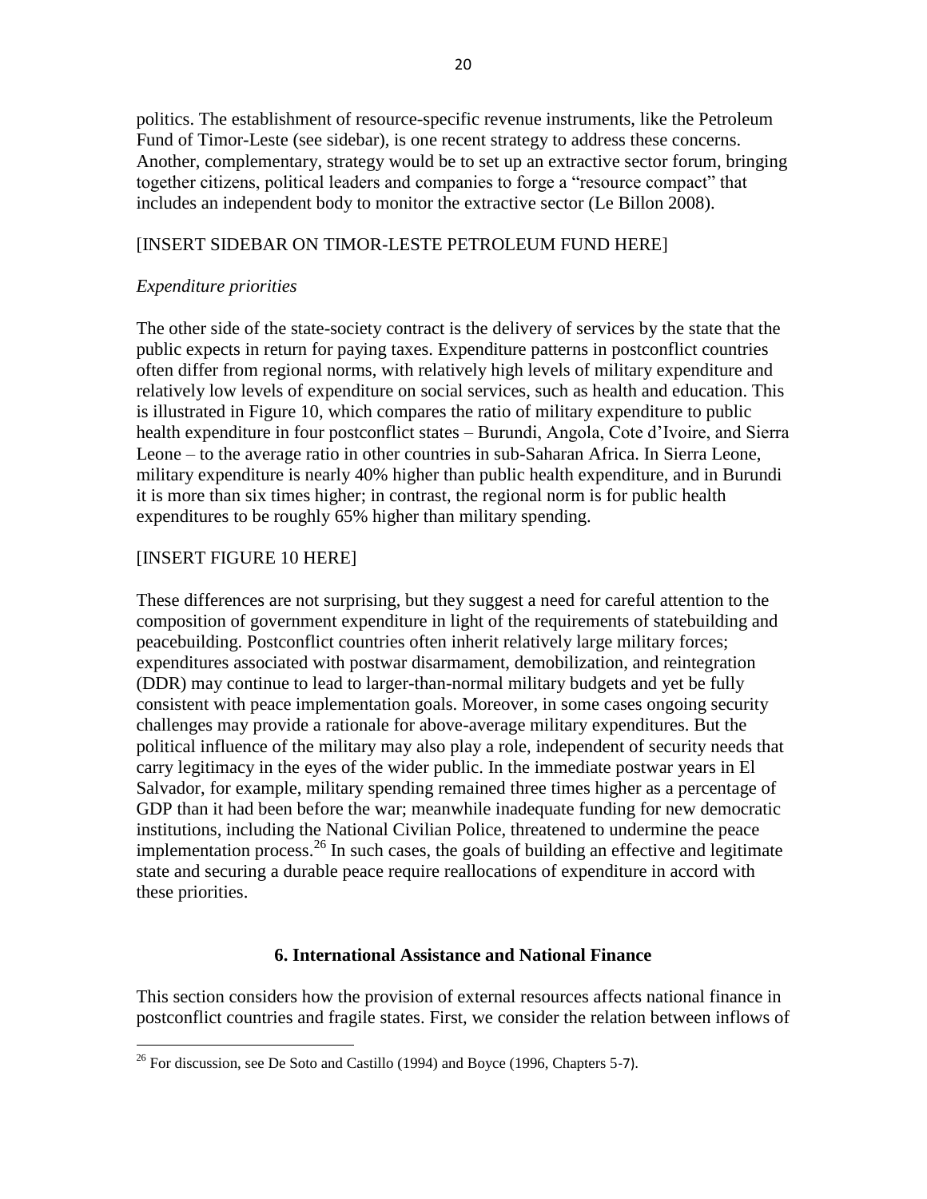politics. The establishment of resource-specific revenue instruments, like the Petroleum Fund of Timor-Leste (see sidebar), is one recent strategy to address these concerns. Another, complementary, strategy would be to set up an extractive sector forum, bringing together citizens, political leaders and companies to forge a "resource compact" that includes an independent body to monitor the extractive sector (Le Billon 2008).

[INSERT SIDEBAR ON TIMOR-LESTE PETROLEUM FUND HERE]

*Expenditure priorities*

The other side of the state-society contract is the delivery of services by the state that the public expects in return for paying taxes. Expenditure patterns in postconflict countries often differ from regional norms, with relatively high levels of military expenditure and relatively low levels of expenditure on social services, such as health and education. This is illustrated in Figure 10, which compares the ratio of military expenditure to public health expenditure in four postconflict states – Burundi, Angola, Cote d'Ivoire, and Sierra Leone – to the average ratio in other countries in sub-Saharan Africa. In Sierra Leone, military expenditure is nearly 40% higher than public health expenditure, and in Burundi it is more than six times higher; in contrast, the regional norm is for public health expenditures to be roughly 65% higher than military spending.

[INSERT FIGURE 10 HERE]

These differences are not surprising, but they suggest a need for careful attention to the composition of government expenditure in light of the requirements of statebuilding and peacebuilding. Postconflict countries often inherit relatively large military forces; expenditures associated with postwar disarmament, demobilization, and reintegration (DDR) may continue to lead to larger-than-normal military budgets and yet be fully consistent with peace implementation goals. Moreover, in some cases ongoing security challenges may provide a rationale for above-average military expenditures. But the political influence of the military may also play a role, independent of security needs that carry legitimacy in the eyes of the wider public. In the immediate postwar years in El Salvador, for example, military spending remained three times higher as a percentage of GDP than it had been before the war; meanwhile inadequate funding for new democratic institutions, including the National Civilian Police, threatened to undermine the peace implementation process.[26] In such cases, the goals of building an effective and legitimate state and securing a durable peace require reallocations of expenditure in accord with these priorities.

## 6. International Assistance and National Finance

This section considers how the provision of external resources affects national finance in postconflict countries and fragile states. First, we consider the relation between inflows of

[26] For discussion, see De Soto and Castillo (1994) and Boyce (1996, Chapters 5-7).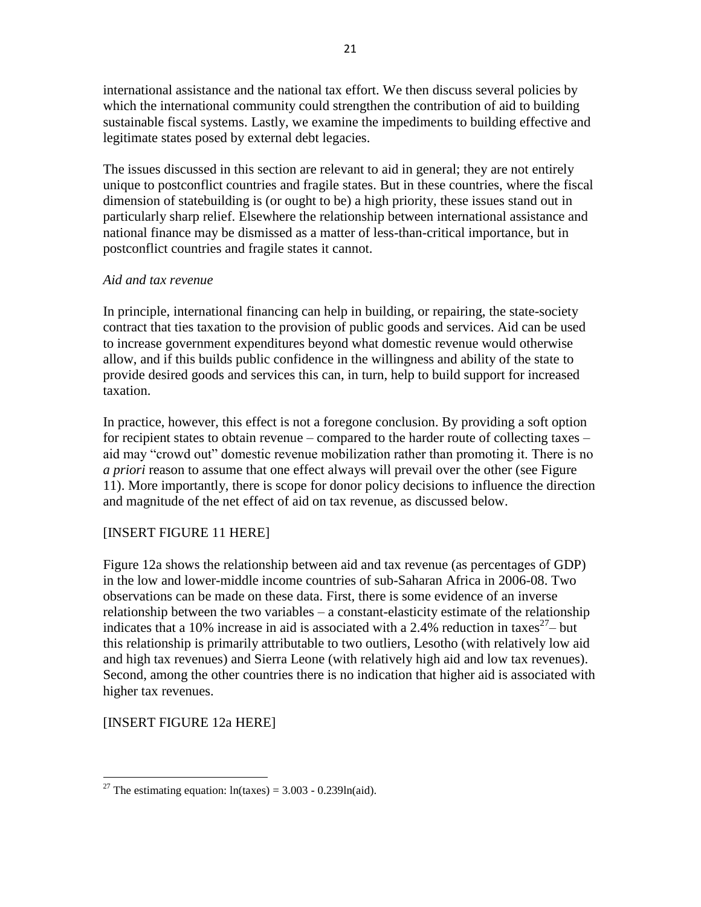international assistance and the national tax effort. We then discuss several policies by which the international community could strengthen the contribution of aid to building sustainable fiscal systems. Lastly, we examine the impediments to building effective and legitimate states posed by external debt legacies.

The issues discussed in this section are relevant to aid in general; they are not entirely unique to postconflict countries and fragile states. But in these countries, where the fiscal dimension of statebuilding is (or ought to be) a high priority, these issues stand out in particularly sharp relief. Elsewhere the relationship between international assistance and national finance may be dismissed as a matter of less-than-critical importance, but in postconflict countries and fragile states it cannot.

*Aid and tax revenue*

In principle, international financing can help in building, or repairing, the state-society contract that ties taxation to the provision of public goods and services. Aid can be used to increase government expenditures beyond what domestic revenue would otherwise allow, and if this builds public confidence in the willingness and ability of the state to provide desired goods and services this can, in turn, help to build support for increased taxation.

In practice, however, this effect is not a foregone conclusion. By providing a soft option for recipient states to obtain revenue – compared to the harder route of collecting taxes – aid may "crowd out" domestic revenue mobilization rather than promoting it. There is no *a priori* reason to assume that one effect always will prevail over the other (see Figure 11). More importantly, there is scope for donor policy decisions to influence the direction and magnitude of the net effect of aid on tax revenue, as discussed below.

[INSERT FIGURE 11 HERE]

Figure 12a shows the relationship between aid and tax revenue (as percentages of GDP) in the low and lower-middle income countries of sub-Saharan Africa in 2006-08. Two observations can be made on these data. First, there is some evidence of an inverse relationship between the two variables – a constant-elasticity estimate of the relationship indicates that a 10% increase in aid is associated with a 2.4% reduction in taxes[27] – but this relationship is primarily attributable to two outliers, Lesotho (with relatively low aid and high tax revenues) and Sierra Leone (with relatively high aid and low tax revenues). Second, among the other countries there is no indication that higher aid is associated with higher tax revenues.

[INSERT FIGURE 12a HERE]

[27] The estimating equation: $\ln(\text{taxes}) = 3.003 - 0.239\ln(\text{aid})$.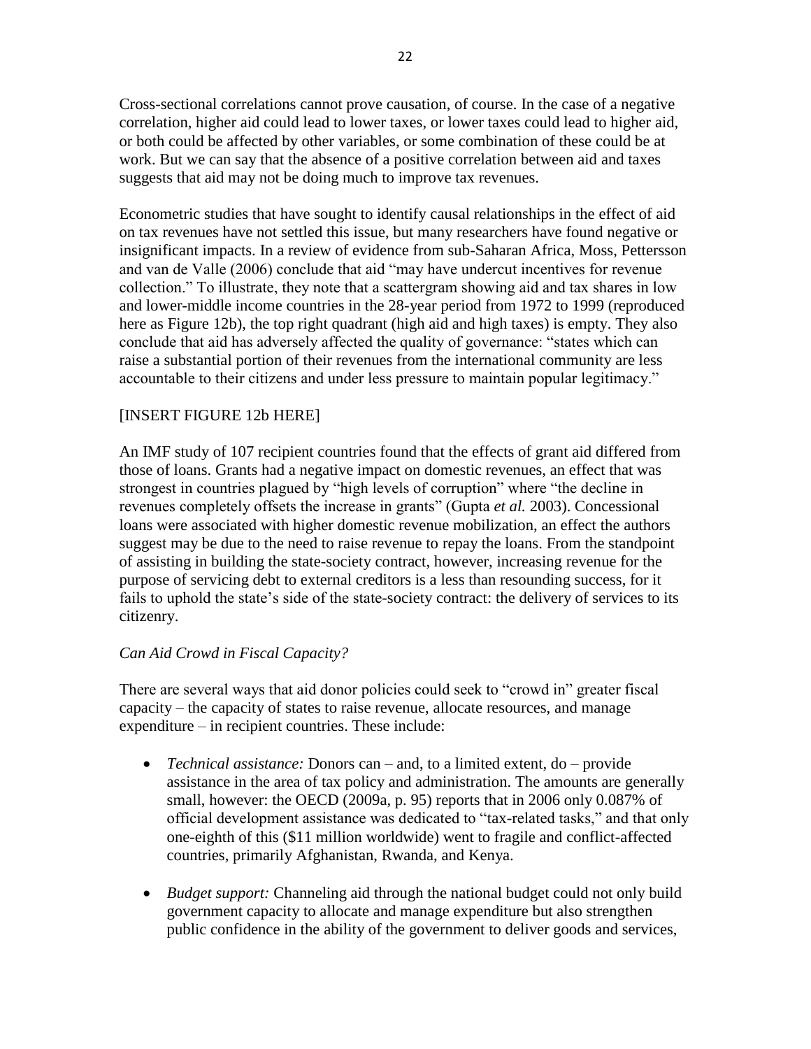Cross-sectional correlations cannot prove causation, of course. In the case of a negative correlation, higher aid could lead to lower taxes, or lower taxes could lead to higher aid, or both could be affected by other variables, or some combination of these could be at work. But we can say that the absence of a positive correlation between aid and taxes suggests that aid may not be doing much to improve tax revenues.

Econometric studies that have sought to identify causal relationships in the effect of aid on tax revenues have not settled this issue, but many researchers have found negative or insignificant impacts. In a review of evidence from sub-Saharan Africa, Moss, Pettersson and van de Valle (2006) conclude that aid "may have undercut incentives for revenue collection." To illustrate, they note that a scattergram showing aid and tax shares in low and lower-middle income countries in the 28-year period from 1972 to 1999 (reproduced here as Figure 12b), the top right quadrant (high aid and high taxes) is empty. They also conclude that aid has adversely affected the quality of governance: "states which can raise a substantial portion of their revenues from the international community are less accountable to their citizens and under less pressure to maintain popular legitimacy."

[INSERT FIGURE 12b HERE]

An IMF study of 107 recipient countries found that the effects of grant aid differed from those of loans. Grants had a negative impact on domestic revenues, an effect that was strongest in countries plagued by "high levels of corruption" where "the decline in revenues completely offsets the increase in grants" (Gupta *et al.* 2003). Concessional loans were associated with higher domestic revenue mobilization, an effect the authors suggest may be due to the need to raise revenue to repay the loans. From the standpoint of assisting in building the state-society contract, however, increasing revenue for the purpose of servicing debt to external creditors is a less than resounding success, for it fails to uphold the state's side of the state-society contract: the delivery of services to its citizenry.

*Can Aid Crowd in Fiscal Capacity?*

There are several ways that aid donor policies could seek to "crowd in" greater fiscal capacity – the capacity of states to raise revenue, allocate resources, and manage expenditure – in recipient countries. These include:

- *Technical assistance:* Donors can – and, to a limited extent, do – provide assistance in the area of tax policy and administration. The amounts are generally small, however: the OECD (2009a, p. 95) reports that in 2006 only 0.087% of official development assistance was dedicated to "tax-related tasks," and that only one-eighth of this ($11 million worldwide) went to fragile and conflict-affected countries, primarily Afghanistan, Rwanda, and Kenya.

- *Budget support:* Channeling aid through the national budget could not only build government capacity to allocate and manage expenditure but also strengthen public confidence in the ability of the government to deliver goods and services,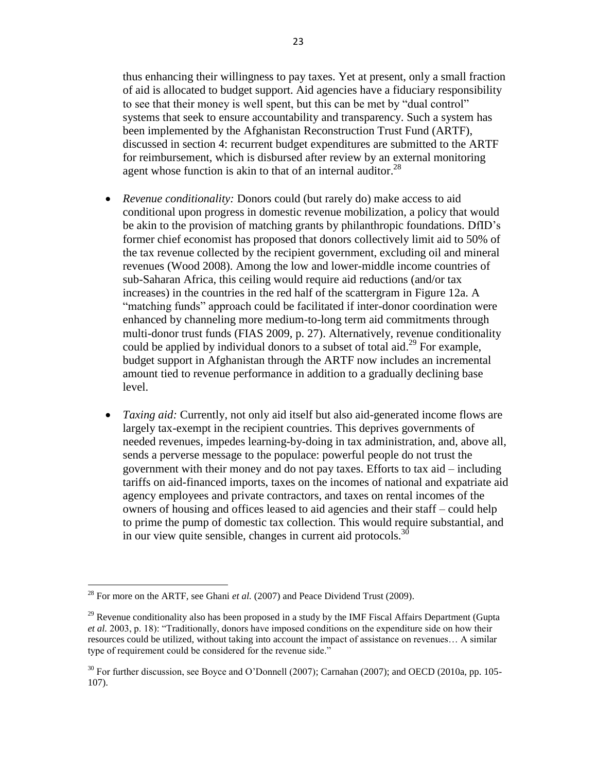thus enhancing their willingness to pay taxes. Yet at present, only a small fraction of aid is allocated to budget support. Aid agencies have a fiduciary responsibility to see that their money is well spent, but this can be met by "dual control" systems that seek to ensure accountability and transparency. Such a system has been implemented by the Afghanistan Reconstruction Trust Fund (ARTF), discussed in section 4: recurrent budget expenditures are submitted to the ARTF for reimbursement, which is disbursed after review by an external monitoring agent whose function is akin to that of an internal auditor.[28]

- *Revenue conditionality:* Donors could (but rarely do) make access to aid conditional upon progress in domestic revenue mobilization, a policy that would be akin to the provision of matching grants by philanthropic foundations. DfID's former chief economist has proposed that donors collectively limit aid to 50% of the tax revenue collected by the recipient government, excluding oil and mineral revenues (Wood 2008). Among the low and lower-middle income countries of sub-Saharan Africa, this ceiling would require aid reductions (and/or tax increases) in the countries in the red half of the scattergram in Figure 12a. A "matching funds" approach could be facilitated if inter-donor coordination were enhanced by channeling more medium-to-long term aid commitments through multi-donor trust funds (FIAS 2009, p. 27). Alternatively, revenue conditionality could be applied by individual donors to a subset of total aid.[29] For example, budget support in Afghanistan through the ARTF now includes an incremental amount tied to revenue performance in addition to a gradually declining base level.

- *Taxing aid:* Currently, not only aid itself but also aid-generated income flows are largely tax-exempt in the recipient countries. This deprives governments of needed revenues, impedes learning-by-doing in tax administration, and, above all, sends a perverse message to the populace: powerful people do not trust the government with their money and do not pay taxes. Efforts to tax aid – including tariffs on aid-financed imports, taxes on the incomes of national and expatriate aid agency employees and private contractors, and taxes on rental incomes of the owners of housing and offices leased to aid agencies and their staff – could help to prime the pump of domestic tax collection. This would require substantial, and in our view quite sensible, changes in current aid protocols.[30]

---

[28] For more on the ARTF, see Ghani *et al.* (2007) and Peace Dividend Trust (2009).

[29] Revenue conditionality also has been proposed in a study by the IMF Fiscal Affairs Department (Gupta *et al.* 2003, p. 18): "Traditionally, donors have imposed conditions on the expenditure side on how their resources could be utilized, without taking into account the impact of assistance on revenues… A similar type of requirement could be considered for the revenue side."

[30] For further discussion, see Boyce and O'Donnell (2007); Carnahan (2007); and OECD (2010a, pp. 105-107).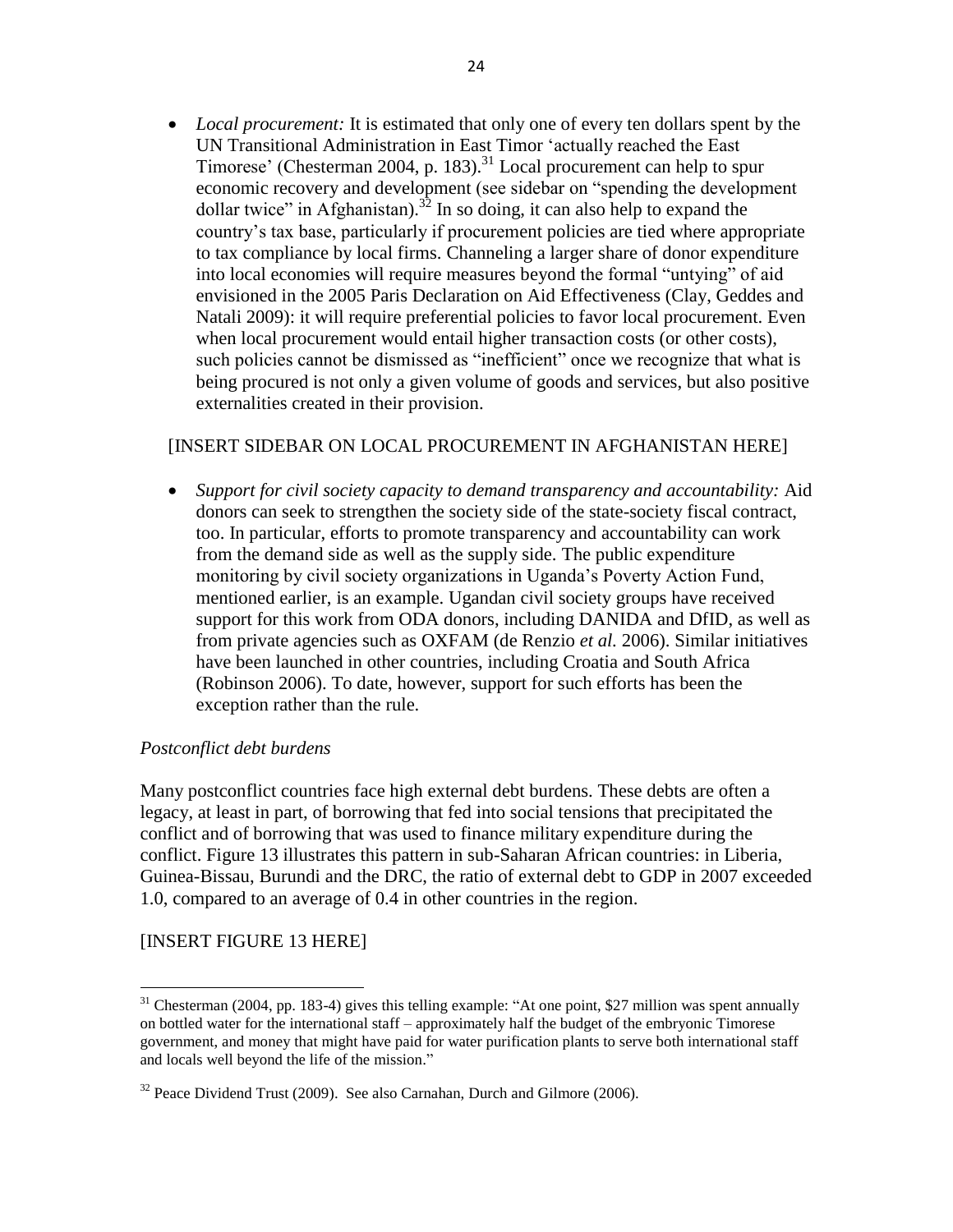- *Local procurement:* It is estimated that only one of every ten dollars spent by the UN Transitional Administration in East Timor 'actually reached the East Timorese' (Chesterman 2004, p. 183).[31] Local procurement can help to spur economic recovery and development (see sidebar on "spending the development dollar twice" in Afghanistan).[32] In so doing, it can also help to expand the country's tax base, particularly if procurement policies are tied where appropriate to tax compliance by local firms. Channeling a larger share of donor expenditure into local economies will require measures beyond the formal "untying" of aid envisioned in the 2005 Paris Declaration on Aid Effectiveness (Clay, Geddes and Natali 2009): it will require preferential policies to favor local procurement. Even when local procurement would entail higher transaction costs (or other costs), such policies cannot be dismissed as "inefficient" once we recognize that what is being procured is not only a given volume of goods and services, but also positive externalities created in their provision.

[INSERT SIDEBAR ON LOCAL PROCUREMENT IN AFGHANISTAN HERE]

- *Support for civil society capacity to demand transparency and accountability:* Aid donors can seek to strengthen the society side of the state-society fiscal contract, too. In particular, efforts to promote transparency and accountability can work from the demand side as well as the supply side. The public expenditure monitoring by civil society organizations in Uganda's Poverty Action Fund, mentioned earlier, is an example. Ugandan civil society groups have received support for this work from ODA donors, including DANIDA and DfID, as well as from private agencies such as OXFAM (de Renzio *et al.* 2006). Similar initiatives have been launched in other countries, including Croatia and South Africa (Robinson 2006). To date, however, support for such efforts has been the exception rather than the rule.

*Postconflict debt burdens*

Many postconflict countries face high external debt burdens. These debts are often a legacy, at least in part, of borrowing that fed into social tensions that precipitated the conflict and of borrowing that was used to finance military expenditure during the conflict. Figure 13 illustrates this pattern in sub-Saharan African countries: in Liberia, Guinea-Bissau, Burundi and the DRC, the ratio of external debt to GDP in 2007 exceeded 1.0, compared to an average of 0.4 in other countries in the region.

[INSERT FIGURE 13 HERE]

[31] Chesterman (2004, pp. 183-4) gives this telling example: "At one point, $27 million was spent annually on bottled water for the international staff – approximately half the budget of the embryonic Timorese government, and money that might have paid for water purification plants to serve both international staff and locals well beyond the life of the mission."

[32] Peace Dividend Trust (2009). See also Carnahan, Durch and Gilmore (2006).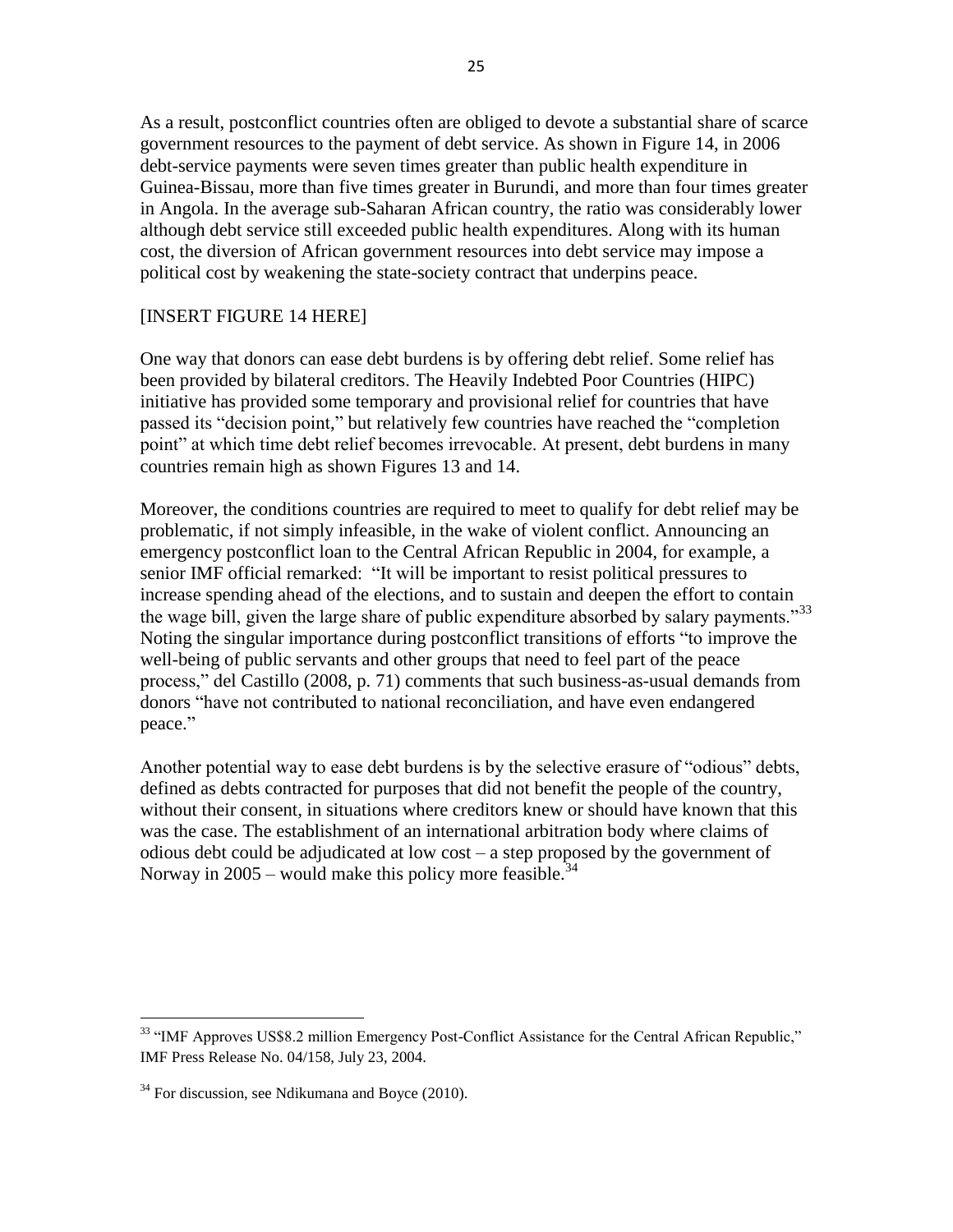As a result, postconflict countries often are obliged to devote a substantial share of scarce government resources to the payment of debt service. As shown in Figure 14, in 2006 debt-service payments were seven times greater than public health expenditure in Guinea-Bissau, more than five times greater in Burundi, and more than four times greater in Angola. In the average sub-Saharan African country, the ratio was considerably lower although debt service still exceeded public health expenditures. Along with its human cost, the diversion of African government resources into debt service may impose a political cost by weakening the state-society contract that underpins peace.

[INSERT FIGURE 14 HERE]

One way that donors can ease debt burdens is by offering debt relief. Some relief has been provided by bilateral creditors. The Heavily Indebted Poor Countries (HIPC) initiative has provided some temporary and provisional relief for countries that have passed its "decision point," but relatively few countries have reached the "completion point" at which time debt relief becomes irrevocable. At present, debt burdens in many countries remain high as shown Figures 13 and 14.

Moreover, the conditions countries are required to meet to qualify for debt relief may be problematic, if not simply infeasible, in the wake of violent conflict. Announcing an emergency postconflict loan to the Central African Republic in 2004, for example, a senior IMF official remarked: "It will be important to resist political pressures to increase spending ahead of the elections, and to sustain and deepen the effort to contain the wage bill, given the large share of public expenditure absorbed by salary payments."[33] Noting the singular importance during postconflict transitions of efforts "to improve the well-being of public servants and other groups that need to feel part of the peace process," del Castillo (2008, p. 71) comments that such business-as-usual demands from donors "have not contributed to national reconciliation, and have even endangered peace."

Another potential way to ease debt burdens is by the selective erasure of "odious" debts, defined as debts contracted for purposes that did not benefit the people of the country, without their consent, in situations where creditors knew or should have known that this was the case. The establishment of an international arbitration body where claims of odious debt could be adjudicated at low cost – a step proposed by the government of Norway in 2005 – would make this policy more feasible.[34]

---

[33] "IMF Approves US$8.2 million Emergency Post-Conflict Assistance for the Central African Republic," IMF Press Release No. 04/158, July 23, 2004.

[34] For discussion, see Ndikumana and Boyce (2010).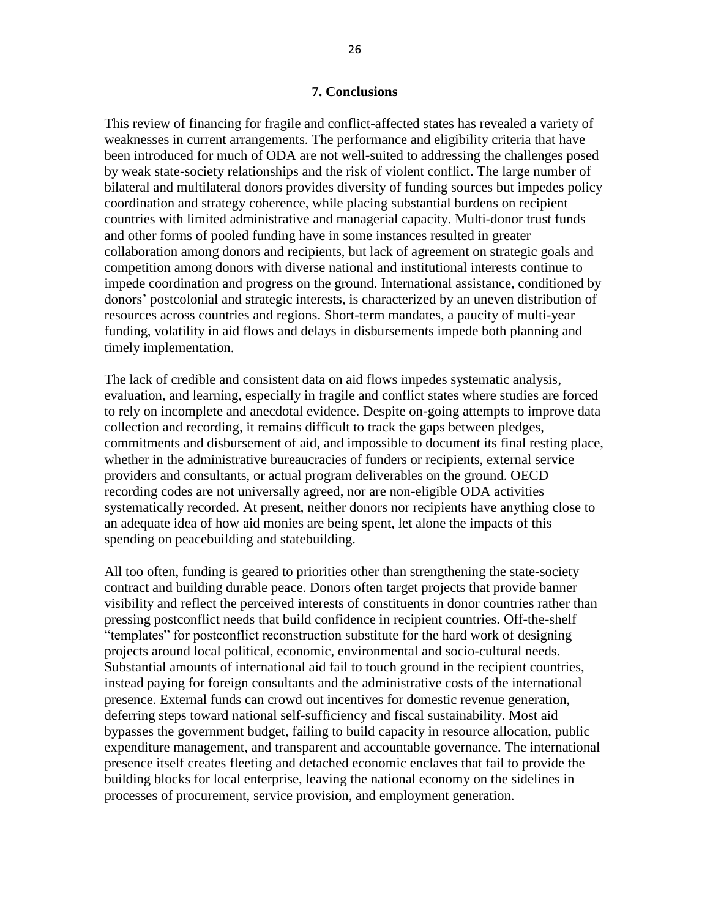## 7. Conclusions

This review of financing for fragile and conflict-affected states has revealed a variety of weaknesses in current arrangements. The performance and eligibility criteria that have been introduced for much of ODA are not well-suited to addressing the challenges posed by weak state-society relationships and the risk of violent conflict. The large number of bilateral and multilateral donors provides diversity of funding sources but impedes policy coordination and strategy coherence, while placing substantial burdens on recipient countries with limited administrative and managerial capacity. Multi-donor trust funds and other forms of pooled funding have in some instances resulted in greater collaboration among donors and recipients, but lack of agreement on strategic goals and competition among donors with diverse national and institutional interests continue to impede coordination and progress on the ground. International assistance, conditioned by donors' postcolonial and strategic interests, is characterized by an uneven distribution of resources across countries and regions. Short-term mandates, a paucity of multi-year funding, volatility in aid flows and delays in disbursements impede both planning and timely implementation.

The lack of credible and consistent data on aid flows impedes systematic analysis, evaluation, and learning, especially in fragile and conflict states where studies are forced to rely on incomplete and anecdotal evidence. Despite on-going attempts to improve data collection and recording, it remains difficult to track the gaps between pledges, commitments and disbursement of aid, and impossible to document its final resting place, whether in the administrative bureaucracies of funders or recipients, external service providers and consultants, or actual program deliverables on the ground. OECD recording codes are not universally agreed, nor are non-eligible ODA activities systematically recorded. At present, neither donors nor recipients have anything close to an adequate idea of how aid monies are being spent, let alone the impacts of this spending on peacebuilding and statebuilding.

All too often, funding is geared to priorities other than strengthening the state-society contract and building durable peace. Donors often target projects that provide banner visibility and reflect the perceived interests of constituents in donor countries rather than pressing postconflict needs that build confidence in recipient countries. Off-the-shelf "templates" for postconflict reconstruction substitute for the hard work of designing projects around local political, economic, environmental and socio-cultural needs. Substantial amounts of international aid fail to touch ground in the recipient countries, instead paying for foreign consultants and the administrative costs of the international presence. External funds can crowd out incentives for domestic revenue generation, deferring steps toward national self-sufficiency and fiscal sustainability. Most aid bypasses the government budget, failing to build capacity in resource allocation, public expenditure management, and transparent and accountable governance. The international presence itself creates fleeting and detached economic enclaves that fail to provide the building blocks for local enterprise, leaving the national economy on the sidelines in processes of procurement, service provision, and employment generation.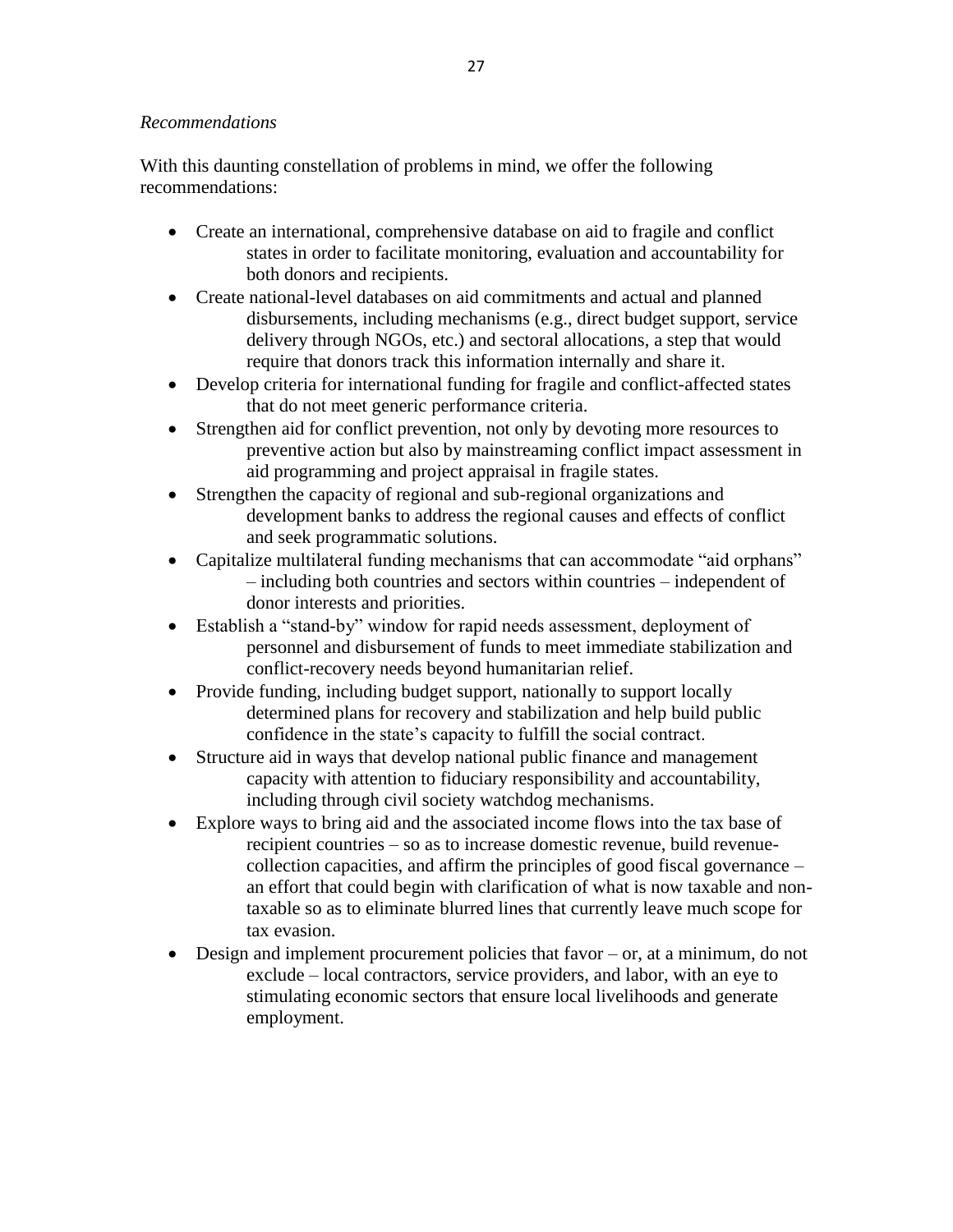*Recommendations*

With this daunting constellation of problems in mind, we offer the following recommendations:

- Create an international, comprehensive database on aid to fragile and conflict states in order to facilitate monitoring, evaluation and accountability for both donors and recipients.
- Create national-level databases on aid commitments and actual and planned disbursements, including mechanisms (e.g., direct budget support, service delivery through NGOs, etc.) and sectoral allocations, a step that would require that donors track this information internally and share it.
- Develop criteria for international funding for fragile and conflict-affected states that do not meet generic performance criteria.
- Strengthen aid for conflict prevention, not only by devoting more resources to preventive action but also by mainstreaming conflict impact assessment in aid programming and project appraisal in fragile states.
- Strengthen the capacity of regional and sub-regional organizations and development banks to address the regional causes and effects of conflict and seek programmatic solutions.
- Capitalize multilateral funding mechanisms that can accommodate "aid orphans" – including both countries and sectors within countries – independent of donor interests and priorities.
- Establish a "stand-by" window for rapid needs assessment, deployment of personnel and disbursement of funds to meet immediate stabilization and conflict-recovery needs beyond humanitarian relief.
- Provide funding, including budget support, nationally to support locally determined plans for recovery and stabilization and help build public confidence in the state's capacity to fulfill the social contract.
- Structure aid in ways that develop national public finance and management capacity with attention to fiduciary responsibility and accountability, including through civil society watchdog mechanisms.
- Explore ways to bring aid and the associated income flows into the tax base of recipient countries – so as to increase domestic revenue, build revenue-collection capacities, and affirm the principles of good fiscal governance – an effort that could begin with clarification of what is now taxable and non-taxable so as to eliminate blurred lines that currently leave much scope for tax evasion.
- Design and implement procurement policies that favor – or, at a minimum, do not exclude – local contractors, service providers, and labor, with an eye to stimulating economic sectors that ensure local livelihoods and generate employment.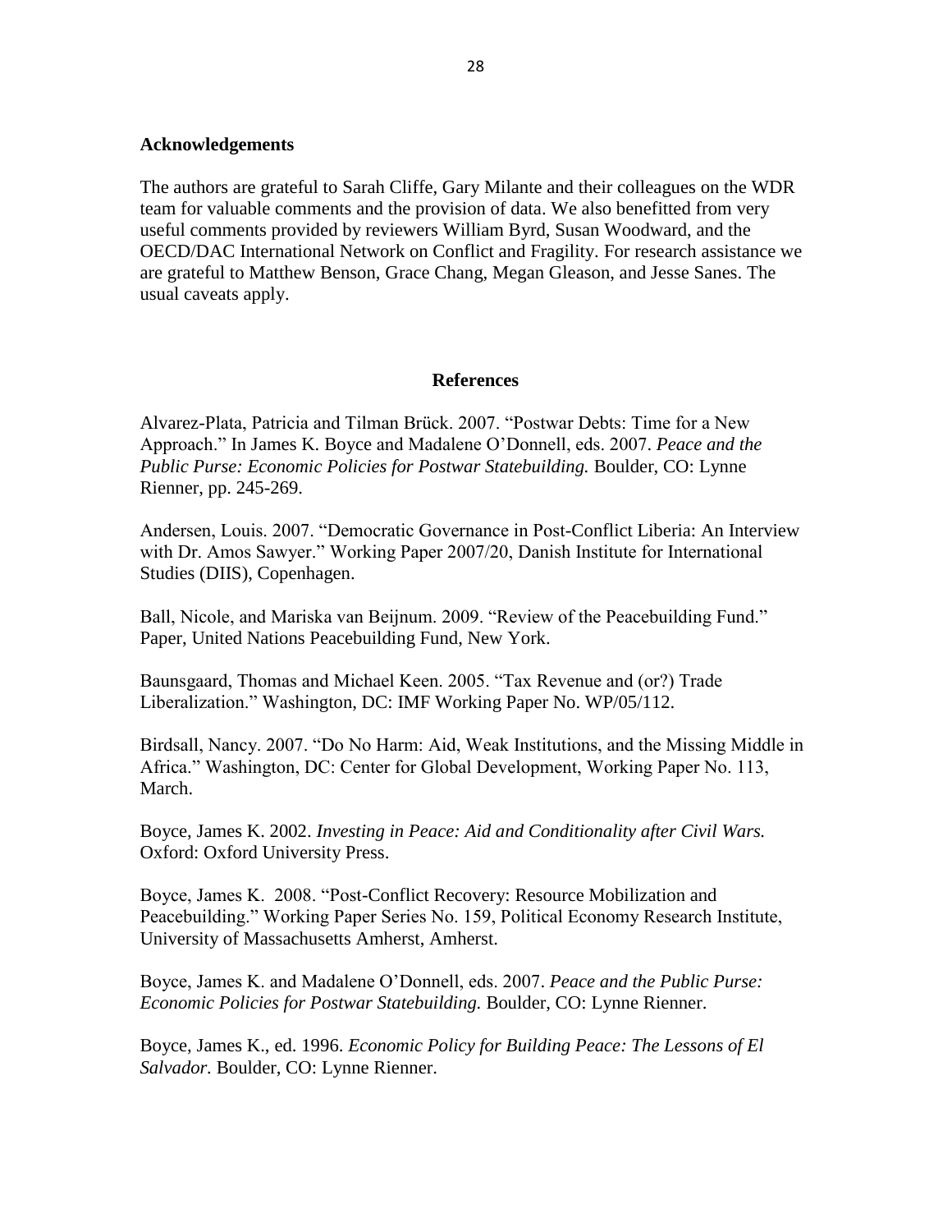## Acknowledgements

The authors are grateful to Sarah Cliffe, Gary Milante and their colleagues on the WDR team for valuable comments and the provision of data. We also benefitted from very useful comments provided by reviewers William Byrd, Susan Woodward, and the OECD/DAC International Network on Conflict and Fragility. For research assistance we are grateful to Matthew Benson, Grace Chang, Megan Gleason, and Jesse Sanes. The usual caveats apply.

## References

Alvarez-Plata, Patricia and Tilman Brück. 2007. "Postwar Debts: Time for a New Approach." In James K. Boyce and Madalene O'Donnell, eds. 2007. *Peace and the Public Purse: Economic Policies for Postwar Statebuilding.* Boulder, CO: Lynne Rienner, pp. 245-269.

Andersen, Louis. 2007. "Democratic Governance in Post-Conflict Liberia: An Interview with Dr. Amos Sawyer." Working Paper 2007/20, Danish Institute for International Studies (DIIS), Copenhagen.

Ball, Nicole, and Mariska van Beijnum. 2009. "Review of the Peacebuilding Fund." Paper, United Nations Peacebuilding Fund, New York.

Baunsgaard, Thomas and Michael Keen. 2005. "Tax Revenue and (or?) Trade Liberalization." Washington, DC: IMF Working Paper No. WP/05/112.

Birdsall, Nancy. 2007. "Do No Harm: Aid, Weak Institutions, and the Missing Middle in Africa." Washington, DC: Center for Global Development, Working Paper No. 113, March.

Boyce, James K. 2002. *Investing in Peace: Aid and Conditionality after Civil Wars.* Oxford: Oxford University Press.

Boyce, James K. 2008. "Post-Conflict Recovery: Resource Mobilization and Peacebuilding." Working Paper Series No. 159, Political Economy Research Institute, University of Massachusetts Amherst, Amherst.

Boyce, James K. and Madalene O'Donnell, eds. 2007. *Peace and the Public Purse: Economic Policies for Postwar Statebuilding.* Boulder, CO: Lynne Rienner.

Boyce, James K., ed. 1996. *Economic Policy for Building Peace: The Lessons of El Salvador.* Boulder, CO: Lynne Rienner.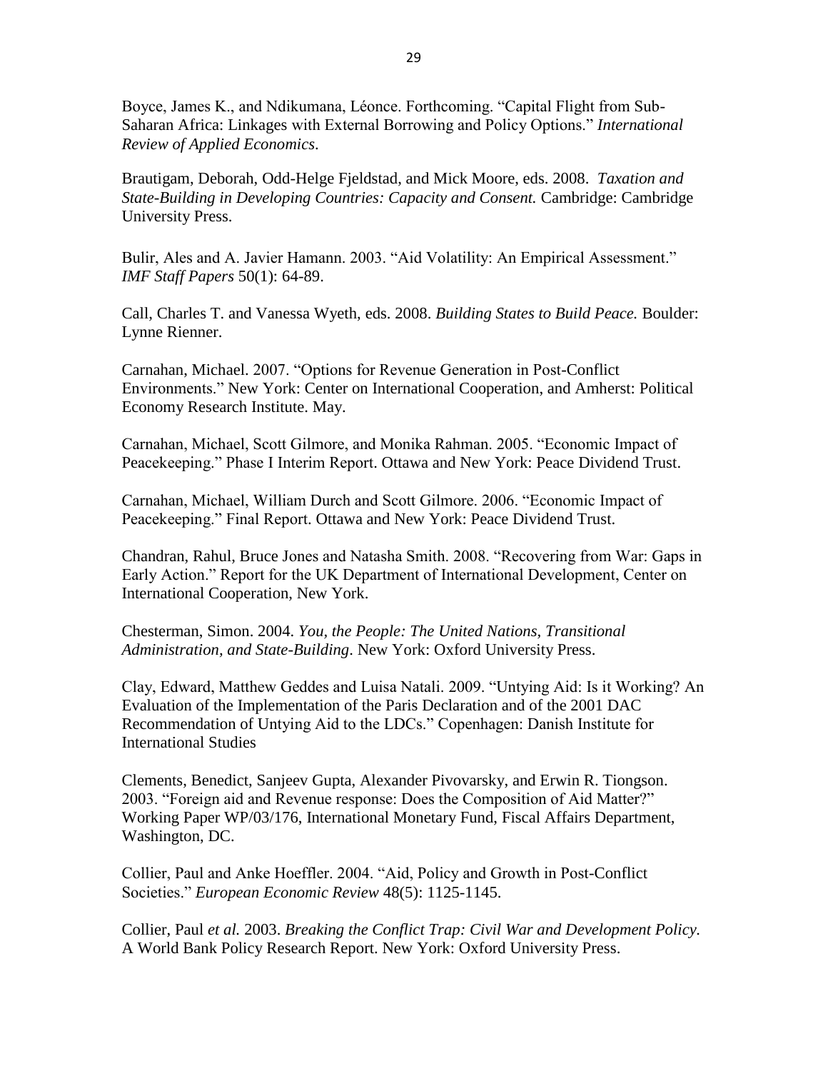Boyce, James K., and Ndikumana, Léonce. Forthcoming. "Capital Flight from Sub-Saharan Africa: Linkages with External Borrowing and Policy Options." *International Review of Applied Economics*.

Brautigam, Deborah, Odd-Helge Fjeldstad, and Mick Moore, eds. 2008. *Taxation and State-Building in Developing Countries: Capacity and Consent.* Cambridge: Cambridge University Press.

Bulir, Ales and A. Javier Hamann. 2003. "Aid Volatility: An Empirical Assessment." *IMF Staff Papers* 50(1): 64-89.

Call, Charles T. and Vanessa Wyeth, eds. 2008. *Building States to Build Peace.* Boulder: Lynne Rienner.

Carnahan, Michael. 2007. "Options for Revenue Generation in Post-Conflict Environments." New York: Center on International Cooperation, and Amherst: Political Economy Research Institute. May.

Carnahan, Michael, Scott Gilmore, and Monika Rahman. 2005. "Economic Impact of Peacekeeping." Phase I Interim Report. Ottawa and New York: Peace Dividend Trust.

Carnahan, Michael, William Durch and Scott Gilmore. 2006. "Economic Impact of Peacekeeping." Final Report. Ottawa and New York: Peace Dividend Trust.

Chandran, Rahul, Bruce Jones and Natasha Smith. 2008. "Recovering from War: Gaps in Early Action." Report for the UK Department of International Development, Center on International Cooperation, New York.

Chesterman, Simon. 2004. *You, the People: The United Nations, Transitional Administration, and State-Building*. New York: Oxford University Press.

Clay, Edward, Matthew Geddes and Luisa Natali. 2009. "Untying Aid: Is it Working? An Evaluation of the Implementation of the Paris Declaration and of the 2001 DAC Recommendation of Untying Aid to the LDCs." Copenhagen: Danish Institute for International Studies

Clements, Benedict, Sanjeev Gupta, Alexander Pivovarsky, and Erwin R. Tiongson. 2003. "Foreign aid and Revenue response: Does the Composition of Aid Matter?" Working Paper WP/03/176, International Monetary Fund, Fiscal Affairs Department, Washington, DC.

Collier, Paul and Anke Hoeffler. 2004. "Aid, Policy and Growth in Post-Conflict Societies." *European Economic Review* 48(5): 1125-1145.

Collier, Paul *et al.* 2003. *Breaking the Conflict Trap: Civil War and Development Policy.* A World Bank Policy Research Report. New York: Oxford University Press.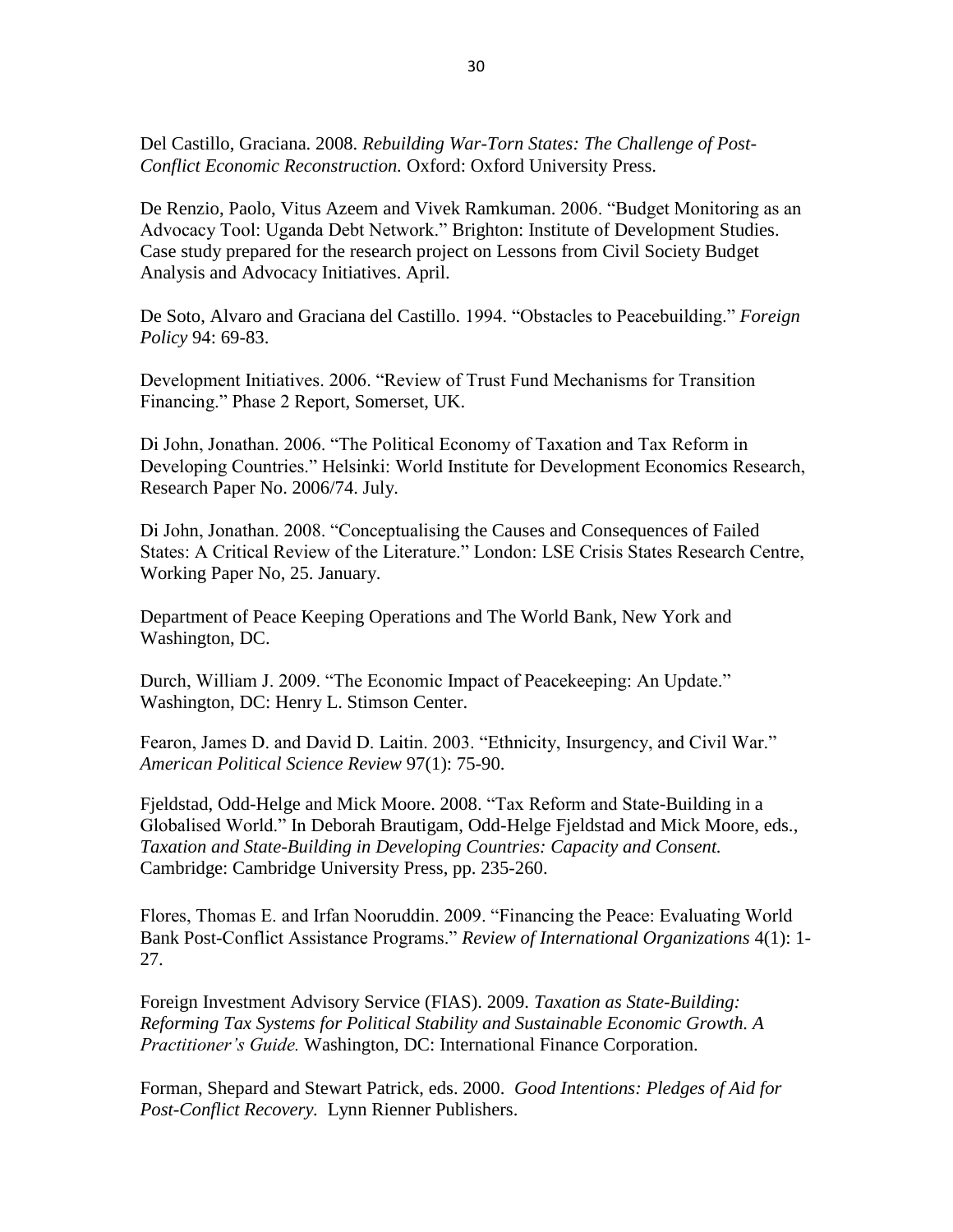Del Castillo, Graciana. 2008. *Rebuilding War-Torn States: The Challenge of Post-Conflict Economic Reconstruction.* Oxford: Oxford University Press.

De Renzio, Paolo, Vitus Azeem and Vivek Ramkuman. 2006. "Budget Monitoring as an Advocacy Tool: Uganda Debt Network." Brighton: Institute of Development Studies. Case study prepared for the research project on Lessons from Civil Society Budget Analysis and Advocacy Initiatives. April.

De Soto, Alvaro and Graciana del Castillo. 1994. "Obstacles to Peacebuilding." *Foreign Policy* 94: 69-83.

Development Initiatives. 2006. "Review of Trust Fund Mechanisms for Transition Financing." Phase 2 Report, Somerset, UK.

Di John, Jonathan. 2006. "The Political Economy of Taxation and Tax Reform in Developing Countries." Helsinki: World Institute for Development Economics Research, Research Paper No. 2006/74. July.

Di John, Jonathan. 2008. "Conceptualising the Causes and Consequences of Failed States: A Critical Review of the Literature." London: LSE Crisis States Research Centre, Working Paper No, 25. January.

Department of Peace Keeping Operations and The World Bank, New York and Washington, DC.

Durch, William J. 2009. "The Economic Impact of Peacekeeping: An Update." Washington, DC: Henry L. Stimson Center.

Fearon, James D. and David D. Laitin. 2003. "Ethnicity, Insurgency, and Civil War." *American Political Science Review* 97(1): 75-90.

Fjeldstad, Odd-Helge and Mick Moore. 2008. "Tax Reform and State-Building in a Globalised World." In Deborah Brautigam, Odd-Helge Fjeldstad and Mick Moore, eds., *Taxation and State-Building in Developing Countries: Capacity and Consent.* Cambridge: Cambridge University Press, pp. 235-260.

Flores, Thomas E. and Irfan Nooruddin. 2009. "Financing the Peace: Evaluating World Bank Post-Conflict Assistance Programs." *Review of International Organizations* 4(1): 1-27.

Foreign Investment Advisory Service (FIAS). 2009. *Taxation as State-Building: Reforming Tax Systems for Political Stability and Sustainable Economic Growth. A Practitioner's Guide.* Washington, DC: International Finance Corporation.

Forman, Shepard and Stewart Patrick, eds. 2000. *Good Intentions: Pledges of Aid for Post-Conflict Recovery.* Lynn Rienner Publishers.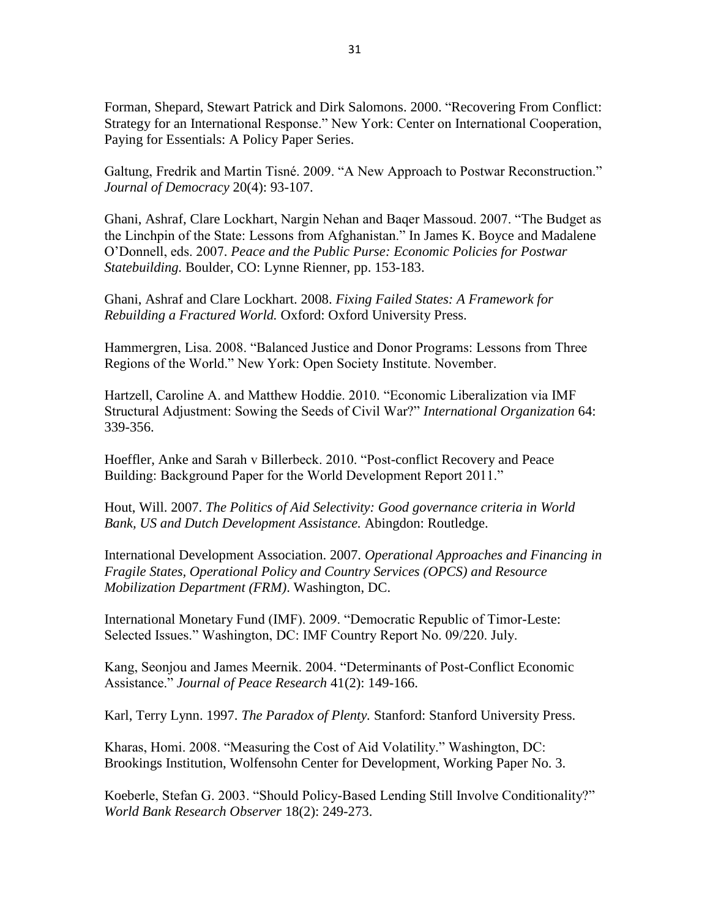Forman, Shepard, Stewart Patrick and Dirk Salomons. 2000. "Recovering From Conflict: Strategy for an International Response." New York: Center on International Cooperation, Paying for Essentials: A Policy Paper Series.

Galtung, Fredrik and Martin Tisné. 2009. "A New Approach to Postwar Reconstruction." *Journal of Democracy* 20(4): 93-107.

Ghani, Ashraf, Clare Lockhart, Nargin Nehan and Baqer Massoud. 2007. "The Budget as the Linchpin of the State: Lessons from Afghanistan." In James K. Boyce and Madalene O'Donnell, eds. 2007. *Peace and the Public Purse: Economic Policies for Postwar Statebuilding.* Boulder, CO: Lynne Rienner, pp. 153-183.

Ghani, Ashraf and Clare Lockhart. 2008. *Fixing Failed States: A Framework for Rebuilding a Fractured World.* Oxford: Oxford University Press.

Hammergren, Lisa. 2008. "Balanced Justice and Donor Programs: Lessons from Three Regions of the World." New York: Open Society Institute. November.

Hartzell, Caroline A. and Matthew Hoddie. 2010. "Economic Liberalization via IMF Structural Adjustment: Sowing the Seeds of Civil War?" *International Organization* 64: 339-356.

Hoeffler, Anke and Sarah v Billerbeck. 2010. "Post-conflict Recovery and Peace Building: Background Paper for the World Development Report 2011."

Hout, Will. 2007. *The Politics of Aid Selectivity: Good governance criteria in World Bank, US and Dutch Development Assistance.* Abingdon: Routledge.

International Development Association. 2007. *Operational Approaches and Financing in Fragile States, Operational Policy and Country Services (OPCS) and Resource Mobilization Department (FRM)*. Washington, DC.

International Monetary Fund (IMF). 2009. "Democratic Republic of Timor-Leste: Selected Issues." Washington, DC: IMF Country Report No. 09/220. July.

Kang, Seonjou and James Meernik. 2004. "Determinants of Post-Conflict Economic Assistance." *Journal of Peace Research* 41(2): 149-166.

Karl, Terry Lynn. 1997. *The Paradox of Plenty.* Stanford: Stanford University Press.

Kharas, Homi. 2008. "Measuring the Cost of Aid Volatility." Washington, DC: Brookings Institution, Wolfensohn Center for Development, Working Paper No. 3.

Koeberle, Stefan G. 2003. "Should Policy-Based Lending Still Involve Conditionality?" *World Bank Research Observer* 18(2): 249-273.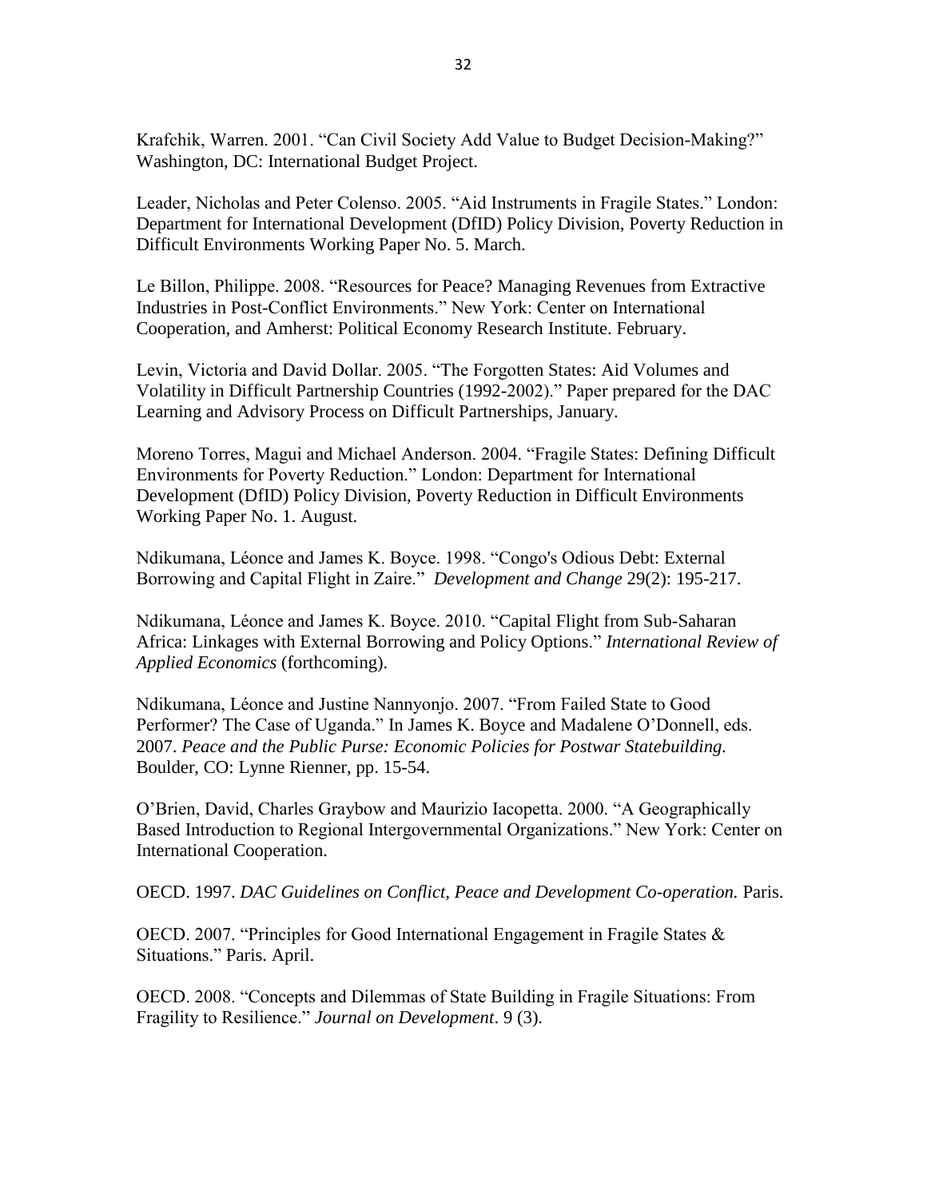Krafchik, Warren. 2001. “Can Civil Society Add Value to Budget Decision-Making?” Washington, DC: International Budget Project.

Leader, Nicholas and Peter Colenso. 2005. “Aid Instruments in Fragile States.” London: Department for International Development (DfID) Policy Division, Poverty Reduction in Difficult Environments Working Paper No. 5. March.

Le Billon, Philippe. 2008. “Resources for Peace? Managing Revenues from Extractive Industries in Post-Conflict Environments.” New York: Center on International Cooperation, and Amherst: Political Economy Research Institute. February.

Levin, Victoria and David Dollar. 2005. “The Forgotten States: Aid Volumes and Volatility in Difficult Partnership Countries (1992-2002).” Paper prepared for the DAC Learning and Advisory Process on Difficult Partnerships, January.

Moreno Torres, Magui and Michael Anderson. 2004. “Fragile States: Defining Difficult Environments for Poverty Reduction.” London: Department for International Development (DfID) Policy Division, Poverty Reduction in Difficult Environments Working Paper No. 1. August.

Ndikumana, Léonce and James K. Boyce. 1998. “Congo's Odious Debt: External Borrowing and Capital Flight in Zaire.” *Development and Change* 29(2): 195-217.

Ndikumana, Léonce and James K. Boyce. 2010. “Capital Flight from Sub-Saharan Africa: Linkages with External Borrowing and Policy Options.” *International Review of Applied Economics* (forthcoming).

Ndikumana, Léonce and Justine Nannyonjo. 2007. “From Failed State to Good Performer? The Case of Uganda.” In James K. Boyce and Madalene O’Donnell, eds. 2007. *Peace and the Public Purse: Economic Policies for Postwar Statebuilding.* Boulder, CO: Lynne Rienner, pp. 15-54.

O’Brien, David, Charles Graybow and Maurizio Iacopetta. 2000. “A Geographically Based Introduction to Regional Intergovernmental Organizations.” New York: Center on International Cooperation.

OECD. 1997. *DAC Guidelines on Conflict, Peace and Development Co-operation.* Paris.

OECD. 2007. “Principles for Good International Engagement in Fragile States & Situations.” Paris. April.

OECD. 2008. “Concepts and Dilemmas of State Building in Fragile Situations: From Fragility to Resilience.” *Journal on Development*. 9 (3).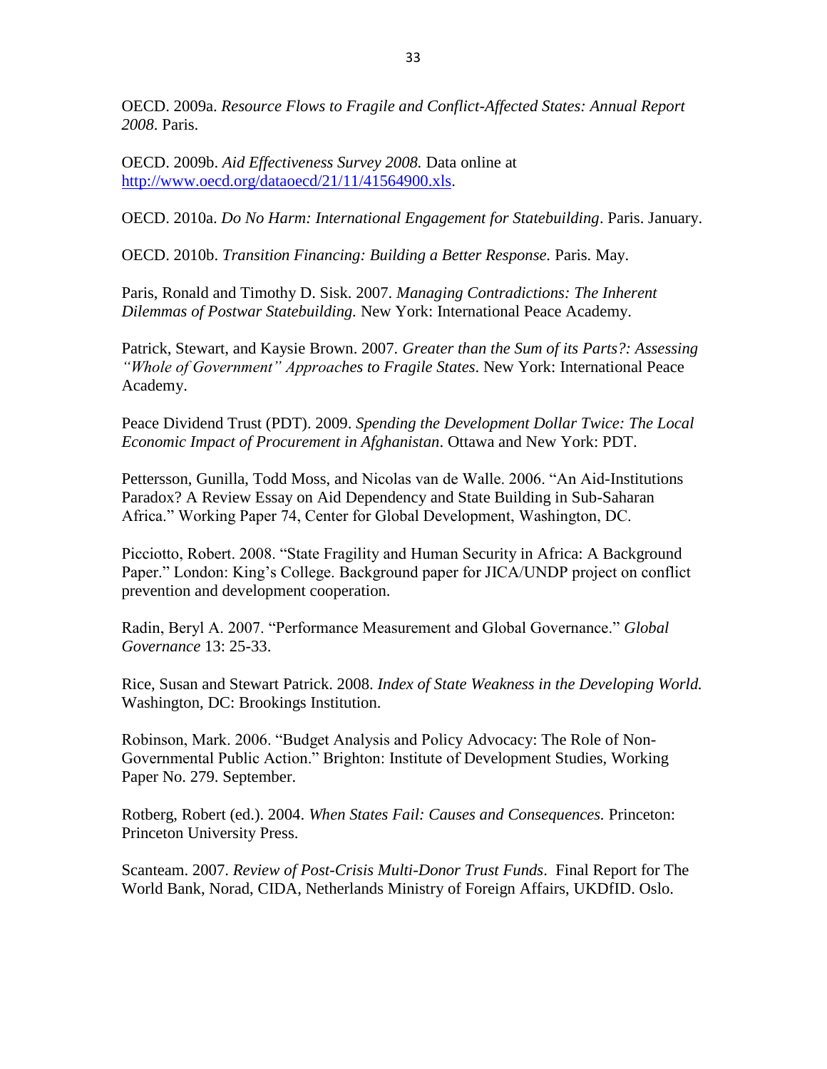OECD. 2009a. *Resource Flows to Fragile and Conflict-Affected States: Annual Report 2008*. Paris.

OECD. 2009b. *Aid Effectiveness Survey 2008.* Data online at http://www.oecd.org/dataoecd/21/11/41564900.xls.

OECD. 2010a. *Do No Harm: International Engagement for Statebuilding*. Paris. January.

OECD. 2010b. *Transition Financing: Building a Better Response.* Paris. May.

Paris, Ronald and Timothy D. Sisk. 2007. *Managing Contradictions: The Inherent Dilemmas of Postwar Statebuilding.* New York: International Peace Academy.

Patrick, Stewart, and Kaysie Brown. 2007. *Greater than the Sum of its Parts?: Assessing "Whole of Government" Approaches to Fragile States*. New York: International Peace Academy.

Peace Dividend Trust (PDT). 2009. *Spending the Development Dollar Twice: The Local Economic Impact of Procurement in Afghanistan*. Ottawa and New York: PDT.

Pettersson, Gunilla, Todd Moss, and Nicolas van de Walle. 2006. "An Aid-Institutions Paradox? A Review Essay on Aid Dependency and State Building in Sub-Saharan Africa." Working Paper 74, Center for Global Development, Washington, DC.

Picciotto, Robert. 2008. "State Fragility and Human Security in Africa: A Background Paper." London: King's College. Background paper for JICA/UNDP project on conflict prevention and development cooperation.

Radin, Beryl A. 2007. "Performance Measurement and Global Governance." *Global Governance* 13: 25-33.

Rice, Susan and Stewart Patrick. 2008. *Index of State Weakness in the Developing World.* Washington, DC: Brookings Institution.

Robinson, Mark. 2006. "Budget Analysis and Policy Advocacy: The Role of Non-Governmental Public Action." Brighton: Institute of Development Studies, Working Paper No. 279. September.

Rotberg, Robert (ed.). 2004. *When States Fail: Causes and Consequences.* Princeton: Princeton University Press.

Scanteam. 2007. *Review of Post-Crisis Multi-Donor Trust Funds*. Final Report for The World Bank, Norad, CIDA, Netherlands Ministry of Foreign Affairs, UKDfID. Oslo.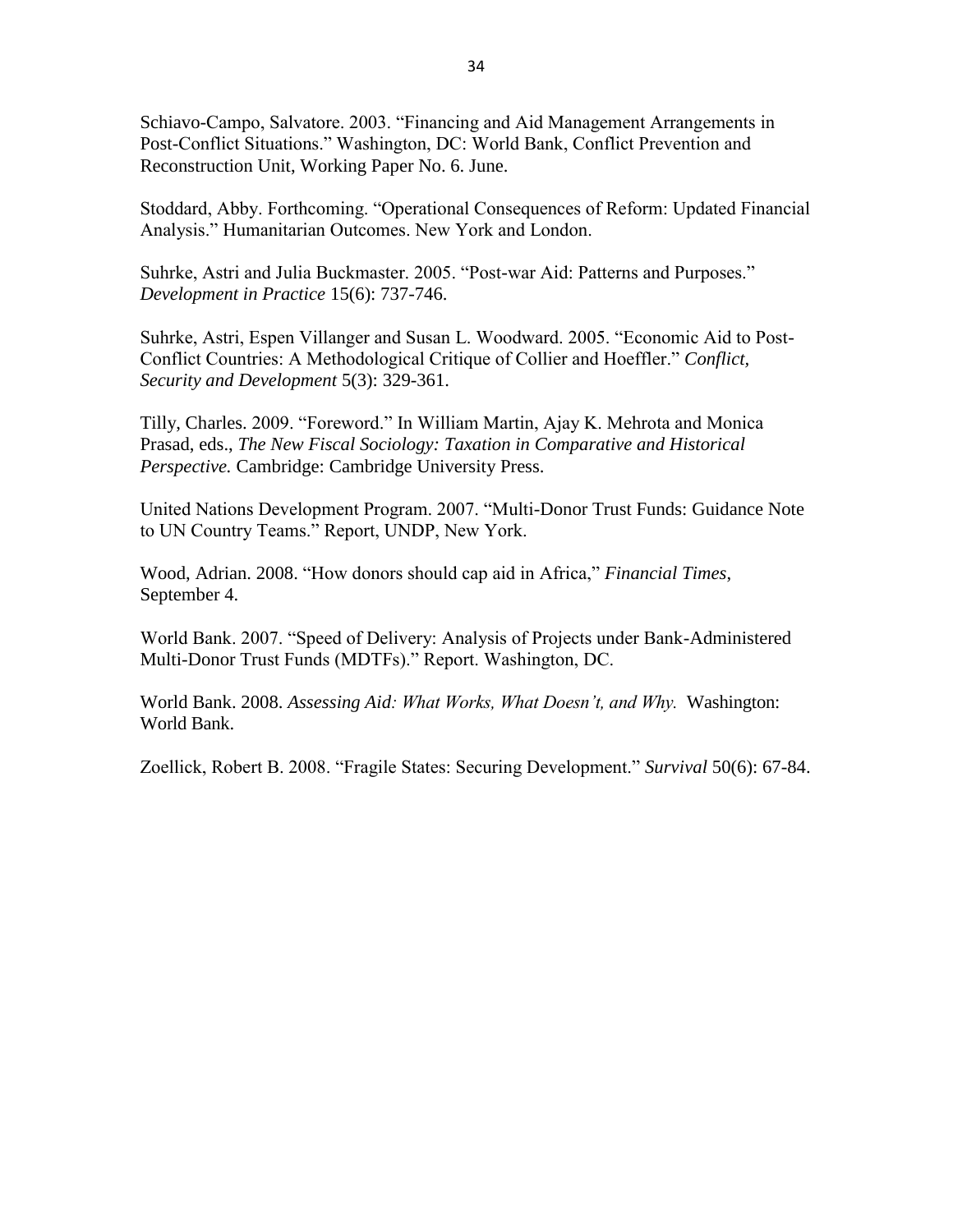Schiavo-Campo, Salvatore. 2003. “Financing and Aid Management Arrangements in Post-Conflict Situations.” Washington, DC: World Bank, Conflict Prevention and Reconstruction Unit, Working Paper No. 6. June.

Stoddard, Abby. Forthcoming. “Operational Consequences of Reform: Updated Financial Analysis.” Humanitarian Outcomes. New York and London.

Suhrke, Astri and Julia Buckmaster. 2005. “Post-war Aid: Patterns and Purposes.” *Development in Practice* 15(6): 737-746.

Suhrke, Astri, Espen Villanger and Susan L. Woodward. 2005. “Economic Aid to Post-Conflict Countries: A Methodological Critique of Collier and Hoeffler.” *Conflict, Security and Development* 5(3): 329-361.

Tilly, Charles. 2009. “Foreword.” In William Martin, Ajay K. Mehrota and Monica Prasad, eds., *The New Fiscal Sociology: Taxation in Comparative and Historical Perspective.* Cambridge: Cambridge University Press.

United Nations Development Program. 2007. “Multi-Donor Trust Funds: Guidance Note to UN Country Teams.” Report, UNDP, New York.

Wood, Adrian. 2008. “How donors should cap aid in Africa,” *Financial Times*, September 4.

World Bank. 2007. “Speed of Delivery: Analysis of Projects under Bank-Administered Multi-Donor Trust Funds (MDTFs).” Report. Washington, DC.

World Bank. 2008. *Assessing Aid: What Works, What Doesn’t, and Why.* Washington: World Bank.

Zoellick, Robert B. 2008. “Fragile States: Securing Development.” *Survival* 50(6): 67-84.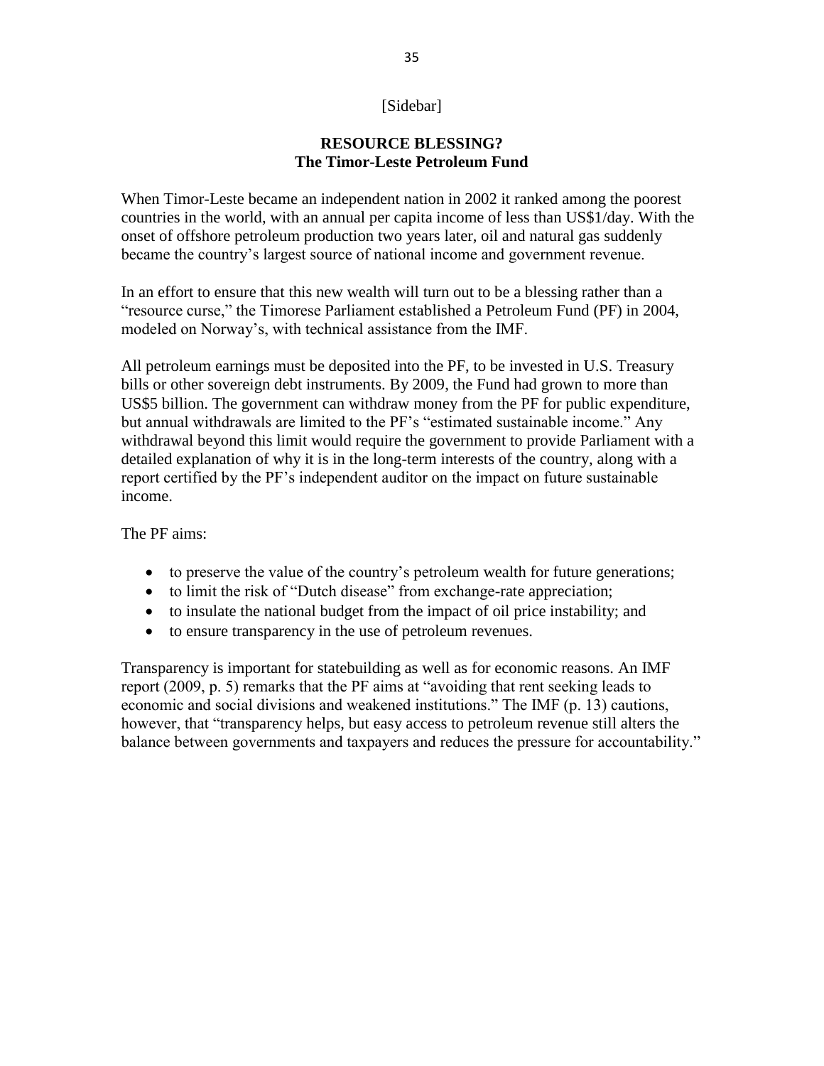[Sidebar]

## RESOURCE BLESSING?
## The Timor-Leste Petroleum Fund

When Timor-Leste became an independent nation in 2002 it ranked among the poorest countries in the world, with an annual per capita income of less than US$1/day. With the onset of offshore petroleum production two years later, oil and natural gas suddenly became the country's largest source of national income and government revenue.

In an effort to ensure that this new wealth will turn out to be a blessing rather than a "resource curse," the Timorese Parliament established a Petroleum Fund (PF) in 2004, modeled on Norway's, with technical assistance from the IMF.

All petroleum earnings must be deposited into the PF, to be invested in U.S. Treasury bills or other sovereign debt instruments. By 2009, the Fund had grown to more than US$5 billion. The government can withdraw money from the PF for public expenditure, but annual withdrawals are limited to the PF's "estimated sustainable income." Any withdrawal beyond this limit would require the government to provide Parliament with a detailed explanation of why it is in the long-term interests of the country, along with a report certified by the PF's independent auditor on the impact on future sustainable income.

The PF aims:

- to preserve the value of the country's petroleum wealth for future generations;
- to limit the risk of "Dutch disease" from exchange-rate appreciation;
- to insulate the national budget from the impact of oil price instability; and
- to ensure transparency in the use of petroleum revenues.

Transparency is important for statebuilding as well as for economic reasons. An IMF report (2009, p. 5) remarks that the PF aims at "avoiding that rent seeking leads to economic and social divisions and weakened institutions." The IMF (p. 13) cautions, however, that "transparency helps, but easy access to petroleum revenue still alters the balance between governments and taxpayers and reduces the pressure for accountability."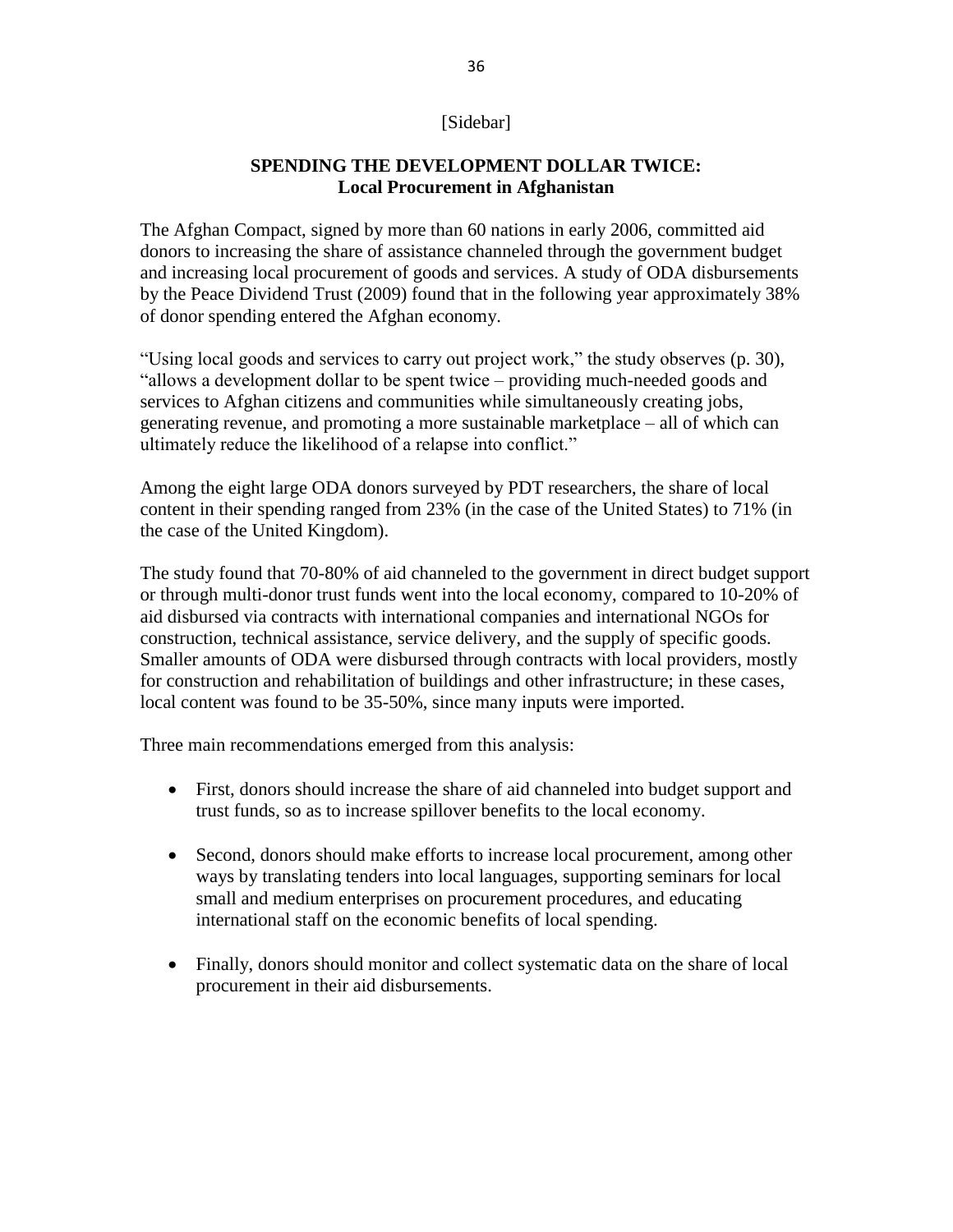[Sidebar]

**SPENDING THE DEVELOPMENT DOLLAR TWICE:**
**Local Procurement in Afghanistan**

The Afghan Compact, signed by more than 60 nations in early 2006, committed aid donors to increasing the share of assistance channeled through the government budget and increasing local procurement of goods and services. A study of ODA disbursements by the Peace Dividend Trust (2009) found that in the following year approximately 38% of donor spending entered the Afghan economy.

"Using local goods and services to carry out project work," the study observes (p. 30), "allows a development dollar to be spent twice – providing much-needed goods and services to Afghan citizens and communities while simultaneously creating jobs, generating revenue, and promoting a more sustainable marketplace – all of which can ultimately reduce the likelihood of a relapse into conflict."

Among the eight large ODA donors surveyed by PDT researchers, the share of local content in their spending ranged from 23% (in the case of the United States) to 71% (in the case of the United Kingdom).

The study found that 70-80% of aid channeled to the government in direct budget support or through multi-donor trust funds went into the local economy, compared to 10-20% of aid disbursed via contracts with international companies and international NGOs for construction, technical assistance, service delivery, and the supply of specific goods. Smaller amounts of ODA were disbursed through contracts with local providers, mostly for construction and rehabilitation of buildings and other infrastructure; in these cases, local content was found to be 35-50%, since many inputs were imported.

Three main recommendations emerged from this analysis:

- First, donors should increase the share of aid channeled into budget support and trust funds, so as to increase spillover benefits to the local economy.
- Second, donors should make efforts to increase local procurement, among other ways by translating tenders into local languages, supporting seminars for local small and medium enterprises on procurement procedures, and educating international staff on the economic benefits of local spending.
- Finally, donors should monitor and collect systematic data on the share of local procurement in their aid disbursements.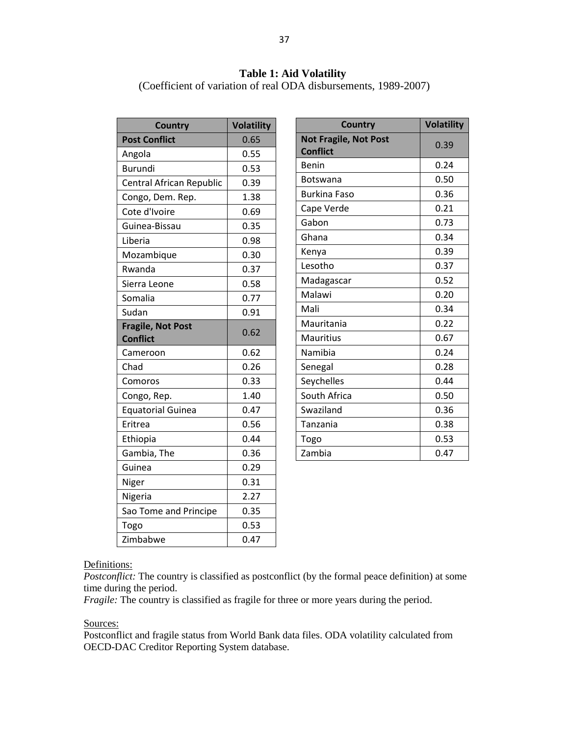**Table 1: Aid Volatility**
(Coefficient of variation of real ODA disbursements, 1989-2007)

| Country | Volatility |
|---|---|
| **Post Conflict** | 0.65 |
| Angola | 0.55 |
| Burundi | 0.53 |
| Central African Republic | 0.39 |
| Congo, Dem. Rep. | 1.38 |
| Cote d'Ivoire | 0.69 |
| Guinea-Bissau | 0.35 |
| Liberia | 0.98 |
| Mozambique | 0.30 |
| Rwanda | 0.37 |
| Sierra Leone | 0.58 |
| Somalia | 0.77 |
| Sudan | 0.91 |
| **Fragile, Not Post Conflict** | 0.62 |
| Cameroon | 0.62 |
| Chad | 0.26 |
| Comoros | 0.33 |
| Congo, Rep. | 1.40 |
| Equatorial Guinea | 0.47 |
| Eritrea | 0.56 |
| Ethiopia | 0.44 |
| Gambia, The | 0.36 |
| Guinea | 0.29 |
| Niger | 0.31 |
| Nigeria | 2.27 |
| Sao Tome and Principe | 0.35 |
| Togo | 0.53 |
| Zimbabwe | 0.47 |

| Country | Volatility |
|---|---|
| **Not Fragile, Not Post Conflict** | 0.39 |
| Benin | 0.24 |
| Botswana | 0.50 |
| Burkina Faso | 0.36 |
| Cape Verde | 0.21 |
| Gabon | 0.73 |
| Ghana | 0.34 |
| Kenya | 0.39 |
| Lesotho | 0.37 |
| Madagascar | 0.52 |
| Malawi | 0.20 |
| Mali | 0.34 |
| Mauritania | 0.22 |
| Mauritius | 0.67 |
| Namibia | 0.24 |
| Senegal | 0.28 |
| Seychelles | 0.44 |
| South Africa | 0.50 |
| Swaziland | 0.36 |
| Tanzania | 0.38 |
| Togo | 0.53 |
| Zambia | 0.47 |

Definitions:
*Postconflict:* The country is classified as postconflict (by the formal peace definition) at some time during the period.
*Fragile:* The country is classified as fragile for three or more years during the period.

Sources:
Postconflict and fragile status from World Bank data files. ODA volatility calculated from OECD-DAC Creditor Reporting System database.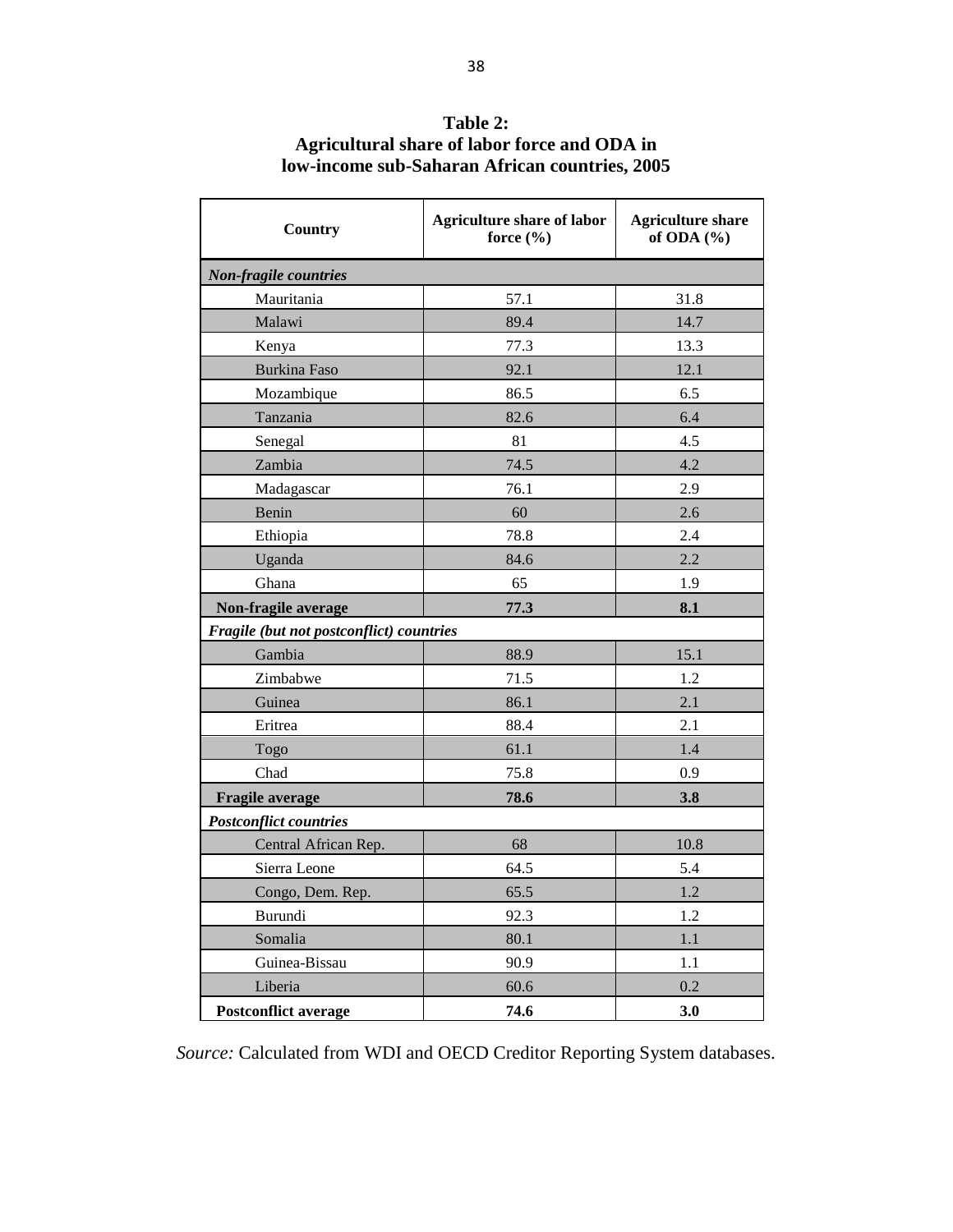**Table 2: Agricultural share of labor force and ODA in low-income sub-Saharan African countries, 2005**

| Country | Agriculture share of labor force (%) | Agriculture share of ODA (%) |
|---|---|---|
| ***Non-fragile countries*** | | |
| Mauritania | 57.1 | 31.8 |
| Malawi | 89.4 | 14.7 |
| Kenya | 77.3 | 13.3 |
| Burkina Faso | 92.1 | 12.1 |
| Mozambique | 86.5 | 6.5 |
| Tanzania | 82.6 | 6.4 |
| Senegal | 81 | 4.5 |
| Zambia | 74.5 | 4.2 |
| Madagascar | 76.1 | 2.9 |
| Benin | 60 | 2.6 |
| Ethiopia | 78.8 | 2.4 |
| Uganda | 84.6 | 2.2 |
| Ghana | 65 | 1.9 |
| **Non-fragile average** | **77.3** | **8.1** |
| ***Fragile (but not postconflict) countries*** | | |
| Gambia | 88.9 | 15.1 |
| Zimbabwe | 71.5 | 1.2 |
| Guinea | 86.1 | 2.1 |
| Eritrea | 88.4 | 2.1 |
| Togo | 61.1 | 1.4 |
| Chad | 75.8 | 0.9 |
| **Fragile average** | **78.6** | **3.8** |
| ***Postconflict countries*** | | |
| Central African Rep. | 68 | 10.8 |
| Sierra Leone | 64.5 | 5.4 |
| Congo, Dem. Rep. | 65.5 | 1.2 |
| Burundi | 92.3 | 1.2 |
| Somalia | 80.1 | 1.1 |
| Guinea-Bissau | 90.9 | 1.1 |
| Liberia | 60.6 | 0.2 |
| **Postconflict average** | **74.6** | **3.0** |

*Source:* Calculated from WDI and OECD Creditor Reporting System databases.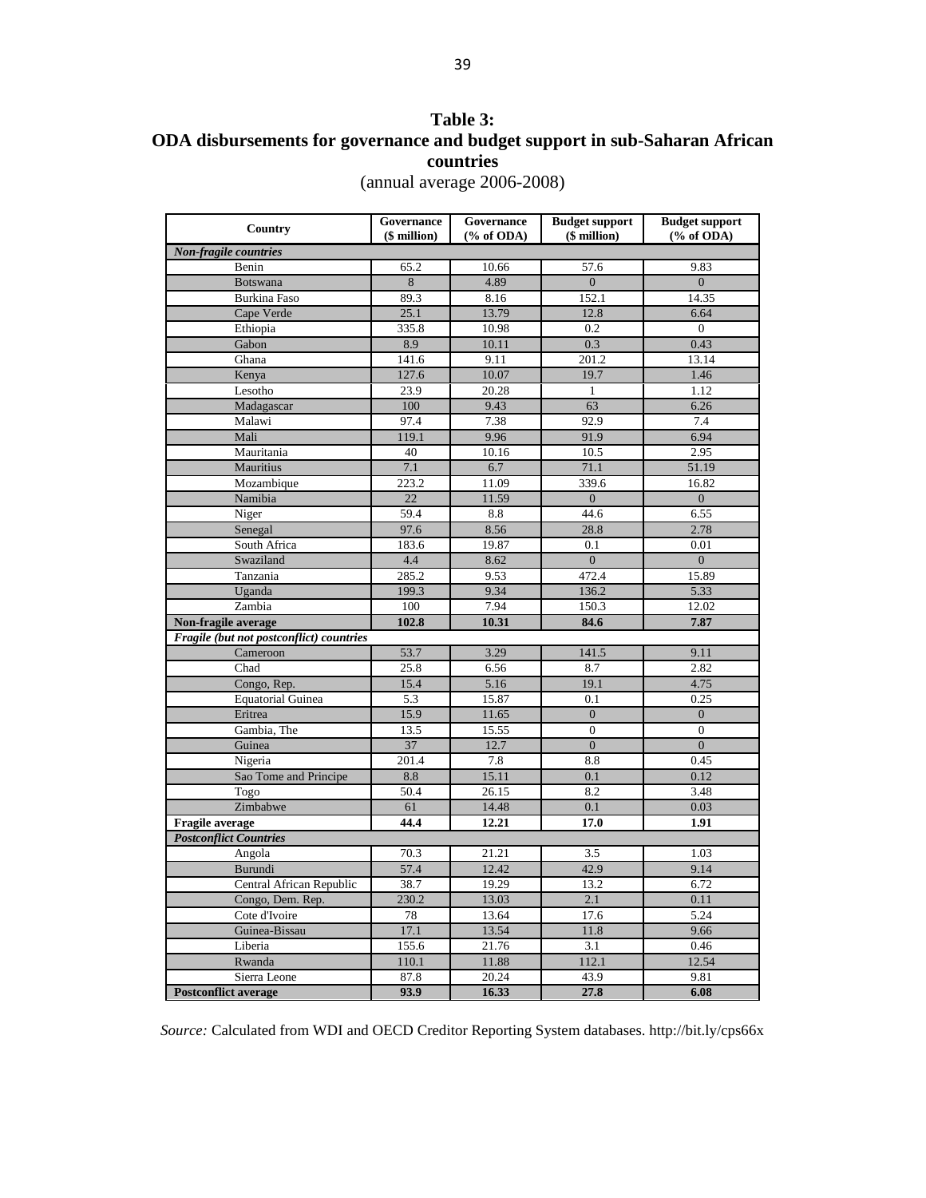**Table 3:**
**ODA disbursements for governance and budget support in sub-Saharan African countries**
(annual average 2006-2008)

| Country | Governance ($ million) | Governance (% of ODA) | Budget support ($ million) | Budget support (% of ODA) |
|---|---|---|---|---|
| ***Non-fragile countries*** | | | | |
| Benin | 65.2 | 10.66 | 57.6 | 9.83 |
| Botswana | 8 | 4.89 | 0 | 0 |
| Burkina Faso | 89.3 | 8.16 | 152.1 | 14.35 |
| Cape Verde | 25.1 | 13.79 | 12.8 | 6.64 |
| Ethiopia | 335.8 | 10.98 | 0.2 | 0 |
| Gabon | 8.9 | 10.11 | 0.3 | 0.43 |
| Ghana | 141.6 | 9.11 | 201.2 | 13.14 |
| Kenya | 127.6 | 10.07 | 19.7 | 1.46 |
| Lesotho | 23.9 | 20.28 | 1 | 1.12 |
| Madagascar | 100 | 9.43 | 63 | 6.26 |
| Malawi | 97.4 | 7.38 | 92.9 | 7.4 |
| Mali | 119.1 | 9.96 | 91.9 | 6.94 |
| Mauritania | 40 | 10.16 | 10.5 | 2.95 |
| Mauritius | 7.1 | 6.7 | 71.1 | 51.19 |
| Mozambique | 223.2 | 11.09 | 339.6 | 16.82 |
| Namibia | 22 | 11.59 | 0 | 0 |
| Niger | 59.4 | 8.8 | 44.6 | 6.55 |
| Senegal | 97.6 | 8.56 | 28.8 | 2.78 |
| South Africa | 183.6 | 19.87 | 0.1 | 0.01 |
| Swaziland | 4.4 | 8.62 | 0 | 0 |
| Tanzania | 285.2 | 9.53 | 472.4 | 15.89 |
| Uganda | 199.3 | 9.34 | 136.2 | 5.33 |
| Zambia | 100 | 7.94 | 150.3 | 12.02 |
| **Non-fragile average** | **102.8** | **10.31** | **84.6** | **7.87** |
| ***Fragile (but not postconflict) countries*** | | | | |
| Cameroon | 53.7 | 3.29 | 141.5 | 9.11 |
| Chad | 25.8 | 6.56 | 8.7 | 2.82 |
| Congo, Rep. | 15.4 | 5.16 | 19.1 | 4.75 |
| Equatorial Guinea | 5.3 | 15.87 | 0.1 | 0.25 |
| Eritrea | 15.9 | 11.65 | 0 | 0 |
| Gambia, The | 13.5 | 15.55 | 0 | 0 |
| Guinea | 37 | 12.7 | 0 | 0 |
| Nigeria | 201.4 | 7.8 | 8.8 | 0.45 |
| Sao Tome and Principe | 8.8 | 15.11 | 0.1 | 0.12 |
| Togo | 50.4 | 26.15 | 8.2 | 3.48 |
| Zimbabwe | 61 | 14.48 | 0.1 | 0.03 |
| **Fragile average** | **44.4** | **12.21** | **17.0** | **1.91** |
| ***Postconflict Countries*** | | | | |
| Angola | 70.3 | 21.21 | 3.5 | 1.03 |
| Burundi | 57.4 | 12.42 | 42.9 | 9.14 |
| Central African Republic | 38.7 | 19.29 | 13.2 | 6.72 |
| Congo, Dem. Rep. | 230.2 | 13.03 | 2.1 | 0.11 |
| Cote d'Ivoire | 78 | 13.64 | 17.6 | 5.24 |
| Guinea-Bissau | 17.1 | 13.54 | 11.8 | 9.66 |
| Liberia | 155.6 | 21.76 | 3.1 | 0.46 |
| Rwanda | 110.1 | 11.88 | 112.1 | 12.54 |
| Sierra Leone | 87.8 | 20.24 | 43.9 | 9.81 |
| **Postconflict average** | **93.9** | **16.33** | **27.8** | **6.08** |

*Source:* Calculated from WDI and OECD Creditor Reporting System databases. http://bit.ly/cps66x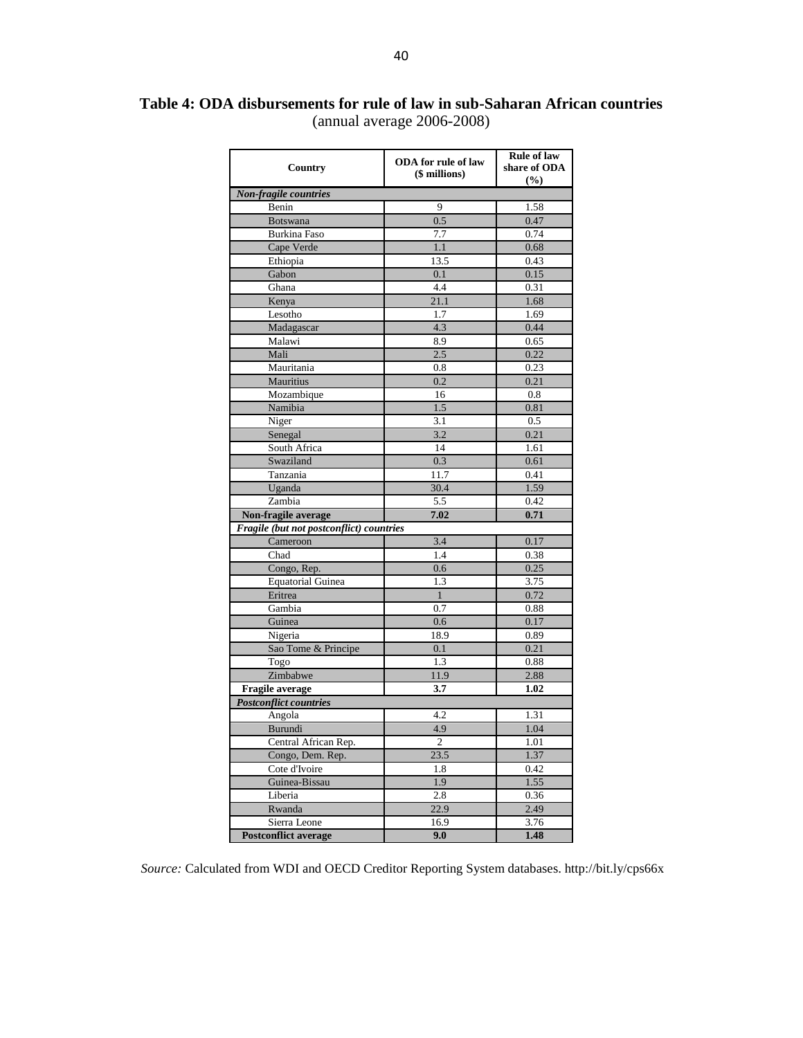**Table 4: ODA disbursements for rule of law in sub-Saharan African countries**
(annual average 2006-2008)

| Country | ODA for rule of law ($ millions) | Rule of law share of ODA (%) |
|---|---|---|
| ***Non-fragile countries*** | | |
| Benin | 9 | 1.58 |
| Botswana | 0.5 | 0.47 |
| Burkina Faso | 7.7 | 0.74 |
| Cape Verde | 1.1 | 0.68 |
| Ethiopia | 13.5 | 0.43 |
| Gabon | 0.1 | 0.15 |
| Ghana | 4.4 | 0.31 |
| Kenya | 21.1 | 1.68 |
| Lesotho | 1.7 | 1.69 |
| Madagascar | 4.3 | 0.44 |
| Malawi | 8.9 | 0.65 |
| Mali | 2.5 | 0.22 |
| Mauritania | 0.8 | 0.23 |
| Mauritius | 0.2 | 0.21 |
| Mozambique | 16 | 0.8 |
| Namibia | 1.5 | 0.81 |
| Niger | 3.1 | 0.5 |
| Senegal | 3.2 | 0.21 |
| South Africa | 14 | 1.61 |
| Swaziland | 0.3 | 0.61 |
| Tanzania | 11.7 | 0.41 |
| Uganda | 30.4 | 1.59 |
| Zambia | 5.5 | 0.42 |
| **Non-fragile average** | **7.02** | **0.71** |
| ***Fragile (but not postconflict) countries*** | | |
| Cameroon | 3.4 | 0.17 |
| Chad | 1.4 | 0.38 |
| Congo, Rep. | 0.6 | 0.25 |
| Equatorial Guinea | 1.3 | 3.75 |
| Eritrea | 1 | 0.72 |
| Gambia | 0.7 | 0.88 |
| Guinea | 0.6 | 0.17 |
| Nigeria | 18.9 | 0.89 |
| Sao Tome & Principe | 0.1 | 0.21 |
| Togo | 1.3 | 0.88 |
| Zimbabwe | 11.9 | 2.88 |
| **Fragile average** | **3.7** | **1.02** |
| ***Postconflict countries*** | | |
| Angola | 4.2 | 1.31 |
| Burundi | 4.9 | 1.04 |
| Central African Rep. | 2 | 1.01 |
| Congo, Dem. Rep. | 23.5 | 1.37 |
| Cote d'Ivoire | 1.8 | 0.42 |
| Guinea-Bissau | 1.9 | 1.55 |
| Liberia | 2.8 | 0.36 |
| Rwanda | 22.9 | 2.49 |
| Sierra Leone | 16.9 | 3.76 |
| **Postconflict average** | **9.0** | **1.48** |

*Source:* Calculated from WDI and OECD Creditor Reporting System databases. http://bit.ly/cps66x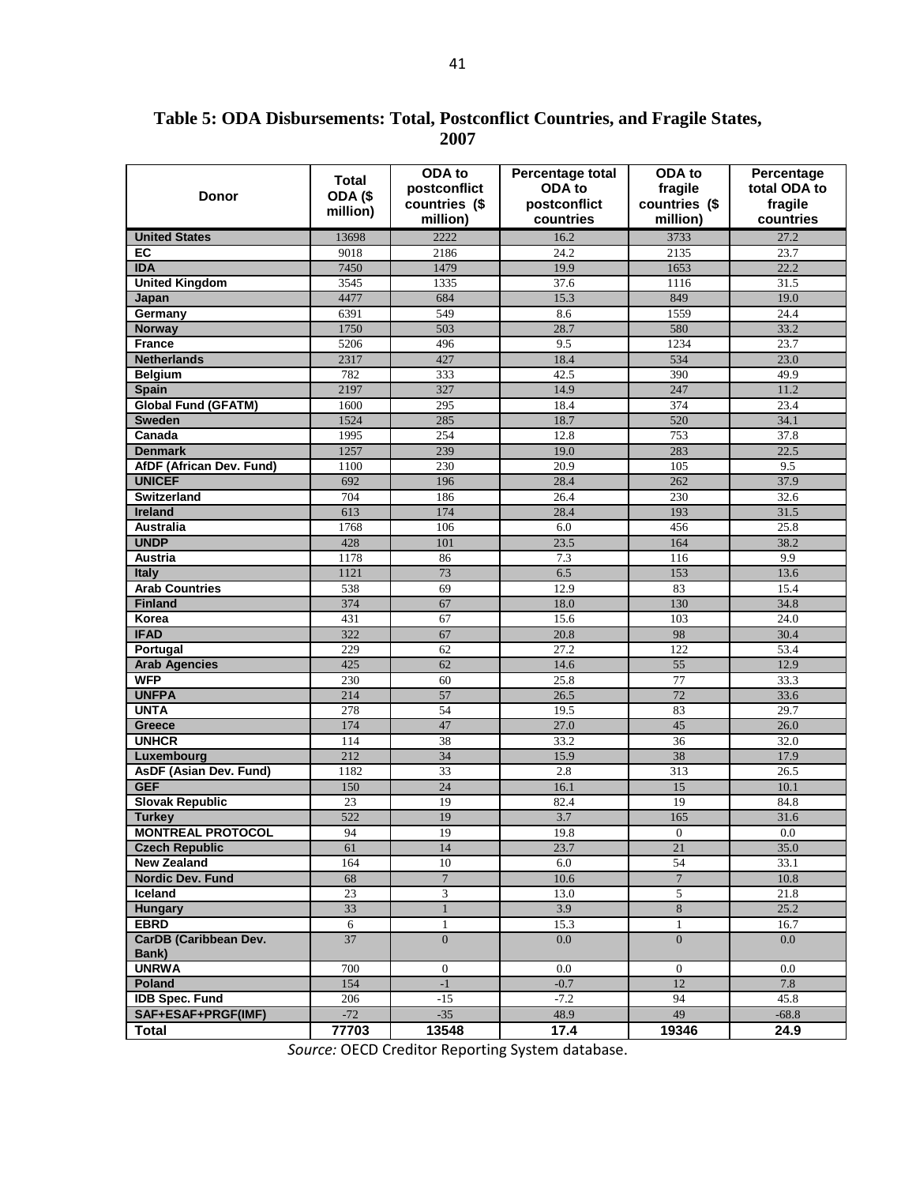**Table 5: ODA Disbursements: Total, Postconflict Countries, and Fragile States, 2007**

| Donor | Total ODA ($ million) | ODA to postconflict countries ($ million) | Percentage total ODA to postconflict countries | ODA to fragile countries ($ million) | Percentage total ODA to fragile countries |
|---|---|---|---|---|---|
| United States | 13698 | 2222 | 16.2 | 3733 | 27.2 |
| EC | 9018 | 2186 | 24.2 | 2135 | 23.7 |
| IDA | 7450 | 1479 | 19.9 | 1653 | 22.2 |
| United Kingdom | 3545 | 1335 | 37.6 | 1116 | 31.5 |
| Japan | 4477 | 684 | 15.3 | 849 | 19.0 |
| Germany | 6391 | 549 | 8.6 | 1559 | 24.4 |
| Norway | 1750 | 503 | 28.7 | 580 | 33.2 |
| France | 5206 | 496 | 9.5 | 1234 | 23.7 |
| Netherlands | 2317 | 427 | 18.4 | 534 | 23.0 |
| Belgium | 782 | 333 | 42.5 | 390 | 49.9 |
| Spain | 2197 | 327 | 14.9 | 247 | 11.2 |
| Global Fund (GFATM) | 1600 | 295 | 18.4 | 374 | 23.4 |
| Sweden | 1524 | 285 | 18.7 | 520 | 34.1 |
| Canada | 1995 | 254 | 12.8 | 753 | 37.8 |
| Denmark | 1257 | 239 | 19.0 | 283 | 22.5 |
| AfDF (African Dev. Fund) | 1100 | 230 | 20.9 | 105 | 9.5 |
| UNICEF | 692 | 196 | 28.4 | 262 | 37.9 |
| Switzerland | 704 | 186 | 26.4 | 230 | 32.6 |
| Ireland | 613 | 174 | 28.4 | 193 | 31.5 |
| Australia | 1768 | 106 | 6.0 | 456 | 25.8 |
| UNDP | 428 | 101 | 23.5 | 164 | 38.2 |
| Austria | 1178 | 86 | 7.3 | 116 | 9.9 |
| Italy | 1121 | 73 | 6.5 | 153 | 13.6 |
| Arab Countries | 538 | 69 | 12.9 | 83 | 15.4 |
| Finland | 374 | 67 | 18.0 | 130 | 34.8 |
| Korea | 431 | 67 | 15.6 | 103 | 24.0 |
| IFAD | 322 | 67 | 20.8 | 98 | 30.4 |
| Portugal | 229 | 62 | 27.2 | 122 | 53.4 |
| Arab Agencies | 425 | 62 | 14.6 | 55 | 12.9 |
| WFP | 230 | 60 | 25.8 | 77 | 33.3 |
| UNFPA | 214 | 57 | 26.5 | 72 | 33.6 |
| UNTA | 278 | 54 | 19.5 | 83 | 29.7 |
| Greece | 174 | 47 | 27.0 | 45 | 26.0 |
| UNHCR | 114 | 38 | 33.2 | 36 | 32.0 |
| Luxembourg | 212 | 34 | 15.9 | 38 | 17.9 |
| AsDF (Asian Dev. Fund) | 1182 | 33 | 2.8 | 313 | 26.5 |
| GEF | 150 | 24 | 16.1 | 15 | 10.1 |
| Slovak Republic | 23 | 19 | 82.4 | 19 | 84.8 |
| Turkey | 522 | 19 | 3.7 | 165 | 31.6 |
| MONTREAL PROTOCOL | 94 | 19 | 19.8 | 0 | 0.0 |
| Czech Republic | 61 | 14 | 23.7 | 21 | 35.0 |
| New Zealand | 164 | 10 | 6.0 | 54 | 33.1 |
| Nordic Dev. Fund | 68 | 7 | 10.6 | 7 | 10.8 |
| Iceland | 23 | 3 | 13.0 | 5 | 21.8 |
| Hungary | 33 | 1 | 3.9 | 8 | 25.2 |
| EBRD | 6 | 1 | 15.3 | 1 | 16.7 |
| CarDB (Caribbean Dev. Bank) | 37 | 0 | 0.0 | 0 | 0.0 |
| UNRWA | 700 | 0 | 0.0 | 0 | 0.0 |
| Poland | 154 | -1 | -0.7 | 12 | 7.8 |
| IDB Spec. Fund | 206 | -15 | -7.2 | 94 | 45.8 |
| SAF+ESAF+PRGF(IMF) | -72 | -35 | 48.9 | 49 | -68.8 |
| **Total** | **77703** | **13548** | **17.4** | **19346** | **24.9** |

*Source:* OECD Creditor Reporting System database.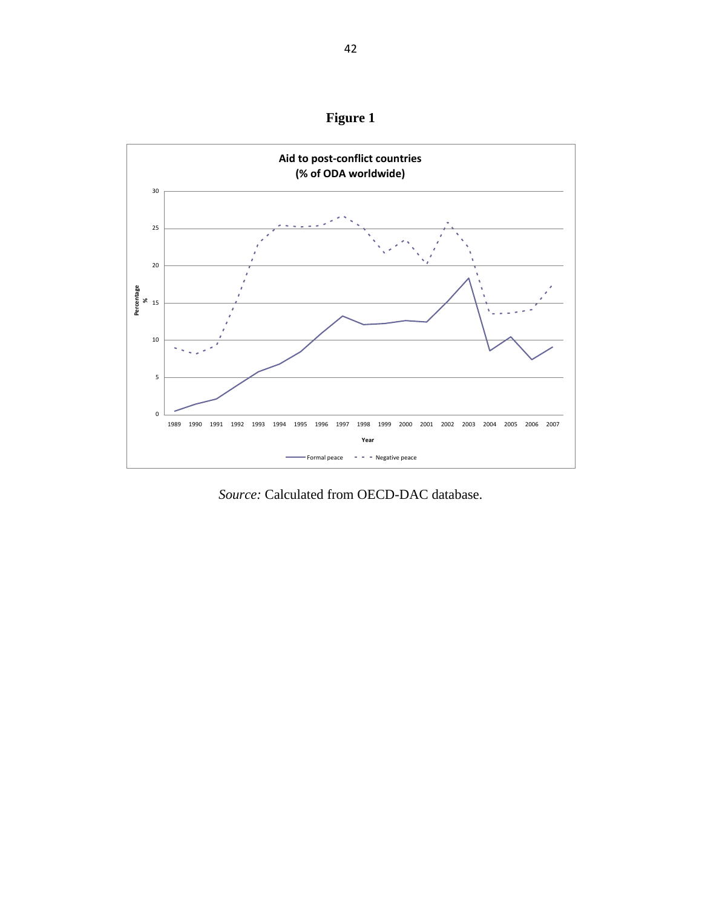**Figure 1**

**Aid to post-conflict countries**
**(% of ODA worldwide)**

*Source:* Calculated from OECD-DAC database.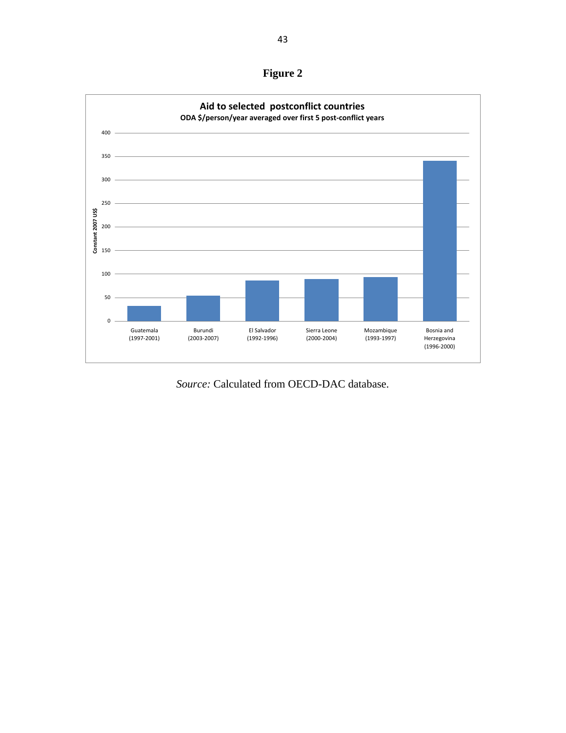**Figure 2**

**Aid to selected postconflict countries**

**ODA $/person/year averaged over first 5 post-conflict years**

| Country (period) | Constant 2007 US$ (approx.) |
|---|---|
| Guatemala (1997-2001) | ~32 |
| Burundi (2003-2007) | ~54 |
| El Salvador (1992-1996) | ~86 |
| Sierra Leone (2000-2004) | ~89 |
| Mozambique (1993-1997) | ~93 |
| Bosnia and Herzegovina (1996-2000) | ~341 |

*Source:* Calculated from OECD-DAC database.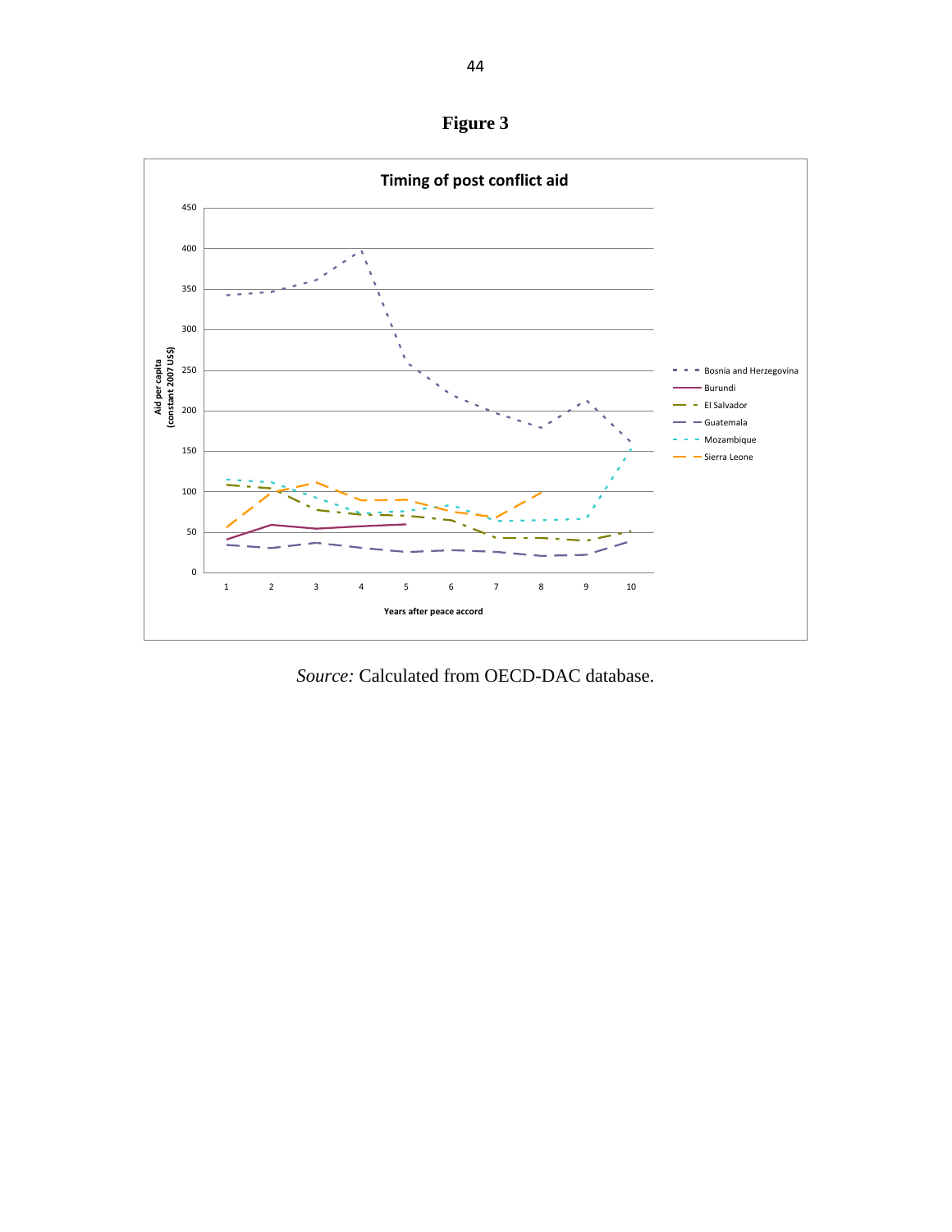# Figure 3

**Timing of post conflict aid**

*Source:* Calculated from OECD-DAC database.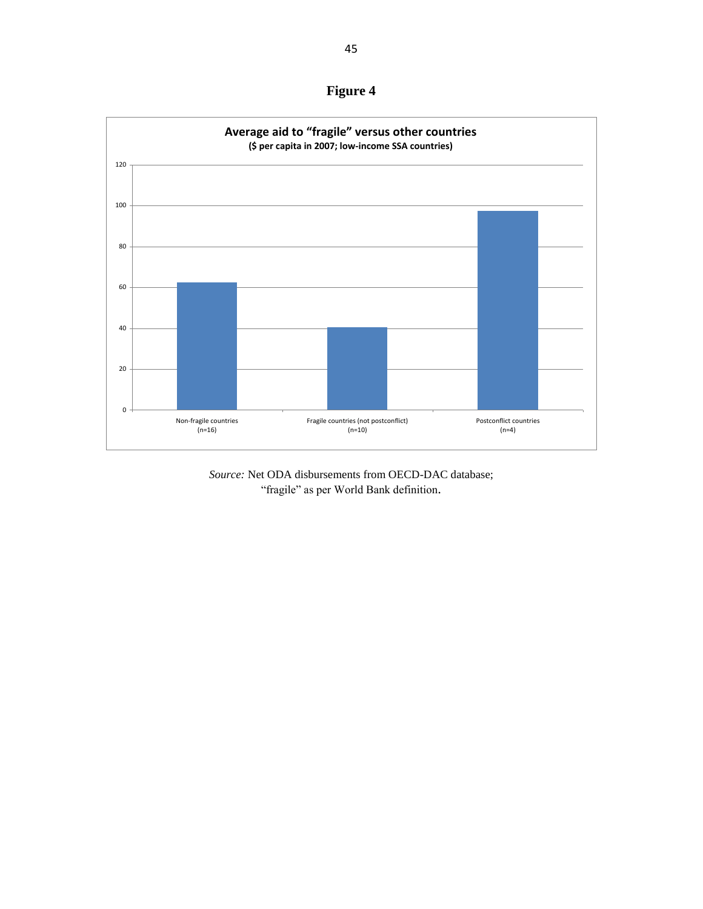**Figure 4**

**Average aid to "fragile" versus other countries**
**($ per capita in 2007; low-income SSA countries)**

Non-fragile countries (n=16)

Fragile countries (not postconflict) (n=10)

Postconflict countries (n=4)

*Source:* Net ODA disbursements from OECD-DAC database; "fragile" as per World Bank definition.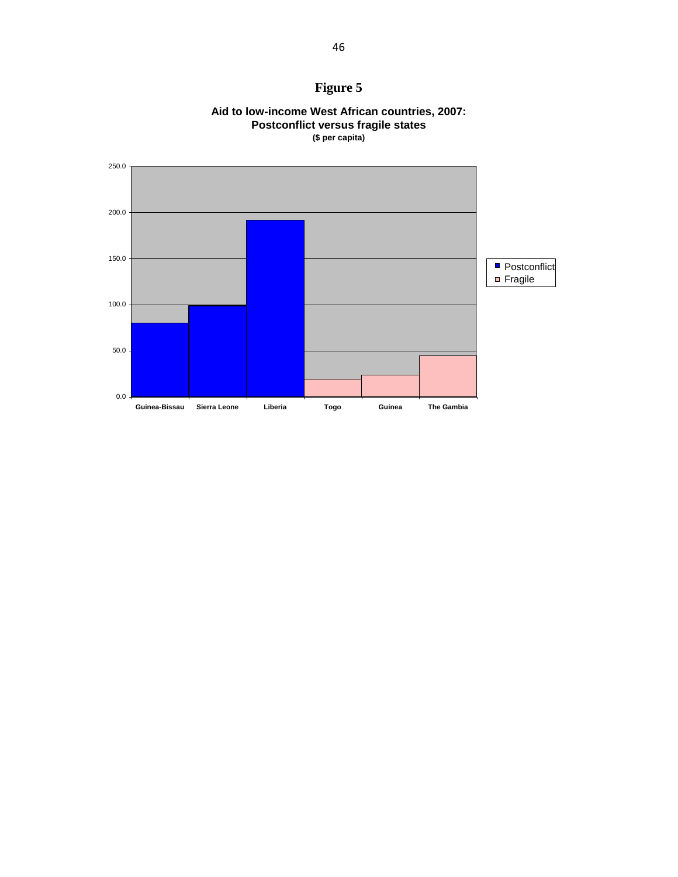# Figure 5

**Aid to low-income West African countries, 2007: Postconflict versus fragile states**
**($ per capita)**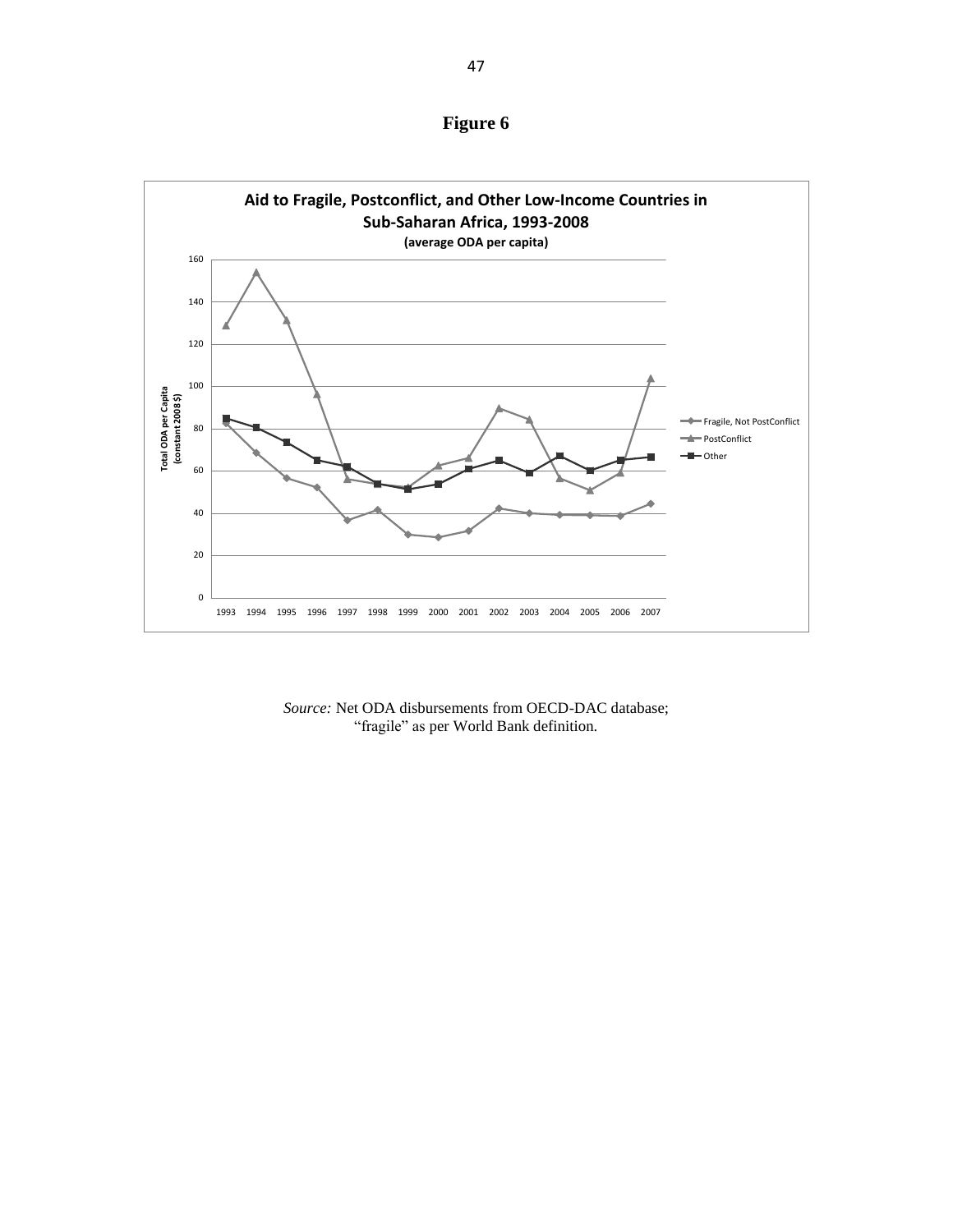**Figure 6**

**Aid to Fragile, Postconflict, and Other Low-Income Countries in Sub-Saharan Africa, 1993-2008**

**(average ODA per capita)**

*Source:* Net ODA disbursements from OECD-DAC database; "fragile" as per World Bank definition.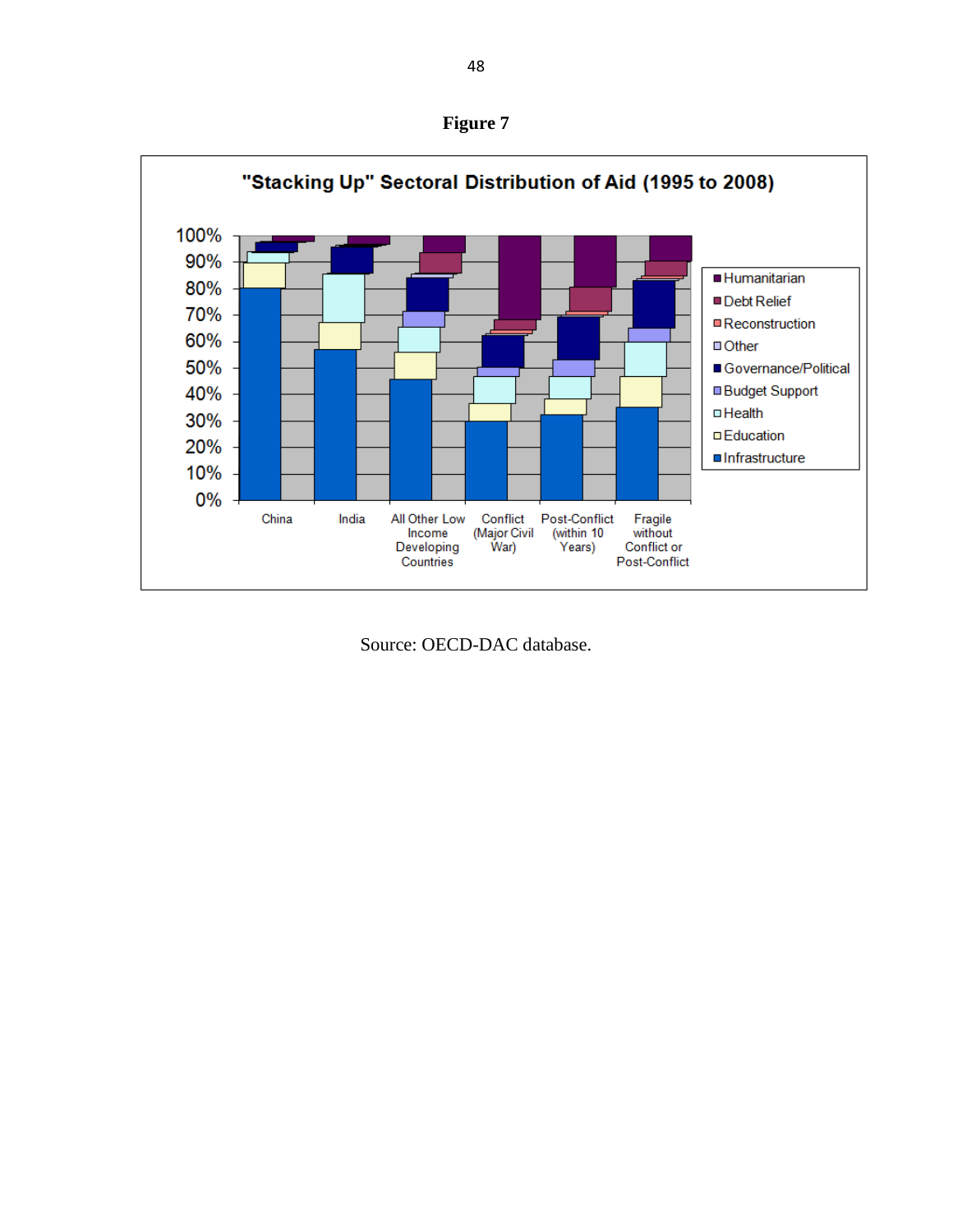**Figure 7**

"Stacking Up" Sectoral Distribution of Aid (1995 to 2008)

Source: OECD-DAC database.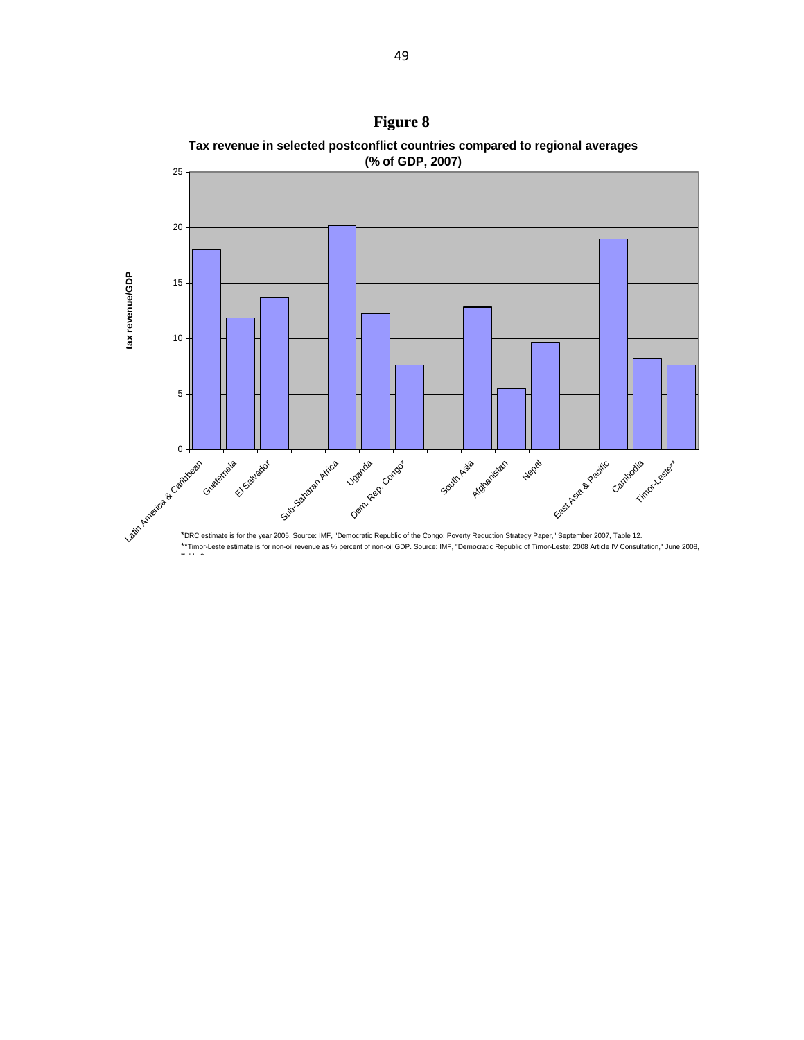**Figure 8**

**Tax revenue in selected postconflict countries compared to regional averages (% of GDP, 2007)**

| | tax revenue/GDP |
|---|---|
| Latin America & Caribbean | 18.0 |
| Guatemala | 11.8 |
| El Salvador | 13.7 |
| Sub-Saharan Africa | 20.2 |
| Uganda | 12.2 |
| Dem. Rep. Congo* | 7.6 |
| South Asia | 12.8 |
| Afghanistan | 5.5 |
| Nepal | 9.6 |
| East Asia & Pacific | 19.0 |
| Cambodia | 8.2 |
| Timor-Leste** | 7.6 |

*DRC estimate is for the year 2005. Source: IMF, "Democratic Republic of the Congo: Poverty Reduction Strategy Paper," September 2007, Table 12.

**Timor-Leste estimate is for non-oil revenue as % percent of non-oil GDP. Source: IMF, "Democratic Republic of Timor-Leste: 2008 Article IV Consultation," June 2008, Table 2.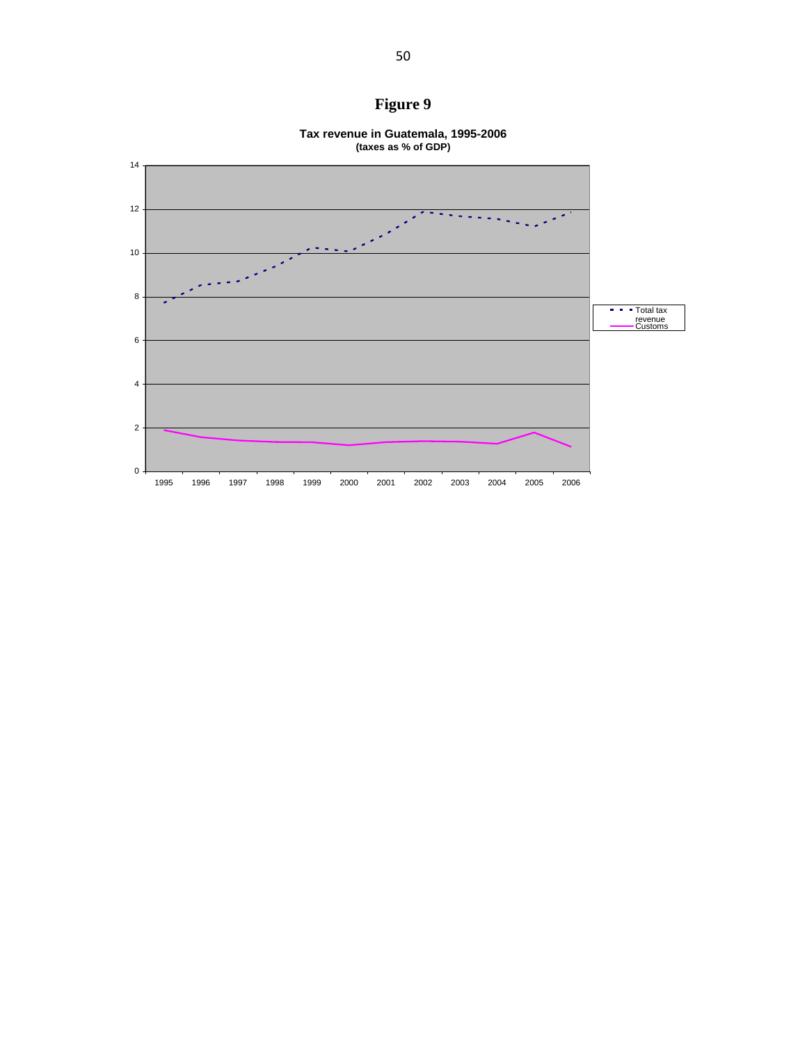# Figure 9

**Tax revenue in Guatemala, 1995-2006**
**(taxes as % of GDP)**

| Year | Total tax revenue | Customs |
|---|---|---|
| 1995 | 7.7 | 1.9 |
| 1996 | 8.5 | 1.6 |
| 1997 | 8.7 | 1.4 |
| 1998 | 9.4 | 1.4 |
| 1999 | 10.2 | 1.3 |
| 2000 | 10.1 | 1.2 |
| 2001 | 10.9 | 1.3 |
| 2002 | 11.9 | 1.4 |
| 2003 | 11.7 | 1.4 |
| 2004 | 11.6 | 1.3 |
| 2005 | 11.2 | 1.8 |
| 2006 | 11.9 | 1.1 |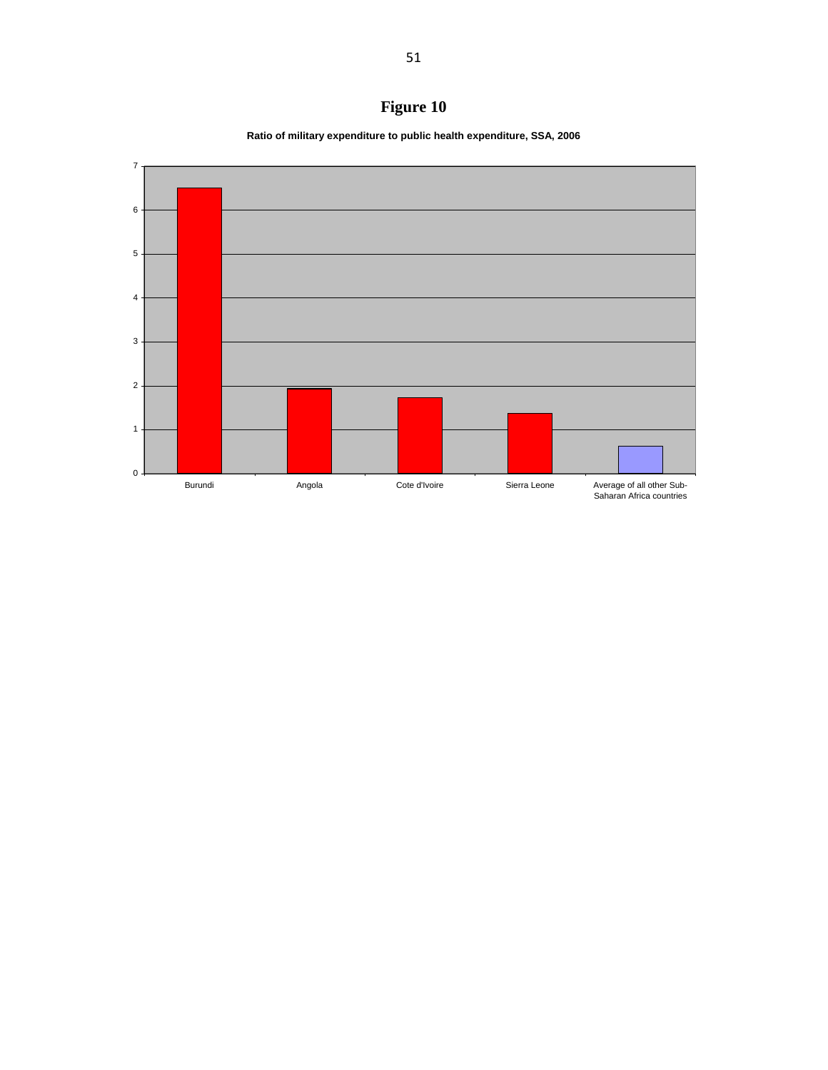# Figure 10

**Ratio of military expenditure to public health expenditure, SSA, 2006**

| Country | Ratio |
|---|---|
| Burundi | 6.5 |
| Angola | 1.93 |
| Cote d'Ivoire | 1.73 |
| Sierra Leone | 1.37 |
| Average of all other Sub-Saharan Africa countries | 0.62 |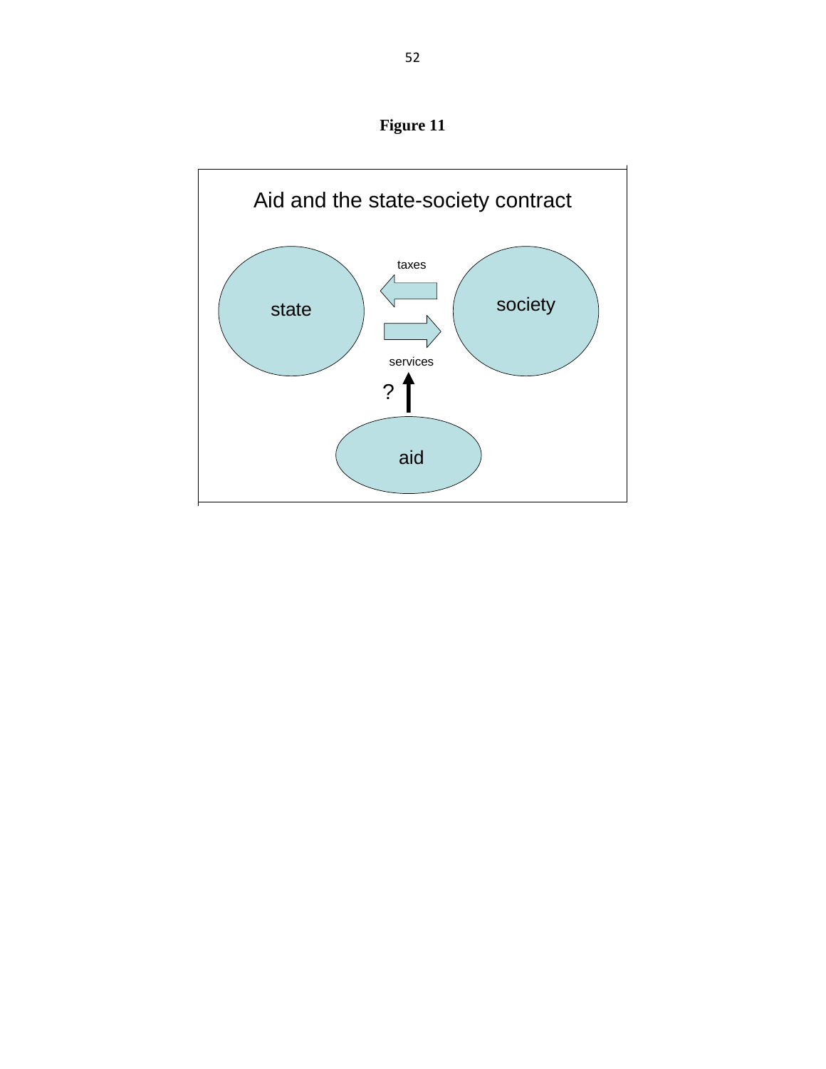**Figure 11**

Aid and the state-society contract

state

society

taxes

services

?

aid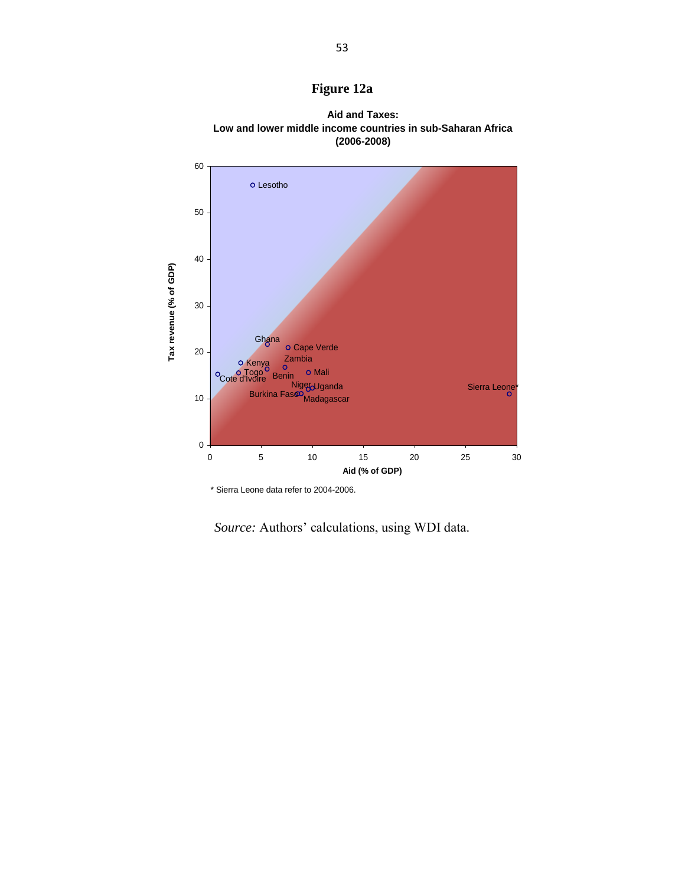# Figure 12a

**Aid and Taxes:**
**Low and lower middle income countries in sub-Saharan Africa**
**(2006-2008)**

\* Sierra Leone data refer to 2004-2006.

*Source:* Authors' calculations, using WDI data.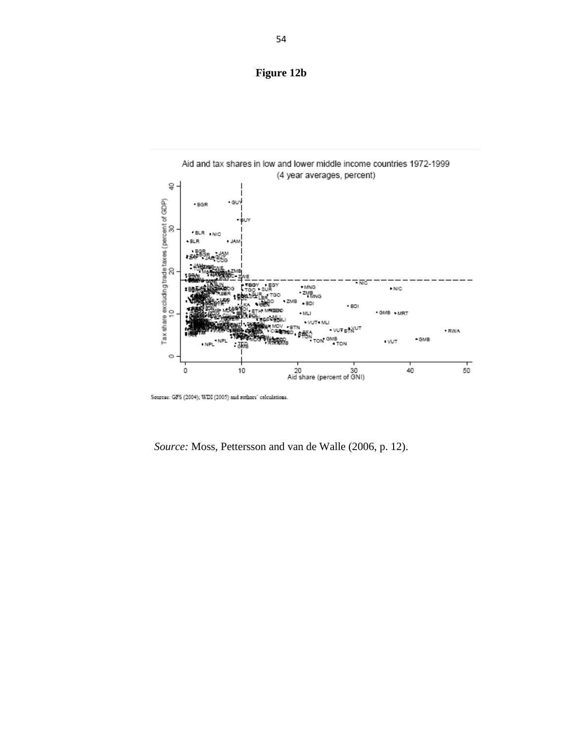**Figure 12b**

Aid and tax shares in low and lower middle income countries 1972-1999
(4 year averages, percent)

Sources: GFS (2004); WDI (2005) and authors' calculations.

*Source:* Moss, Pettersson and van de Walle (2006, p. 12).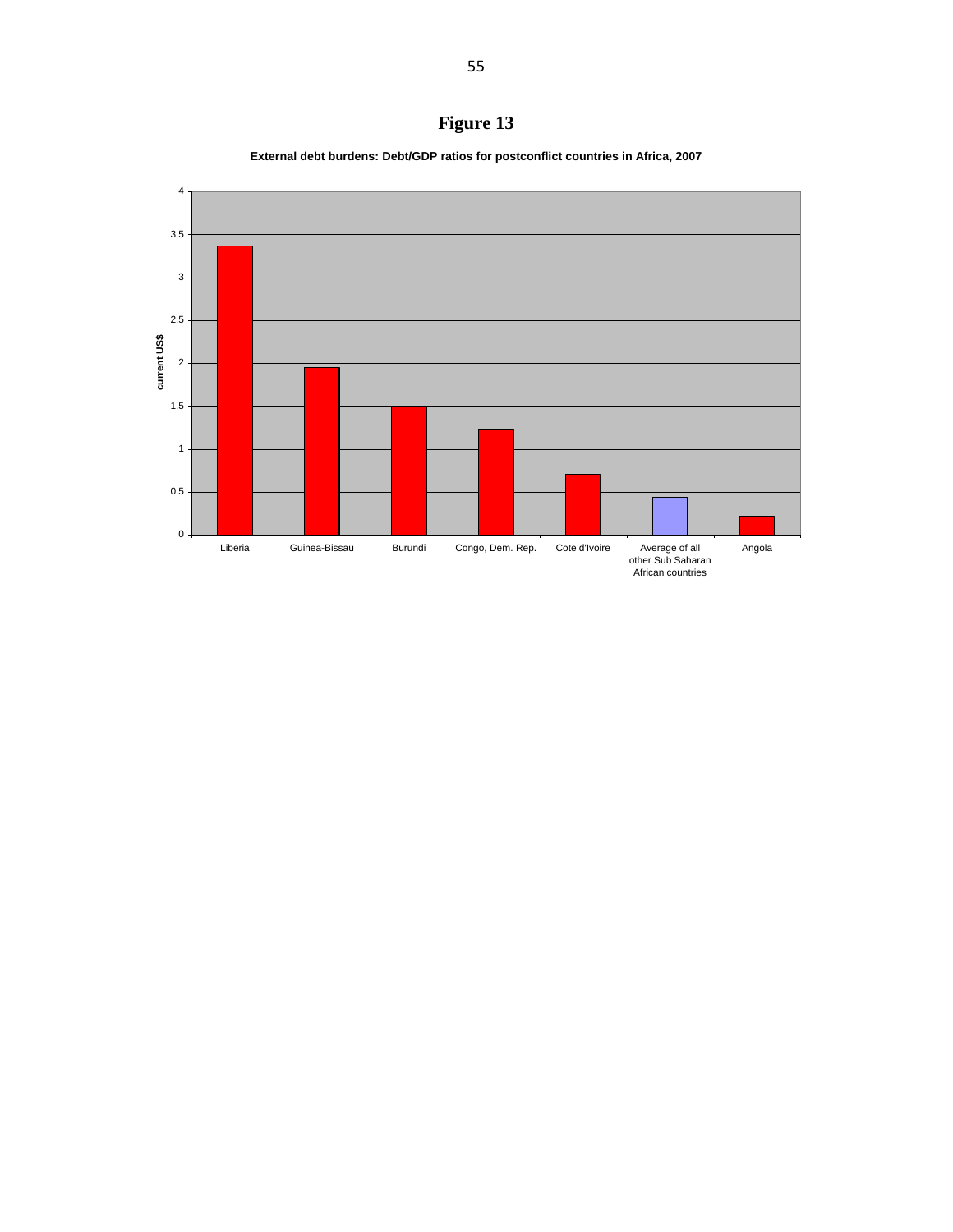# Figure 13

**External debt burdens: Debt/GDP ratios for postconflict countries in Africa, 2007**

| Country | Debt/GDP (current US$) |
| --- | --- |
| Liberia | 3.37 |
| Guinea-Bissau | 1.95 |
| Burundi | 1.49 |
| Congo, Dem. Rep. | 1.23 |
| Cote d'Ivoire | 0.71 |
| Average of all other Sub Saharan African countries | 0.44 |
| Angola | 0.22 |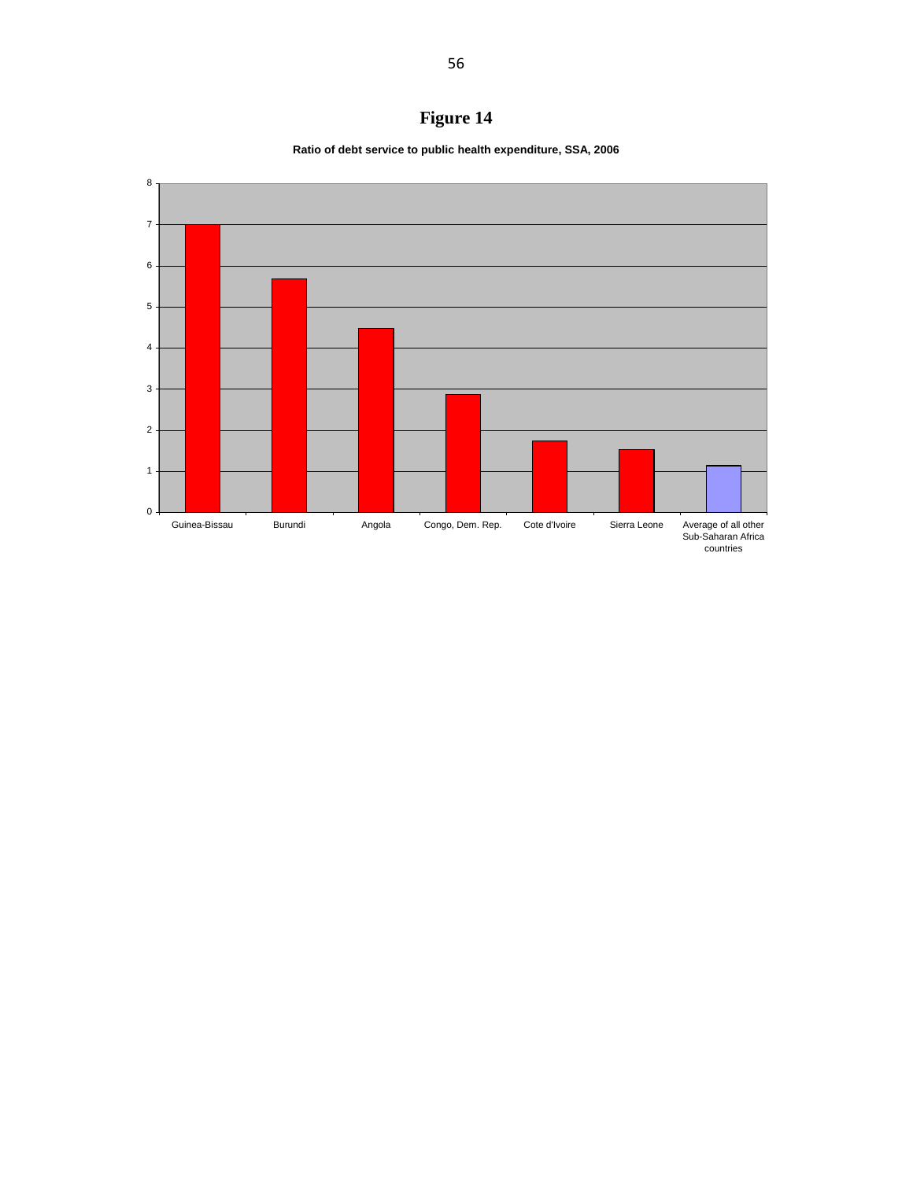# Figure 14

**Ratio of debt service to public health expenditure, SSA, 2006**

8
7
6
5
4
3
2
1
0

Guinea-Bissau
Burundi
Angola
Congo, Dem. Rep.
Cote d'Ivoire
Sierra Leone
Average of all other Sub-Saharan Africa countries